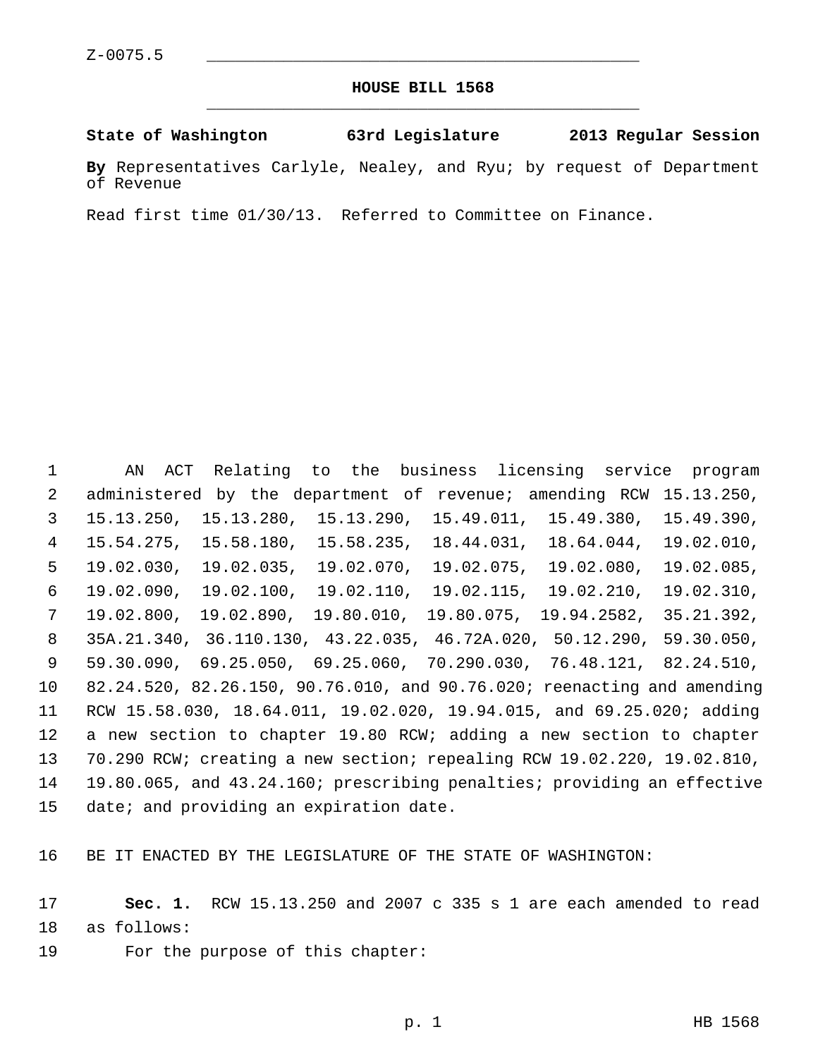Z-0075.5

# HOUSE BILL 1568

**State of Washington 63rd Legislature 2013 Regular Session**

**By** Representatives Carlyle, Nealey, and Ryu; by request of Department of Revenue

Read first time 01/30/13. Referred to Committee on Finance.

AN ACT Relating to the business licensing service program administered by the department of revenue; amending RCW 15.13.250, 15.13.250, 15.13.280, 15.13.290, 15.49.011, 15.49.380, 15.49.390, 15.54.275, 15.58.180, 15.58.235, 18.44.031, 18.64.044, 19.02.010, 19.02.030, 19.02.035, 19.02.070, 19.02.075, 19.02.080, 19.02.085, 19.02.090, 19.02.100, 19.02.110, 19.02.115, 19.02.210, 19.02.310, 19.02.800, 19.02.890, 19.80.010, 19.80.075, 19.94.2582, 35.21.392, 35A.21.340, 36.110.130, 43.22.035, 46.72A.020, 50.12.290, 59.30.050, 59.30.090, 69.25.050, 69.25.060, 70.290.030, 76.48.121, 82.24.510, 82.24.520, 82.26.150, 90.76.010, and 90.76.020; reenacting and amending RCW 15.58.030, 18.64.011, 19.02.020, 19.94.015, and 69.25.020; adding a new section to chapter 19.80 RCW; adding a new section to chapter 70.290 RCW; creating a new section; repealing RCW 19.02.220, 19.02.810, 19.80.065, and 43.24.160; prescribing penalties; providing an effective date; and providing an expiration date.

BE IT ENACTED BY THE LEGISLATURE OF THE STATE OF WASHINGTON:

**Sec. 1.** RCW 15.13.250 and 2007 c 335 s 1 are each amended to read as follows:

For the purpose of this chapter: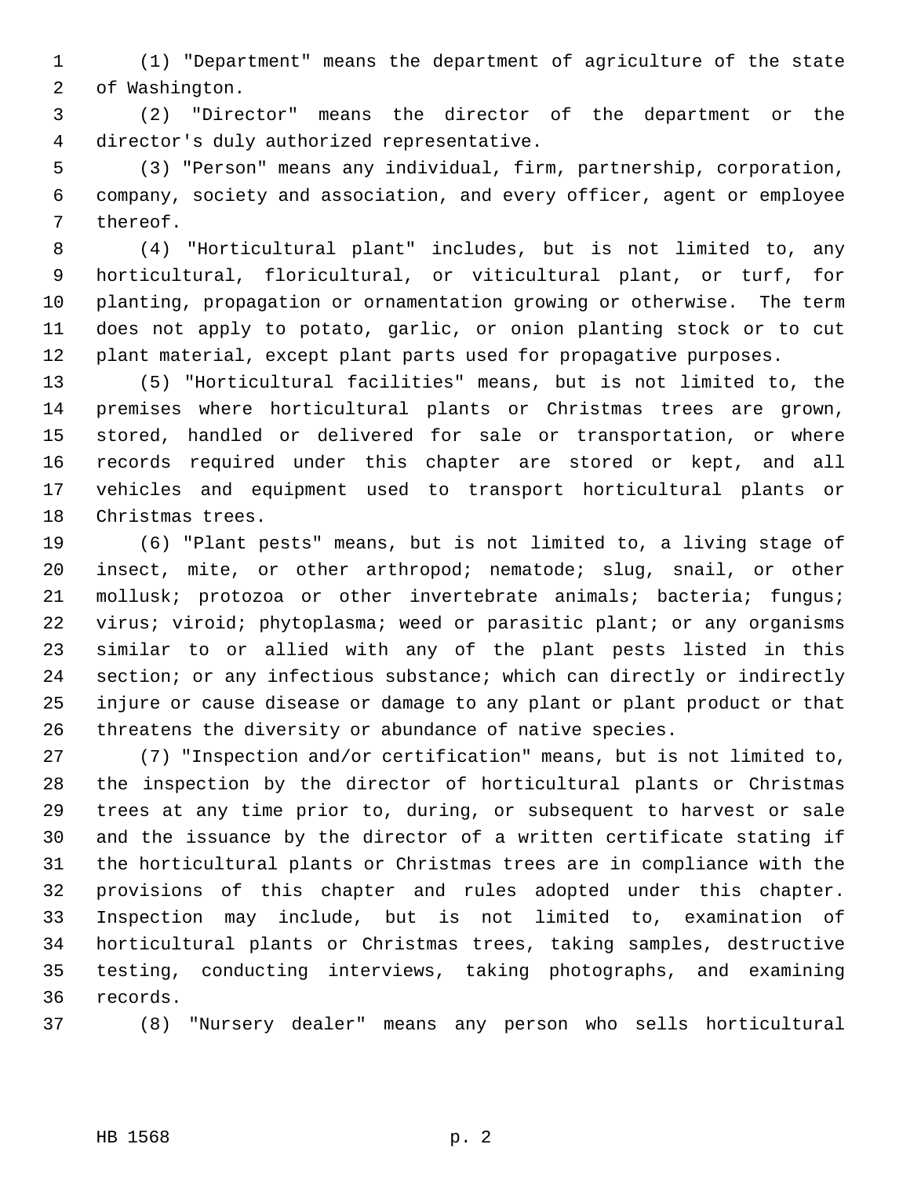(1) "Department" means the department of agriculture of the state of Washington.

(2) "Director" means the director of the department or the director's duly authorized representative.

(3) "Person" means any individual, firm, partnership, corporation, company, society and association, and every officer, agent or employee thereof.

(4) "Horticultural plant" includes, but is not limited to, any horticultural, floricultural, or viticultural plant, or turf, for planting, propagation or ornamentation growing or otherwise. The term does not apply to potato, garlic, or onion planting stock or to cut plant material, except plant parts used for propagative purposes.

(5) "Horticultural facilities" means, but is not limited to, the premises where horticultural plants or Christmas trees are grown, stored, handled or delivered for sale or transportation, or where records required under this chapter are stored or kept, and all vehicles and equipment used to transport horticultural plants or Christmas trees.

(6) "Plant pests" means, but is not limited to, a living stage of insect, mite, or other arthropod; nematode; slug, snail, or other mollusk; protozoa or other invertebrate animals; bacteria; fungus; virus; viroid; phytoplasma; weed or parasitic plant; or any organisms similar to or allied with any of the plant pests listed in this section; or any infectious substance; which can directly or indirectly injure or cause disease or damage to any plant or plant product or that threatens the diversity or abundance of native species.

(7) "Inspection and/or certification" means, but is not limited to, the inspection by the director of horticultural plants or Christmas trees at any time prior to, during, or subsequent to harvest or sale and the issuance by the director of a written certificate stating if the horticultural plants or Christmas trees are in compliance with the provisions of this chapter and rules adopted under this chapter. Inspection may include, but is not limited to, examination of horticultural plants or Christmas trees, taking samples, destructive testing, conducting interviews, taking photographs, and examining records.

(8) "Nursery dealer" means any person who sells horticultural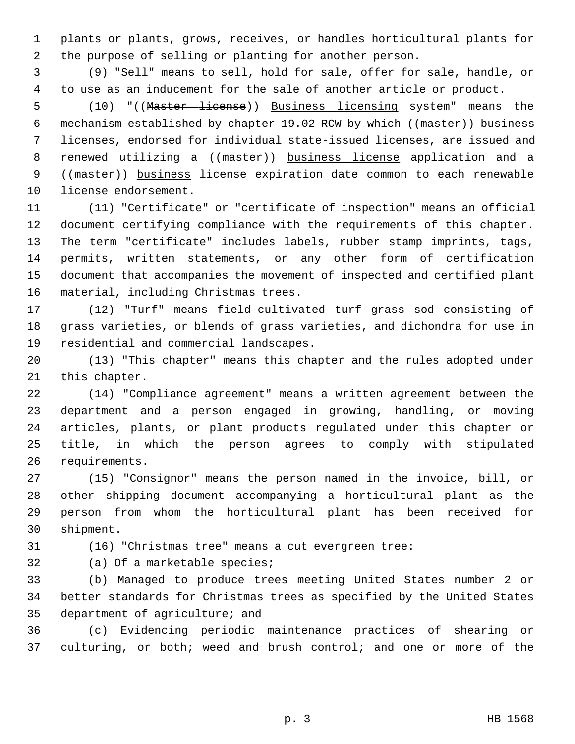plants or plants, grows, receives, or handles horticultural plants for the purpose of selling or planting for another person.

(9) "Sell" means to sell, hold for sale, offer for sale, handle, or to use as an inducement for the sale of another article or product.

(10) "((~~Master license~~)) <u>Business licensing</u> system" means the mechanism established by chapter 19.02 RCW by which ((~~master~~)) <u>business</u> licenses, endorsed for individual state-issued licenses, are issued and renewed utilizing a ((~~master~~)) <u>business license</u> application and a ((~~master~~)) <u>business</u> license expiration date common to each renewable license endorsement.

(11) "Certificate" or "certificate of inspection" means an official document certifying compliance with the requirements of this chapter. The term "certificate" includes labels, rubber stamp imprints, tags, permits, written statements, or any other form of certification document that accompanies the movement of inspected and certified plant material, including Christmas trees.

(12) "Turf" means field-cultivated turf grass sod consisting of grass varieties, or blends of grass varieties, and dichondra for use in residential and commercial landscapes.

(13) "This chapter" means this chapter and the rules adopted under this chapter.

(14) "Compliance agreement" means a written agreement between the department and a person engaged in growing, handling, or moving articles, plants, or plant products regulated under this chapter or title, in which the person agrees to comply with stipulated requirements.

(15) "Consignor" means the person named in the invoice, bill, or other shipping document accompanying a horticultural plant as the person from whom the horticultural plant has been received for shipment.

(16) "Christmas tree" means a cut evergreen tree:

(a) Of a marketable species;

(b) Managed to produce trees meeting United States number 2 or better standards for Christmas trees as specified by the United States department of agriculture; and

(c) Evidencing periodic maintenance practices of shearing or culturing, or both; weed and brush control; and one or more of the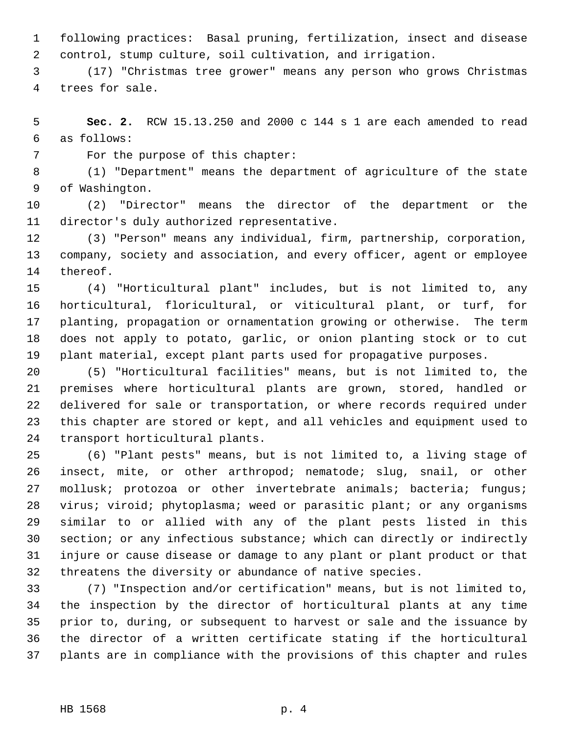following practices: Basal pruning, fertilization, insect and disease control, stump culture, soil cultivation, and irrigation.

(17) "Christmas tree grower" means any person who grows Christmas trees for sale.

**Sec. 2.** RCW 15.13.250 and 2000 c 144 s 1 are each amended to read as follows:

For the purpose of this chapter:

(1) "Department" means the department of agriculture of the state of Washington.

(2) "Director" means the director of the department or the director's duly authorized representative.

(3) "Person" means any individual, firm, partnership, corporation, company, society and association, and every officer, agent or employee thereof.

(4) "Horticultural plant" includes, but is not limited to, any horticultural, floricultural, or viticultural plant, or turf, for planting, propagation or ornamentation growing or otherwise. The term does not apply to potato, garlic, or onion planting stock or to cut plant material, except plant parts used for propagative purposes.

(5) "Horticultural facilities" means, but is not limited to, the premises where horticultural plants are grown, stored, handled or delivered for sale or transportation, or where records required under this chapter are stored or kept, and all vehicles and equipment used to transport horticultural plants.

(6) "Plant pests" means, but is not limited to, a living stage of insect, mite, or other arthropod; nematode; slug, snail, or other mollusk; protozoa or other invertebrate animals; bacteria; fungus; virus; viroid; phytoplasma; weed or parasitic plant; or any organisms similar to or allied with any of the plant pests listed in this section; or any infectious substance; which can directly or indirectly injure or cause disease or damage to any plant or plant product or that threatens the diversity or abundance of native species.

(7) "Inspection and/or certification" means, but is not limited to, the inspection by the director of horticultural plants at any time prior to, during, or subsequent to harvest or sale and the issuance by the director of a written certificate stating if the horticultural plants are in compliance with the provisions of this chapter and rules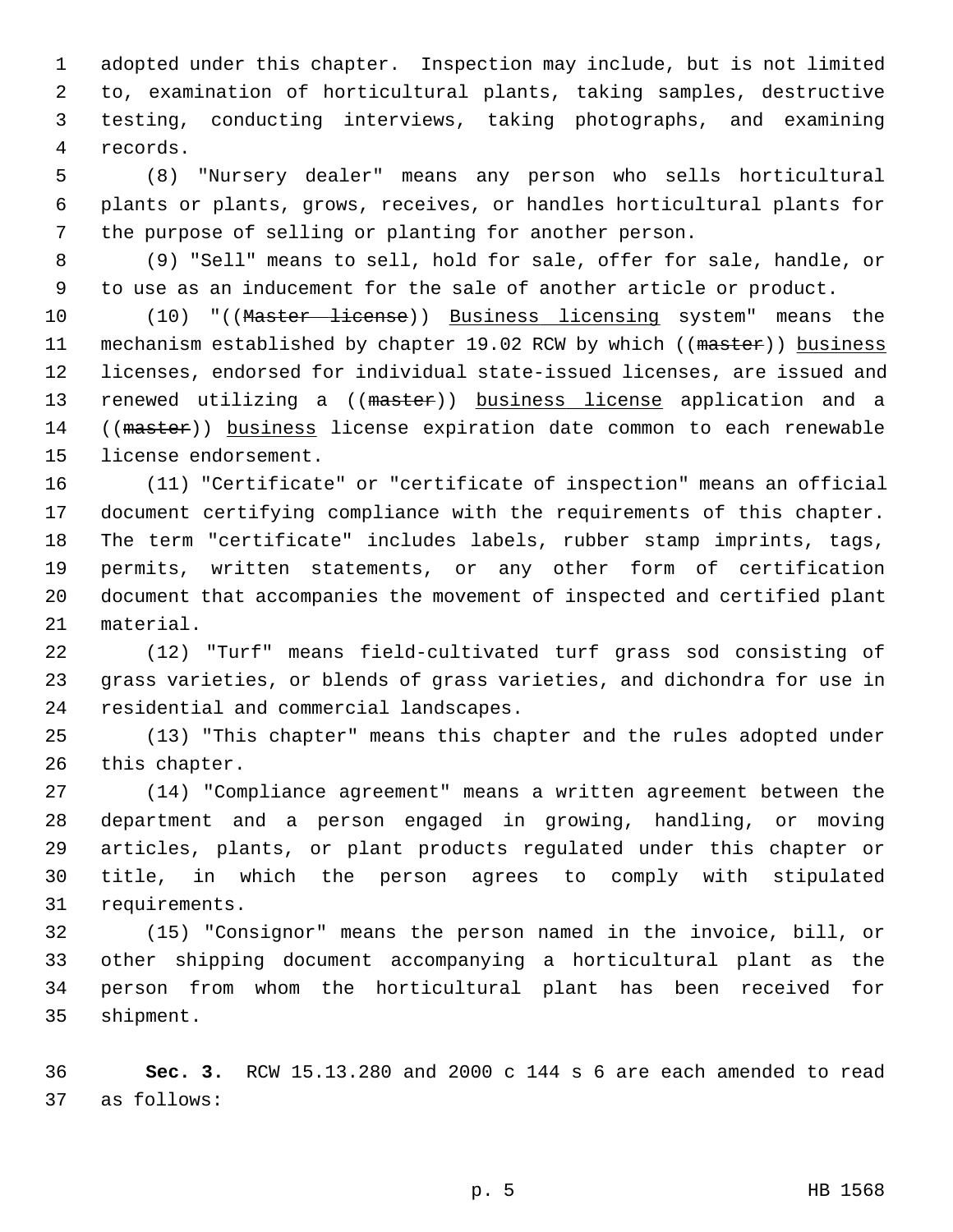adopted under this chapter. Inspection may include, but is not limited to, examination of horticultural plants, taking samples, destructive testing, conducting interviews, taking photographs, and examining records.

(8) "Nursery dealer" means any person who sells horticultural plants or plants, grows, receives, or handles horticultural plants for the purpose of selling or planting for another person.

(9) "Sell" means to sell, hold for sale, offer for sale, handle, or to use as an inducement for the sale of another article or product.

(10) "((~~Master license~~)) <u>Business licensing</u> system" means the mechanism established by chapter 19.02 RCW by which ((~~master~~)) <u>business</u> licenses, endorsed for individual state-issued licenses, are issued and renewed utilizing a ((~~master~~)) <u>business license</u> application and a ((~~master~~)) <u>business</u> license expiration date common to each renewable license endorsement.

(11) "Certificate" or "certificate of inspection" means an official document certifying compliance with the requirements of this chapter. The term "certificate" includes labels, rubber stamp imprints, tags, permits, written statements, or any other form of certification document that accompanies the movement of inspected and certified plant material.

(12) "Turf" means field-cultivated turf grass sod consisting of grass varieties, or blends of grass varieties, and dichondra for use in residential and commercial landscapes.

(13) "This chapter" means this chapter and the rules adopted under this chapter.

(14) "Compliance agreement" means a written agreement between the department and a person engaged in growing, handling, or moving articles, plants, or plant products regulated under this chapter or title, in which the person agrees to comply with stipulated requirements.

(15) "Consignor" means the person named in the invoice, bill, or other shipping document accompanying a horticultural plant as the person from whom the horticultural plant has been received for shipment.

**Sec. 3.** RCW 15.13.280 and 2000 c 144 s 6 are each amended to read as follows: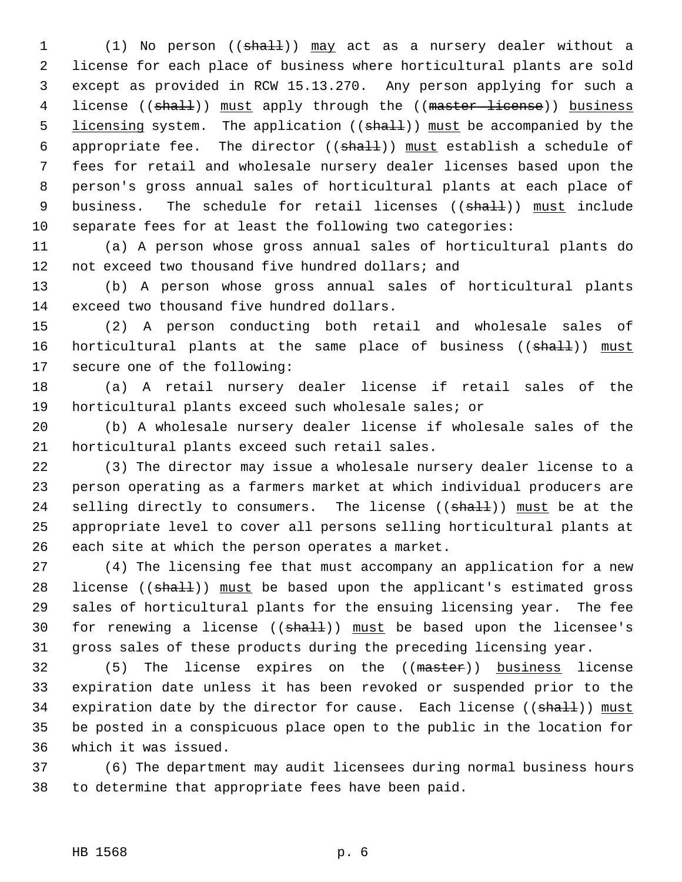(1) No person ((~~shall~~)) <u>may</u> act as a nursery dealer without a license for each place of business where horticultural plants are sold except as provided in RCW 15.13.270. Any person applying for such a license ((~~shall~~)) <u>must</u> apply through the ((~~master license~~)) <u>business licensing</u> system. The application ((~~shall~~)) <u>must</u> be accompanied by the appropriate fee. The director ((~~shall~~)) <u>must</u> establish a schedule of fees for retail and wholesale nursery dealer licenses based upon the person's gross annual sales of horticultural plants at each place of business. The schedule for retail licenses ((~~shall~~)) <u>must</u> include separate fees for at least the following two categories:

(a) A person whose gross annual sales of horticultural plants do not exceed two thousand five hundred dollars; and

(b) A person whose gross annual sales of horticultural plants exceed two thousand five hundred dollars.

(2) A person conducting both retail and wholesale sales of horticultural plants at the same place of business ((~~shall~~)) <u>must</u> secure one of the following:

(a) A retail nursery dealer license if retail sales of the horticultural plants exceed such wholesale sales; or

(b) A wholesale nursery dealer license if wholesale sales of the horticultural plants exceed such retail sales.

(3) The director may issue a wholesale nursery dealer license to a person operating as a farmers market at which individual producers are selling directly to consumers. The license ((~~shall~~)) <u>must</u> be at the appropriate level to cover all persons selling horticultural plants at each site at which the person operates a market.

(4) The licensing fee that must accompany an application for a new license ((~~shall~~)) <u>must</u> be based upon the applicant's estimated gross sales of horticultural plants for the ensuing licensing year. The fee for renewing a license ((~~shall~~)) <u>must</u> be based upon the licensee's gross sales of these products during the preceding licensing year.

(5) The license expires on the ((~~master~~)) <u>business</u> license expiration date unless it has been revoked or suspended prior to the expiration date by the director for cause. Each license ((~~shall~~)) <u>must</u> be posted in a conspicuous place open to the public in the location for which it was issued.

(6) The department may audit licensees during normal business hours to determine that appropriate fees have been paid.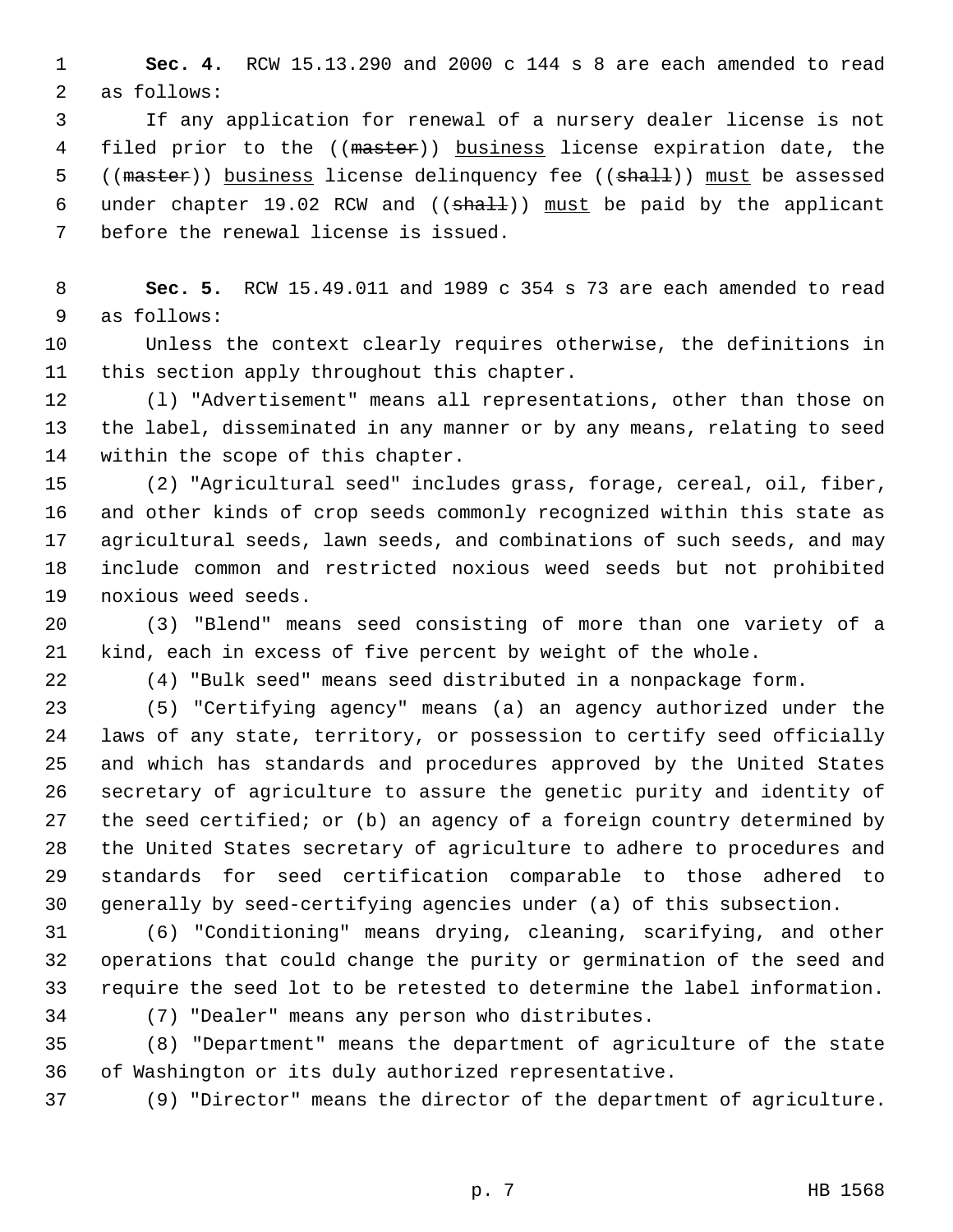**Sec. 4.** RCW 15.13.290 and 2000 c 144 s 8 are each amended to read as follows:

If any application for renewal of a nursery dealer license is not filed prior to the ((~~master~~)) <u>business</u> license expiration date, the ((~~master~~)) <u>business</u> license delinquency fee ((~~shall~~)) <u>must</u> be assessed under chapter 19.02 RCW and ((~~shall~~)) <u>must</u> be paid by the applicant before the renewal license is issued.

**Sec. 5.** RCW 15.49.011 and 1989 c 354 s 73 are each amended to read as follows:

Unless the context clearly requires otherwise, the definitions in this section apply throughout this chapter.

(1) "Advertisement" means all representations, other than those on the label, disseminated in any manner or by any means, relating to seed within the scope of this chapter.

(2) "Agricultural seed" includes grass, forage, cereal, oil, fiber, and other kinds of crop seeds commonly recognized within this state as agricultural seeds, lawn seeds, and combinations of such seeds, and may include common and restricted noxious weed seeds but not prohibited noxious weed seeds.

(3) "Blend" means seed consisting of more than one variety of a kind, each in excess of five percent by weight of the whole.

(4) "Bulk seed" means seed distributed in a nonpackage form.

(5) "Certifying agency" means (a) an agency authorized under the laws of any state, territory, or possession to certify seed officially and which has standards and procedures approved by the United States secretary of agriculture to assure the genetic purity and identity of the seed certified; or (b) an agency of a foreign country determined by the United States secretary of agriculture to adhere to procedures and standards for seed certification comparable to those adhered to generally by seed-certifying agencies under (a) of this subsection.

(6) "Conditioning" means drying, cleaning, scarifying, and other operations that could change the purity or germination of the seed and require the seed lot to be retested to determine the label information.

(7) "Dealer" means any person who distributes.

(8) "Department" means the department of agriculture of the state of Washington or its duly authorized representative.

(9) "Director" means the director of the department of agriculture.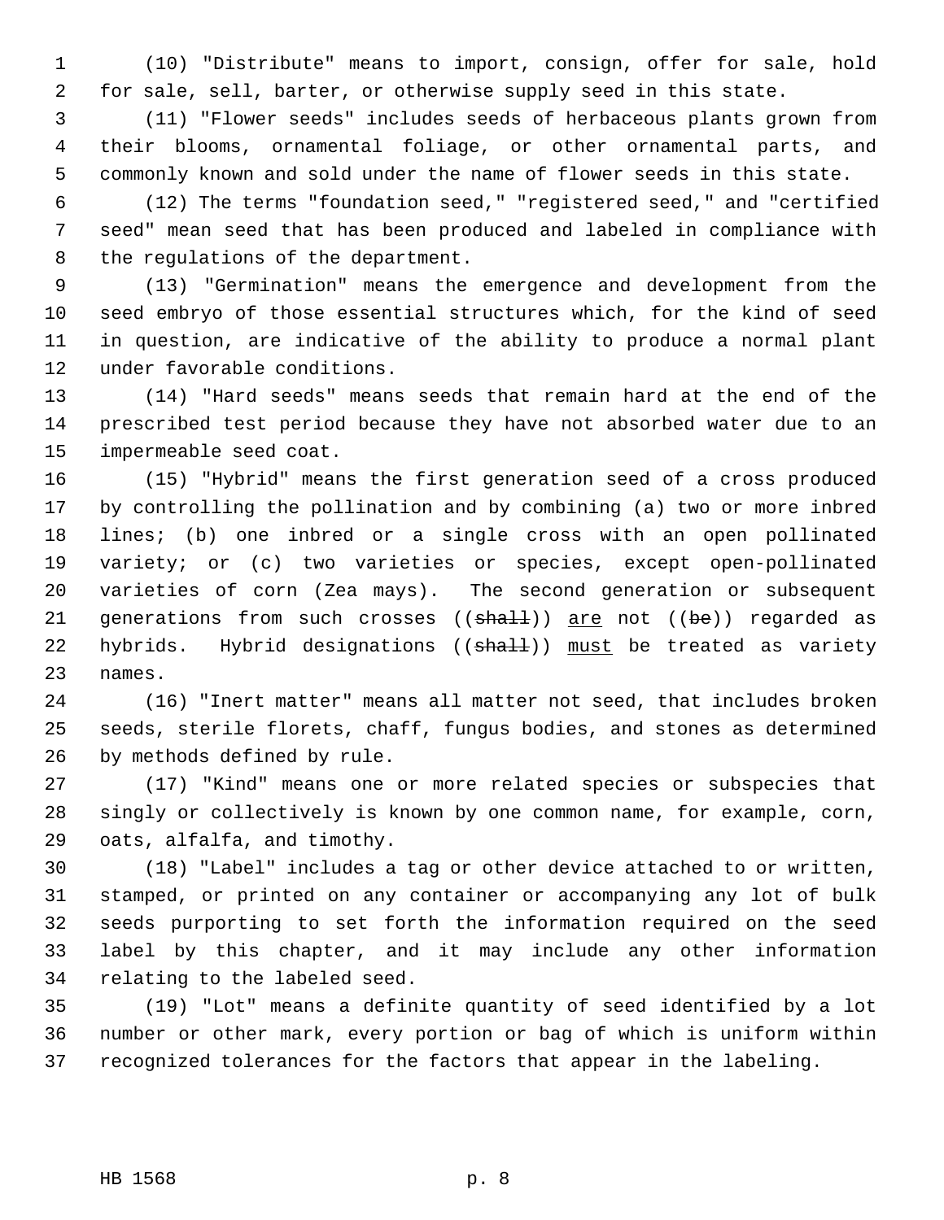(10) "Distribute" means to import, consign, offer for sale, hold for sale, sell, barter, or otherwise supply seed in this state.

(11) "Flower seeds" includes seeds of herbaceous plants grown from their blooms, ornamental foliage, or other ornamental parts, and commonly known and sold under the name of flower seeds in this state.

(12) The terms "foundation seed," "registered seed," and "certified seed" mean seed that has been produced and labeled in compliance with the regulations of the department.

(13) "Germination" means the emergence and development from the seed embryo of those essential structures which, for the kind of seed in question, are indicative of the ability to produce a normal plant under favorable conditions.

(14) "Hard seeds" means seeds that remain hard at the end of the prescribed test period because they have not absorbed water due to an impermeable seed coat.

(15) "Hybrid" means the first generation seed of a cross produced by controlling the pollination and by combining (a) two or more inbred lines; (b) one inbred or a single cross with an open pollinated variety; or (c) two varieties or species, except open-pollinated varieties of corn (Zea mays). The second generation or subsequent generations from such crosses ((~~shall~~)) <u>are</u> not ((~~be~~)) regarded as hybrids. Hybrid designations ((~~shall~~)) <u>must</u> be treated as variety names.

(16) "Inert matter" means all matter not seed, that includes broken seeds, sterile florets, chaff, fungus bodies, and stones as determined by methods defined by rule.

(17) "Kind" means one or more related species or subspecies that singly or collectively is known by one common name, for example, corn, oats, alfalfa, and timothy.

(18) "Label" includes a tag or other device attached to or written, stamped, or printed on any container or accompanying any lot of bulk seeds purporting to set forth the information required on the seed label by this chapter, and it may include any other information relating to the labeled seed.

(19) "Lot" means a definite quantity of seed identified by a lot number or other mark, every portion or bag of which is uniform within recognized tolerances for the factors that appear in the labeling.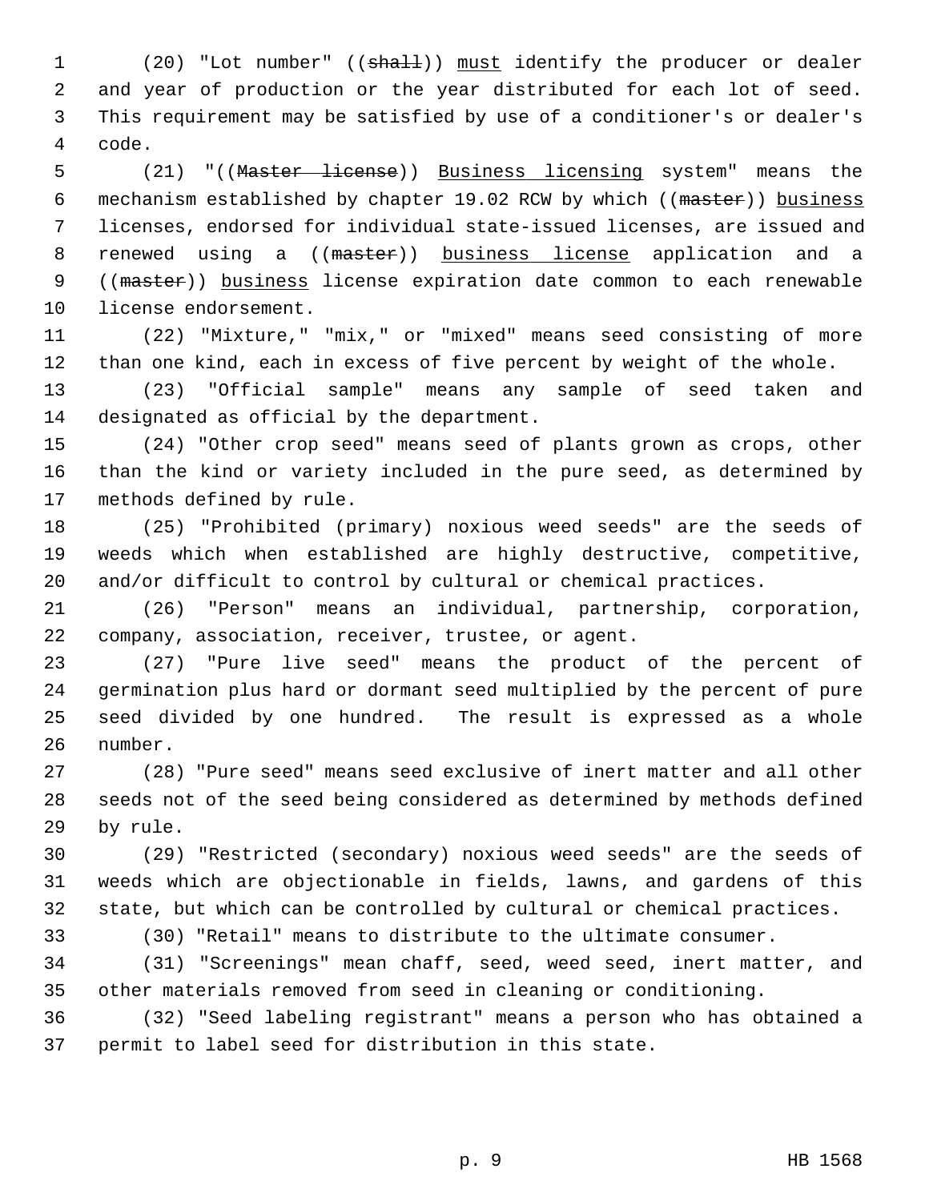(20) "Lot number" ((~~shall~~)) <u>must</u> identify the producer or dealer and year of production or the year distributed for each lot of seed. This requirement may be satisfied by use of a conditioner's or dealer's code.

(21) "((~~Master license~~)) <u>Business licensing</u> system" means the mechanism established by chapter 19.02 RCW by which ((~~master~~)) <u>business</u> licenses, endorsed for individual state-issued licenses, are issued and renewed using a ((~~master~~)) <u>business license</u> application and a ((~~master~~)) <u>business</u> license expiration date common to each renewable license endorsement.

(22) "Mixture," "mix," or "mixed" means seed consisting of more than one kind, each in excess of five percent by weight of the whole.

(23) "Official sample" means any sample of seed taken and designated as official by the department.

(24) "Other crop seed" means seed of plants grown as crops, other than the kind or variety included in the pure seed, as determined by methods defined by rule.

(25) "Prohibited (primary) noxious weed seeds" are the seeds of weeds which when established are highly destructive, competitive, and/or difficult to control by cultural or chemical practices.

(26) "Person" means an individual, partnership, corporation, company, association, receiver, trustee, or agent.

(27) "Pure live seed" means the product of the percent of germination plus hard or dormant seed multiplied by the percent of pure seed divided by one hundred. The result is expressed as a whole number.

(28) "Pure seed" means seed exclusive of inert matter and all other seeds not of the seed being considered as determined by methods defined by rule.

(29) "Restricted (secondary) noxious weed seeds" are the seeds of weeds which are objectionable in fields, lawns, and gardens of this state, but which can be controlled by cultural or chemical practices.

(30) "Retail" means to distribute to the ultimate consumer.

(31) "Screenings" mean chaff, seed, weed seed, inert matter, and other materials removed from seed in cleaning or conditioning.

(32) "Seed labeling registrant" means a person who has obtained a permit to label seed for distribution in this state.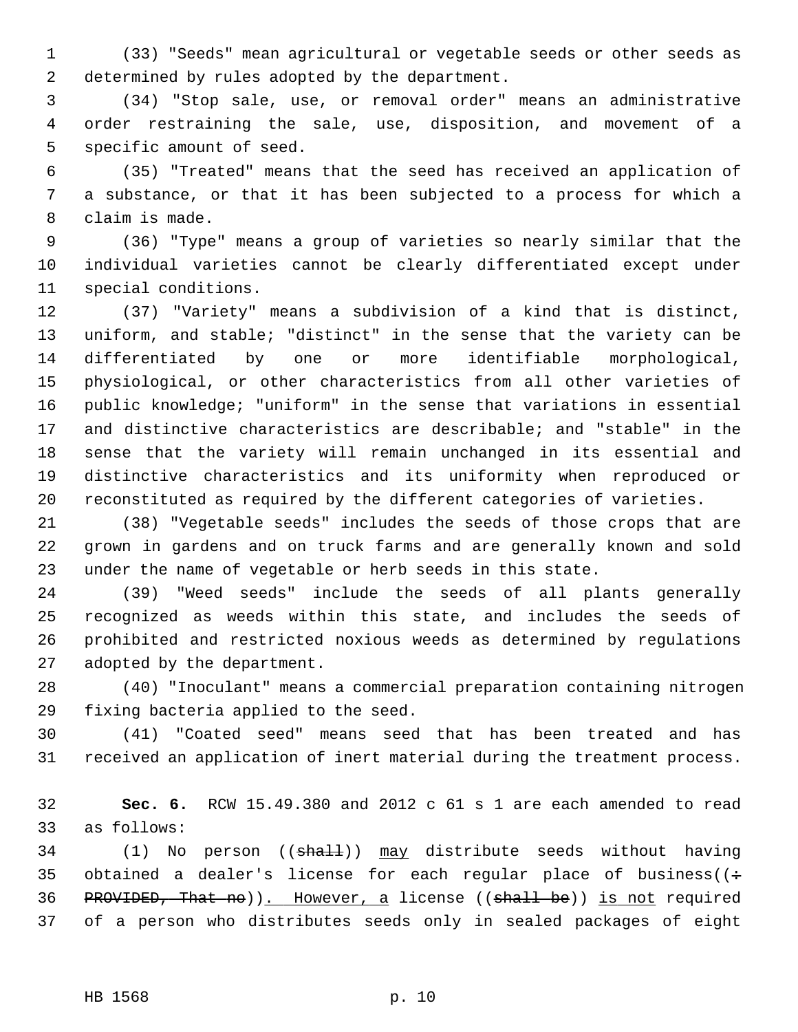(33) "Seeds" mean agricultural or vegetable seeds or other seeds as determined by rules adopted by the department.

(34) "Stop sale, use, or removal order" means an administrative order restraining the sale, use, disposition, and movement of a specific amount of seed.

(35) "Treated" means that the seed has received an application of a substance, or that it has been subjected to a process for which a claim is made.

(36) "Type" means a group of varieties so nearly similar that the individual varieties cannot be clearly differentiated except under special conditions.

(37) "Variety" means a subdivision of a kind that is distinct, uniform, and stable; "distinct" in the sense that the variety can be differentiated by one or more identifiable morphological, physiological, or other characteristics from all other varieties of public knowledge; "uniform" in the sense that variations in essential and distinctive characteristics are describable; and "stable" in the sense that the variety will remain unchanged in its essential and distinctive characteristics and its uniformity when reproduced or reconstituted as required by the different categories of varieties.

(38) "Vegetable seeds" includes the seeds of those crops that are grown in gardens and on truck farms and are generally known and sold under the name of vegetable or herb seeds in this state.

(39) "Weed seeds" include the seeds of all plants generally recognized as weeds within this state, and includes the seeds of prohibited and restricted noxious weeds as determined by regulations adopted by the department.

(40) "Inoculant" means a commercial preparation containing nitrogen fixing bacteria applied to the seed.

(41) "Coated seed" means seed that has been treated and has received an application of inert material during the treatment process.

**Sec. 6.** RCW 15.49.380 and 2012 c 61 s 1 are each amended to read as follows:

(1) No person ((~~shall~~)) <u>may</u> distribute seeds without having obtained a dealer's license for each regular place of business((~~: PROVIDED, That no~~))<u>. However, a</u> license ((~~shall be~~)) <u>is not</u> required of a person who distributes seeds only in sealed packages of eight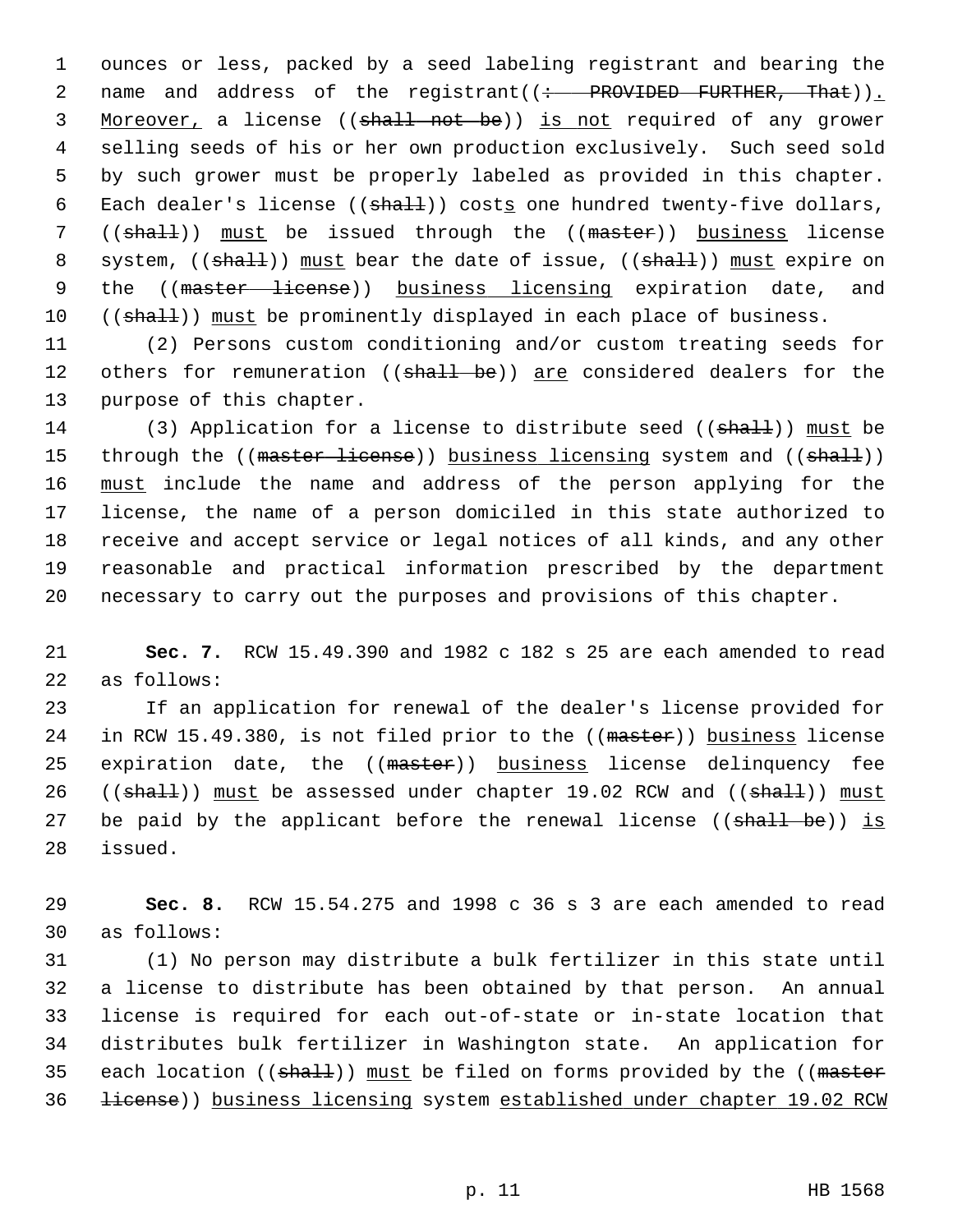ounces or less, packed by a seed labeling registrant and bearing the name and address of the registrant((~~: PROVIDED FURTHER, That~~)). Moreover, a license ((~~shall not be~~)) is not required of any grower selling seeds of his or her own production exclusively. Such seed sold by such grower must be properly labeled as provided in this chapter. Each dealer's license ((~~shall~~)) costs one hundred twenty-five dollars, ((~~shall~~)) must be issued through the ((~~master~~)) business license system, ((~~shall~~)) must bear the date of issue, ((~~shall~~)) must expire on the ((~~master license~~)) business licensing expiration date, and ((~~shall~~)) must be prominently displayed in each place of business.

(2) Persons custom conditioning and/or custom treating seeds for others for remuneration ((~~shall be~~)) are considered dealers for the purpose of this chapter.

(3) Application for a license to distribute seed ((~~shall~~)) must be through the ((~~master license~~)) business licensing system and ((~~shall~~)) must include the name and address of the person applying for the license, the name of a person domiciled in this state authorized to receive and accept service or legal notices of all kinds, and any other reasonable and practical information prescribed by the department necessary to carry out the purposes and provisions of this chapter.

**Sec. 7.** RCW 15.49.390 and 1982 c 182 s 25 are each amended to read as follows:

If an application for renewal of the dealer's license provided for in RCW 15.49.380, is not filed prior to the ((~~master~~)) business license expiration date, the ((~~master~~)) business license delinquency fee ((~~shall~~)) must be assessed under chapter 19.02 RCW and ((~~shall~~)) must be paid by the applicant before the renewal license ((~~shall be~~)) is issued.

**Sec. 8.** RCW 15.54.275 and 1998 c 36 s 3 are each amended to read as follows:

(1) No person may distribute a bulk fertilizer in this state until a license to distribute has been obtained by that person. An annual license is required for each out-of-state or in-state location that distributes bulk fertilizer in Washington state. An application for each location ((~~shall~~)) must be filed on forms provided by the ((~~master license~~)) business licensing system established under chapter 19.02 RCW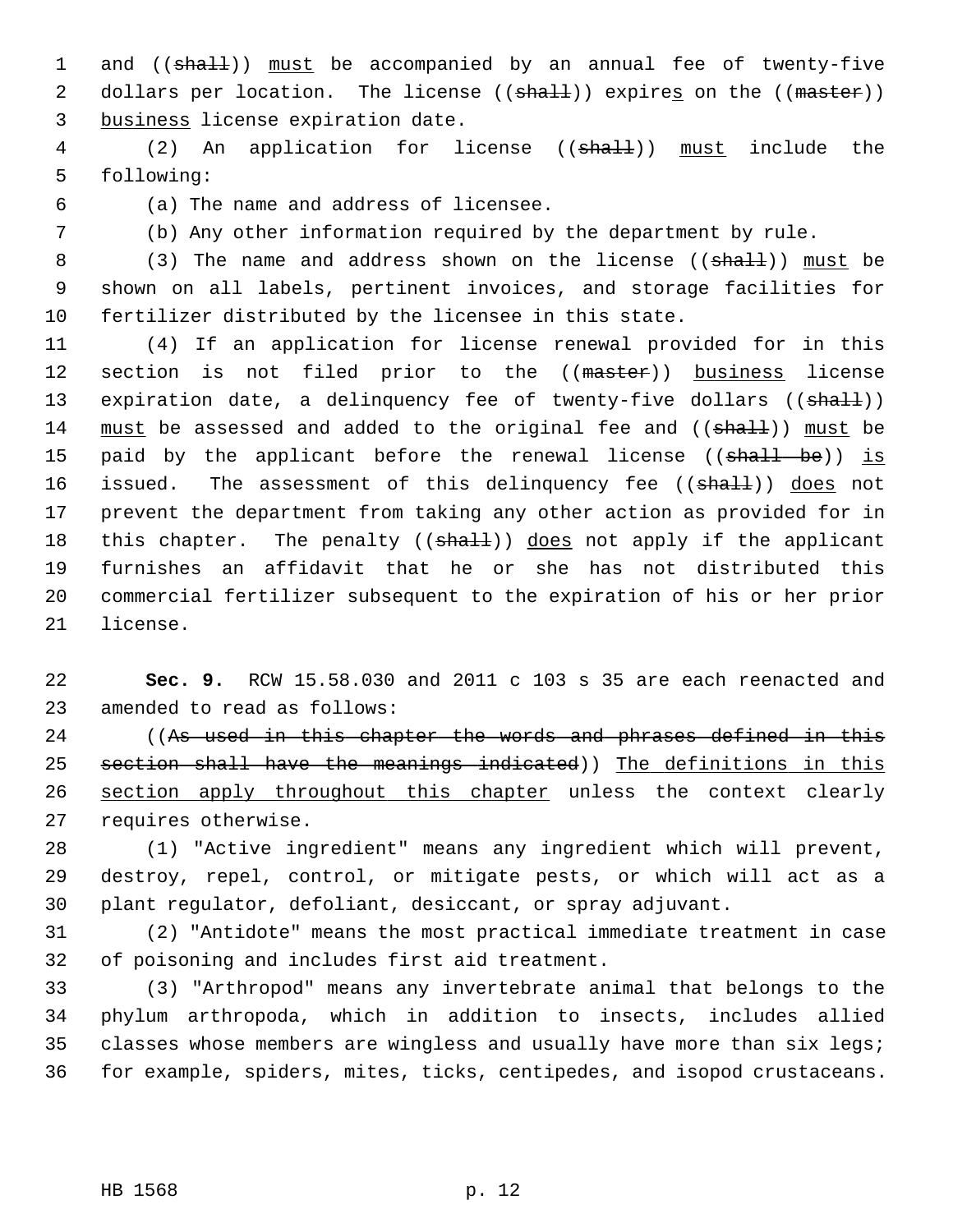and ((~~shall~~)) <u>must</u> be accompanied by an annual fee of twenty-five dollars per location. The license ((~~shall~~)) expire<u>s</u> on the ((~~master~~)) <u>business</u> license expiration date.

(2) An application for license ((~~shall~~)) <u>must</u> include the following:

(a) The name and address of licensee.

(b) Any other information required by the department by rule.

(3) The name and address shown on the license ((~~shall~~)) <u>must</u> be shown on all labels, pertinent invoices, and storage facilities for fertilizer distributed by the licensee in this state.

(4) If an application for license renewal provided for in this section is not filed prior to the ((~~master~~)) <u>business</u> license expiration date, a delinquency fee of twenty-five dollars ((~~shall~~)) <u>must</u> be assessed and added to the original fee and ((~~shall~~)) <u>must</u> be paid by the applicant before the renewal license ((~~shall be~~)) <u>is</u> issued. The assessment of this delinquency fee ((~~shall~~)) <u>does</u> not prevent the department from taking any other action as provided for in this chapter. The penalty ((~~shall~~)) <u>does</u> not apply if the applicant furnishes an affidavit that he or she has not distributed this commercial fertilizer subsequent to the expiration of his or her prior license.

**Sec. 9.** RCW 15.58.030 and 2011 c 103 s 35 are each reenacted and amended to read as follows:

((~~As used in this chapter the words and phrases defined in this section shall have the meanings indicated~~)) <u>The definitions in this section apply throughout this chapter</u> unless the context clearly requires otherwise.

(1) "Active ingredient" means any ingredient which will prevent, destroy, repel, control, or mitigate pests, or which will act as a plant regulator, defoliant, desiccant, or spray adjuvant.

(2) "Antidote" means the most practical immediate treatment in case of poisoning and includes first aid treatment.

(3) "Arthropod" means any invertebrate animal that belongs to the phylum arthropoda, which in addition to insects, includes allied classes whose members are wingless and usually have more than six legs; for example, spiders, mites, ticks, centipedes, and isopod crustaceans.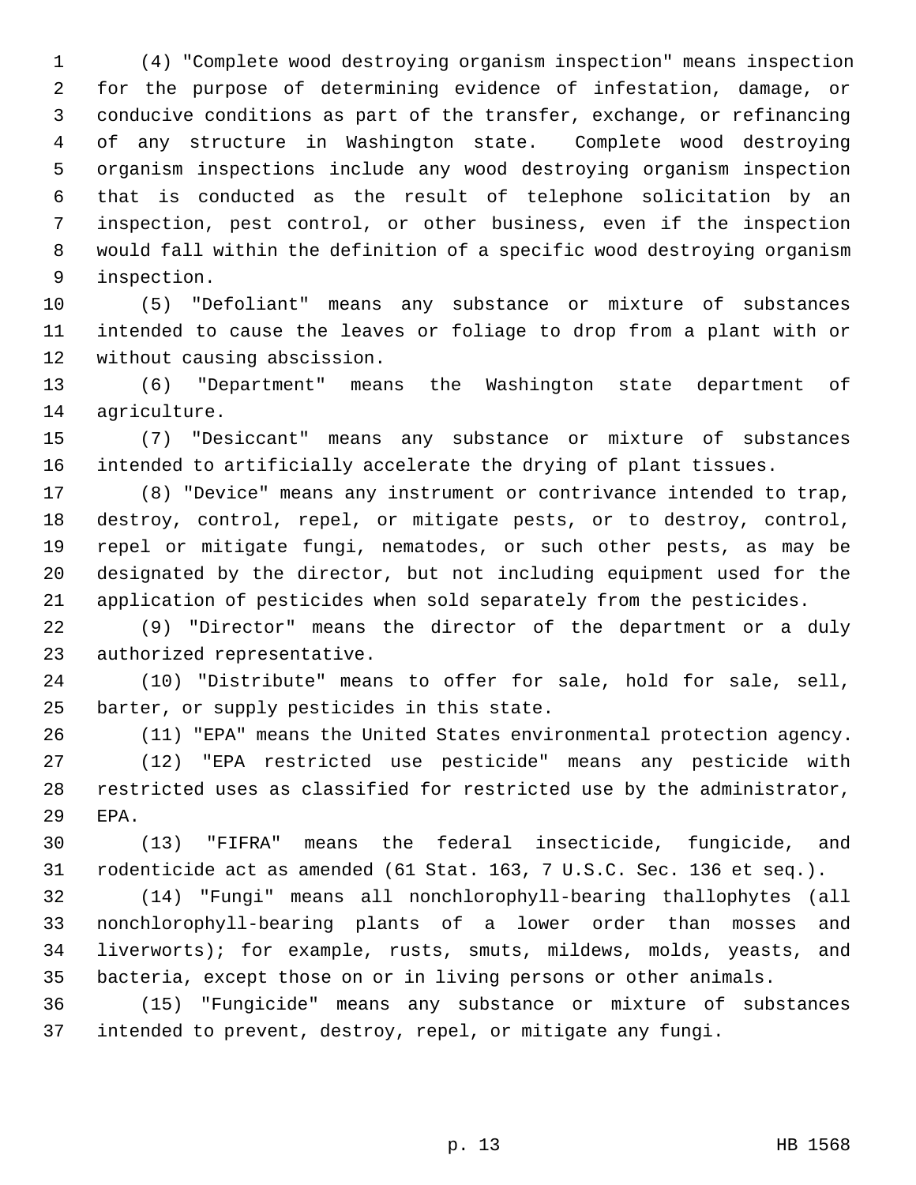(4) "Complete wood destroying organism inspection" means inspection for the purpose of determining evidence of infestation, damage, or conducive conditions as part of the transfer, exchange, or refinancing of any structure in Washington state. Complete wood destroying organism inspections include any wood destroying organism inspection that is conducted as the result of telephone solicitation by an inspection, pest control, or other business, even if the inspection would fall within the definition of a specific wood destroying organism inspection.

(5) "Defoliant" means any substance or mixture of substances intended to cause the leaves or foliage to drop from a plant with or without causing abscission.

(6) "Department" means the Washington state department of agriculture.

(7) "Desiccant" means any substance or mixture of substances intended to artificially accelerate the drying of plant tissues.

(8) "Device" means any instrument or contrivance intended to trap, destroy, control, repel, or mitigate pests, or to destroy, control, repel or mitigate fungi, nematodes, or such other pests, as may be designated by the director, but not including equipment used for the application of pesticides when sold separately from the pesticides.

(9) "Director" means the director of the department or a duly authorized representative.

(10) "Distribute" means to offer for sale, hold for sale, sell, barter, or supply pesticides in this state.

(11) "EPA" means the United States environmental protection agency.

(12) "EPA restricted use pesticide" means any pesticide with restricted uses as classified for restricted use by the administrator, EPA.

(13) "FIFRA" means the federal insecticide, fungicide, and rodenticide act as amended (61 Stat. 163, 7 U.S.C. Sec. 136 et seq.).

(14) "Fungi" means all nonchlorophyll-bearing thallophytes (all nonchlorophyll-bearing plants of a lower order than mosses and liverworts); for example, rusts, smuts, mildews, molds, yeasts, and bacteria, except those on or in living persons or other animals.

(15) "Fungicide" means any substance or mixture of substances intended to prevent, destroy, repel, or mitigate any fungi.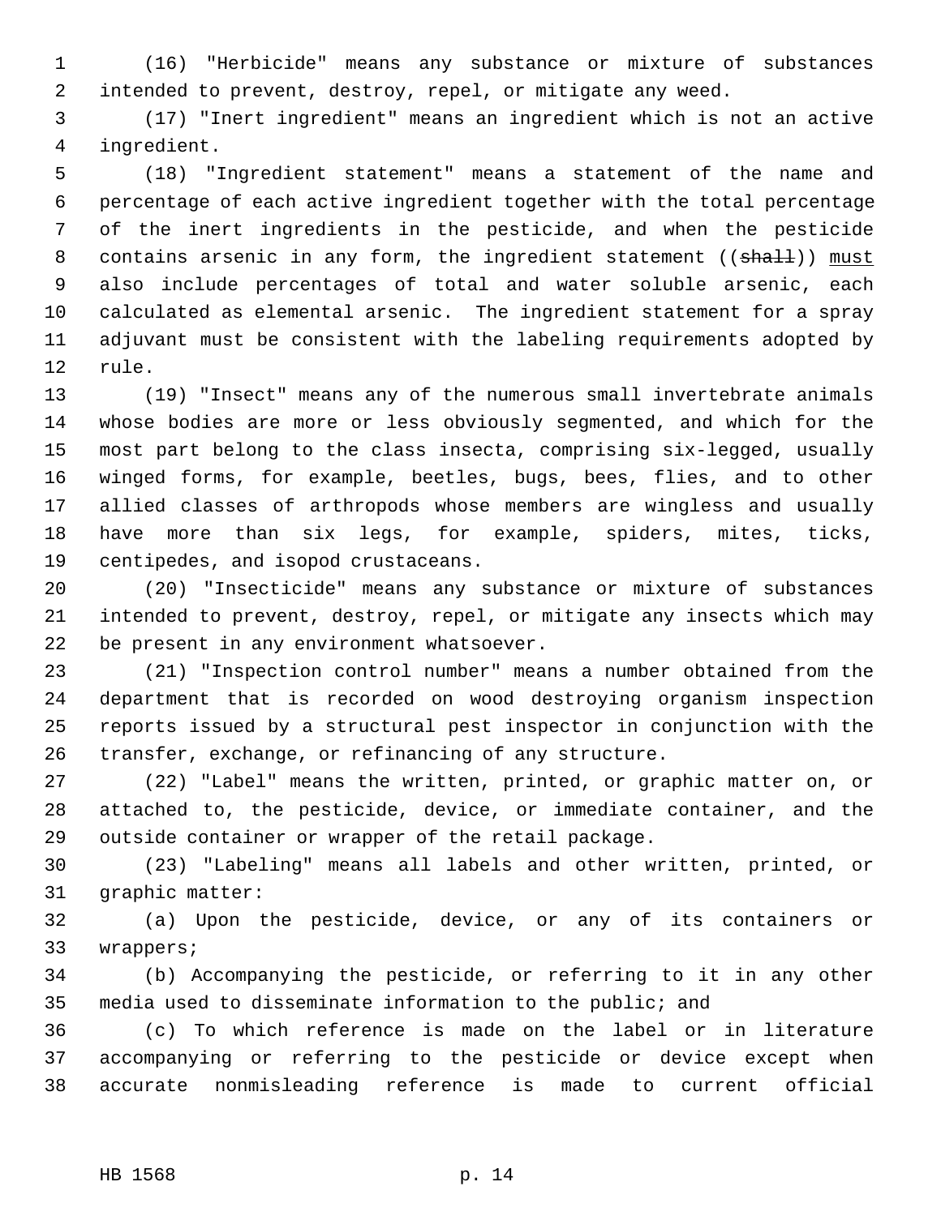(16) "Herbicide" means any substance or mixture of substances intended to prevent, destroy, repel, or mitigate any weed.

(17) "Inert ingredient" means an ingredient which is not an active ingredient.

(18) "Ingredient statement" means a statement of the name and percentage of each active ingredient together with the total percentage of the inert ingredients in the pesticide, and when the pesticide contains arsenic in any form, the ingredient statement ((~~shall~~)) <u>must</u> also include percentages of total and water soluble arsenic, each calculated as elemental arsenic. The ingredient statement for a spray adjuvant must be consistent with the labeling requirements adopted by rule.

(19) "Insect" means any of the numerous small invertebrate animals whose bodies are more or less obviously segmented, and which for the most part belong to the class insecta, comprising six-legged, usually winged forms, for example, beetles, bugs, bees, flies, and to other allied classes of arthropods whose members are wingless and usually have more than six legs, for example, spiders, mites, ticks, centipedes, and isopod crustaceans.

(20) "Insecticide" means any substance or mixture of substances intended to prevent, destroy, repel, or mitigate any insects which may be present in any environment whatsoever.

(21) "Inspection control number" means a number obtained from the department that is recorded on wood destroying organism inspection reports issued by a structural pest inspector in conjunction with the transfer, exchange, or refinancing of any structure.

(22) "Label" means the written, printed, or graphic matter on, or attached to, the pesticide, device, or immediate container, and the outside container or wrapper of the retail package.

(23) "Labeling" means all labels and other written, printed, or graphic matter:

(a) Upon the pesticide, device, or any of its containers or wrappers;

(b) Accompanying the pesticide, or referring to it in any other media used to disseminate information to the public; and

(c) To which reference is made on the label or in literature accompanying or referring to the pesticide or device except when accurate nonmisleading reference is made to current official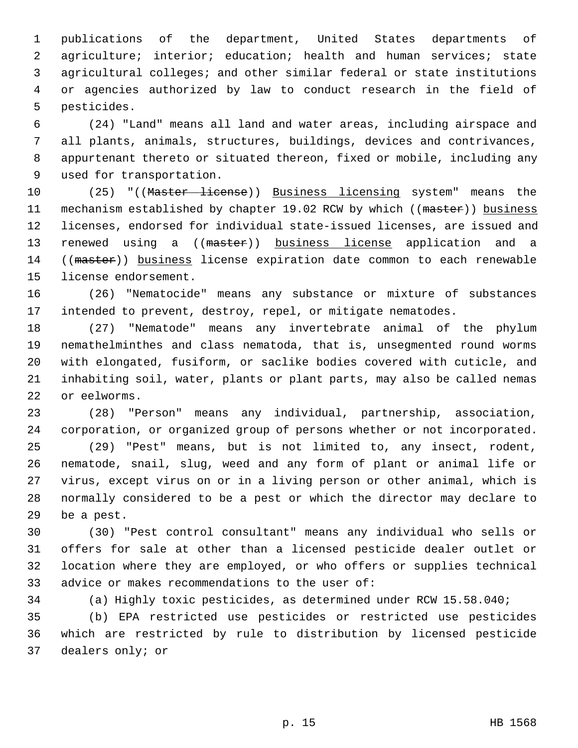publications of the department, United States departments of agriculture; interior; education; health and human services; state agricultural colleges; and other similar federal or state institutions or agencies authorized by law to conduct research in the field of pesticides.

(24) "Land" means all land and water areas, including airspace and all plants, animals, structures, buildings, devices and contrivances, appurtenant thereto or situated thereon, fixed or mobile, including any used for transportation.

(25) "((~~Master license~~)) <u>Business licensing</u> system" means the mechanism established by chapter 19.02 RCW by which ((~~master~~)) <u>business</u> licenses, endorsed for individual state-issued licenses, are issued and renewed using a ((~~master~~)) <u>business license</u> application and a ((~~master~~)) <u>business</u> license expiration date common to each renewable license endorsement.

(26) "Nematocide" means any substance or mixture of substances intended to prevent, destroy, repel, or mitigate nematodes.

(27) "Nematode" means any invertebrate animal of the phylum nemathelminthes and class nematoda, that is, unsegmented round worms with elongated, fusiform, or saclike bodies covered with cuticle, and inhabiting soil, water, plants or plant parts, may also be called nemas or eelworms.

(28) "Person" means any individual, partnership, association, corporation, or organized group of persons whether or not incorporated.

(29) "Pest" means, but is not limited to, any insect, rodent, nematode, snail, slug, weed and any form of plant or animal life or virus, except virus on or in a living person or other animal, which is normally considered to be a pest or which the director may declare to be a pest.

(30) "Pest control consultant" means any individual who sells or offers for sale at other than a licensed pesticide dealer outlet or location where they are employed, or who offers or supplies technical advice or makes recommendations to the user of:

(a) Highly toxic pesticides, as determined under RCW 15.58.040;

(b) EPA restricted use pesticides or restricted use pesticides which are restricted by rule to distribution by licensed pesticide dealers only; or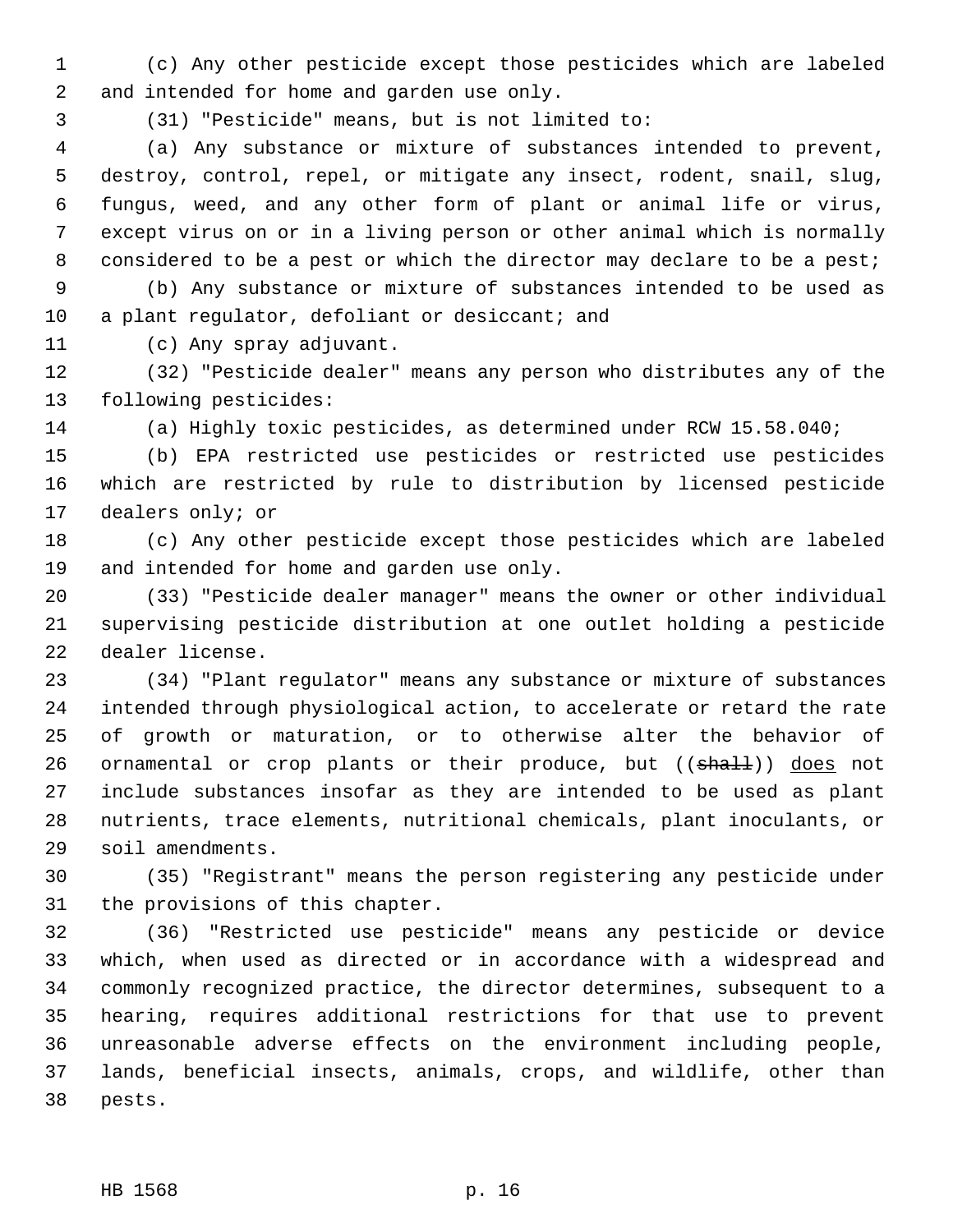(c) Any other pesticide except those pesticides which are labeled and intended for home and garden use only.

(31) "Pesticide" means, but is not limited to:

(a) Any substance or mixture of substances intended to prevent, destroy, control, repel, or mitigate any insect, rodent, snail, slug, fungus, weed, and any other form of plant or animal life or virus, except virus on or in a living person or other animal which is normally considered to be a pest or which the director may declare to be a pest;

(b) Any substance or mixture of substances intended to be used as a plant regulator, defoliant or desiccant; and

(c) Any spray adjuvant.

(32) "Pesticide dealer" means any person who distributes any of the following pesticides:

(a) Highly toxic pesticides, as determined under RCW 15.58.040;

(b) EPA restricted use pesticides or restricted use pesticides which are restricted by rule to distribution by licensed pesticide dealers only; or

(c) Any other pesticide except those pesticides which are labeled and intended for home and garden use only.

(33) "Pesticide dealer manager" means the owner or other individual supervising pesticide distribution at one outlet holding a pesticide dealer license.

(34) "Plant regulator" means any substance or mixture of substances intended through physiological action, to accelerate or retard the rate of growth or maturation, or to otherwise alter the behavior of ornamental or crop plants or their produce, but ((~~shall~~)) <u>does</u> not include substances insofar as they are intended to be used as plant nutrients, trace elements, nutritional chemicals, plant inoculants, or soil amendments.

(35) "Registrant" means the person registering any pesticide under the provisions of this chapter.

(36) "Restricted use pesticide" means any pesticide or device which, when used as directed or in accordance with a widespread and commonly recognized practice, the director determines, subsequent to a hearing, requires additional restrictions for that use to prevent unreasonable adverse effects on the environment including people, lands, beneficial insects, animals, crops, and wildlife, other than pests.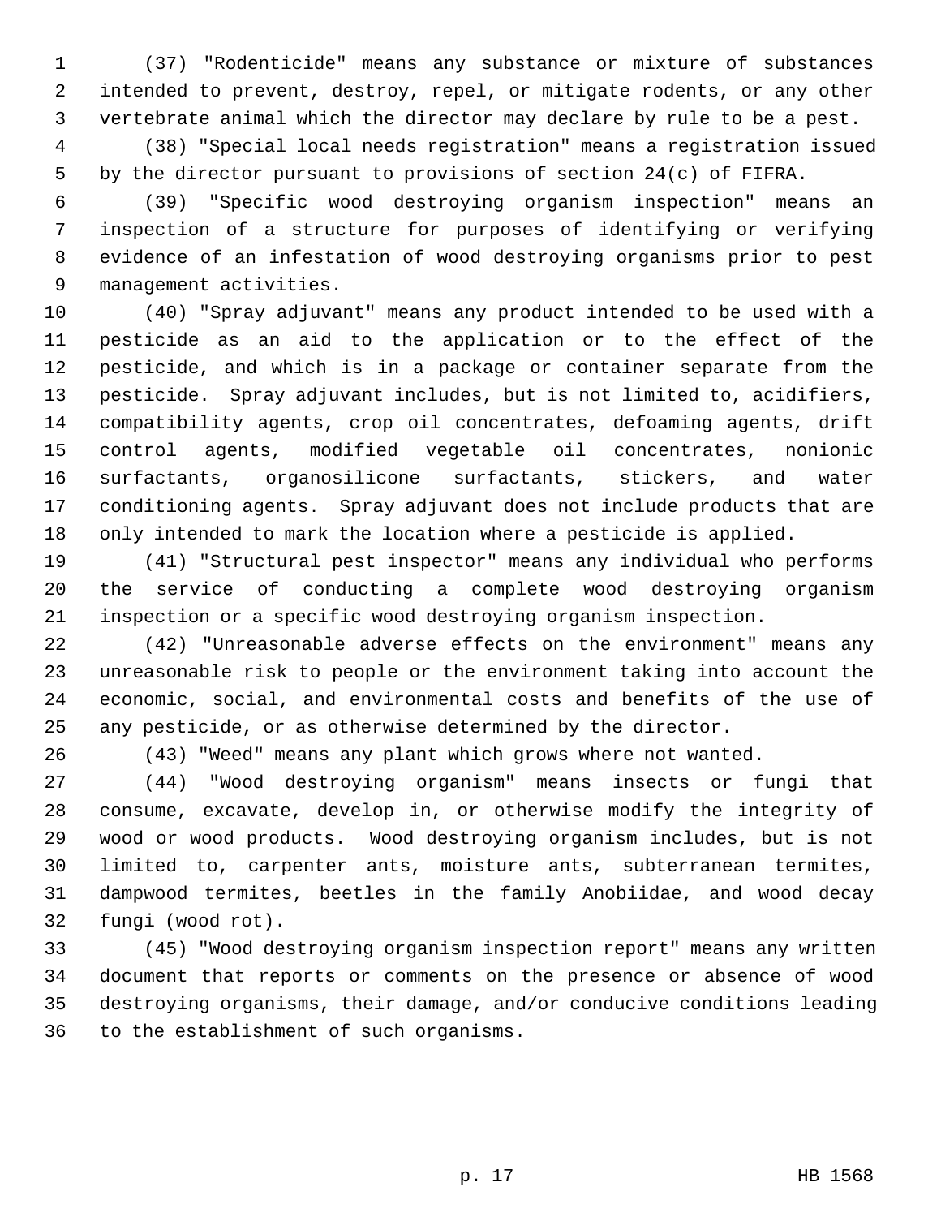(37) "Rodenticide" means any substance or mixture of substances intended to prevent, destroy, repel, or mitigate rodents, or any other vertebrate animal which the director may declare by rule to be a pest.

(38) "Special local needs registration" means a registration issued by the director pursuant to provisions of section 24(c) of FIFRA.

(39) "Specific wood destroying organism inspection" means an inspection of a structure for purposes of identifying or verifying evidence of an infestation of wood destroying organisms prior to pest management activities.

(40) "Spray adjuvant" means any product intended to be used with a pesticide as an aid to the application or to the effect of the pesticide, and which is in a package or container separate from the pesticide. Spray adjuvant includes, but is not limited to, acidifiers, compatibility agents, crop oil concentrates, defoaming agents, drift control agents, modified vegetable oil concentrates, nonionic surfactants, organosilicone surfactants, stickers, and water conditioning agents. Spray adjuvant does not include products that are only intended to mark the location where a pesticide is applied.

(41) "Structural pest inspector" means any individual who performs the service of conducting a complete wood destroying organism inspection or a specific wood destroying organism inspection.

(42) "Unreasonable adverse effects on the environment" means any unreasonable risk to people or the environment taking into account the economic, social, and environmental costs and benefits of the use of any pesticide, or as otherwise determined by the director.

(43) "Weed" means any plant which grows where not wanted.

(44) "Wood destroying organism" means insects or fungi that consume, excavate, develop in, or otherwise modify the integrity of wood or wood products. Wood destroying organism includes, but is not limited to, carpenter ants, moisture ants, subterranean termites, dampwood termites, beetles in the family Anobiidae, and wood decay fungi (wood rot).

(45) "Wood destroying organism inspection report" means any written document that reports or comments on the presence or absence of wood destroying organisms, their damage, and/or conducive conditions leading to the establishment of such organisms.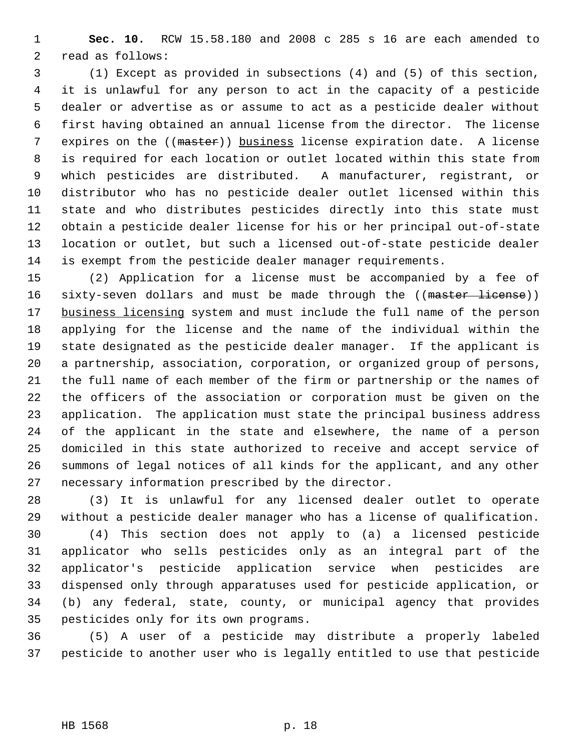**Sec. 10.** RCW 15.58.180 and 2008 c 285 s 16 are each amended to read as follows:

(1) Except as provided in subsections (4) and (5) of this section, it is unlawful for any person to act in the capacity of a pesticide dealer or advertise as or assume to act as a pesticide dealer without first having obtained an annual license from the director. The license expires on the ((~~master~~)) <u>business</u> license expiration date. A license is required for each location or outlet located within this state from which pesticides are distributed. A manufacturer, registrant, or distributor who has no pesticide dealer outlet licensed within this state and who distributes pesticides directly into this state must obtain a pesticide dealer license for his or her principal out-of-state location or outlet, but such a licensed out-of-state pesticide dealer is exempt from the pesticide dealer manager requirements.

(2) Application for a license must be accompanied by a fee of sixty-seven dollars and must be made through the ((~~master license~~)) <u>business licensing</u> system and must include the full name of the person applying for the license and the name of the individual within the state designated as the pesticide dealer manager. If the applicant is a partnership, association, corporation, or organized group of persons, the full name of each member of the firm or partnership or the names of the officers of the association or corporation must be given on the application. The application must state the principal business address of the applicant in the state and elsewhere, the name of a person domiciled in this state authorized to receive and accept service of summons of legal notices of all kinds for the applicant, and any other necessary information prescribed by the director.

(3) It is unlawful for any licensed dealer outlet to operate without a pesticide dealer manager who has a license of qualification.

(4) This section does not apply to (a) a licensed pesticide applicator who sells pesticides only as an integral part of the applicator's pesticide application service when pesticides are dispensed only through apparatuses used for pesticide application, or (b) any federal, state, county, or municipal agency that provides pesticides only for its own programs.

(5) A user of a pesticide may distribute a properly labeled pesticide to another user who is legally entitled to use that pesticide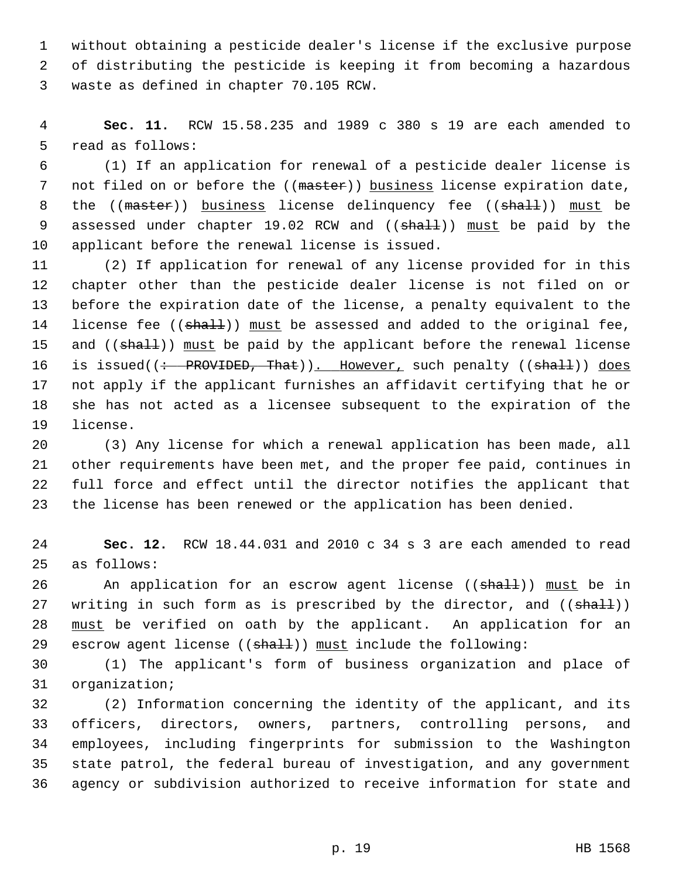without obtaining a pesticide dealer's license if the exclusive purpose of distributing the pesticide is keeping it from becoming a hazardous waste as defined in chapter 70.105 RCW.

**Sec. 11.** RCW 15.58.235 and 1989 c 380 s 19 are each amended to read as follows:

(1) If an application for renewal of a pesticide dealer license is not filed on or before the ((~~master~~)) <u>business</u> license expiration date, the ((~~master~~)) <u>business</u> license delinquency fee ((~~shall~~)) <u>must</u> be assessed under chapter 19.02 RCW and ((~~shall~~)) <u>must</u> be paid by the applicant before the renewal license is issued.

(2) If application for renewal of any license provided for in this chapter other than the pesticide dealer license is not filed on or before the expiration date of the license, a penalty equivalent to the license fee ((~~shall~~)) <u>must</u> be assessed and added to the original fee, and ((~~shall~~)) <u>must</u> be paid by the applicant before the renewal license is issued((~~: PROVIDED, That~~))<u>. However,</u> such penalty ((~~shall~~)) <u>does</u> not apply if the applicant furnishes an affidavit certifying that he or she has not acted as a licensee subsequent to the expiration of the license.

(3) Any license for which a renewal application has been made, all other requirements have been met, and the proper fee paid, continues in full force and effect until the director notifies the applicant that the license has been renewed or the application has been denied.

**Sec. 12.** RCW 18.44.031 and 2010 c 34 s 3 are each amended to read as follows:

An application for an escrow agent license ((~~shall~~)) <u>must</u> be in writing in such form as is prescribed by the director, and ((~~shall~~)) <u>must</u> be verified on oath by the applicant. An application for an escrow agent license ((~~shall~~)) <u>must</u> include the following:

(1) The applicant's form of business organization and place of organization;

(2) Information concerning the identity of the applicant, and its officers, directors, owners, partners, controlling persons, and employees, including fingerprints for submission to the Washington state patrol, the federal bureau of investigation, and any government agency or subdivision authorized to receive information for state and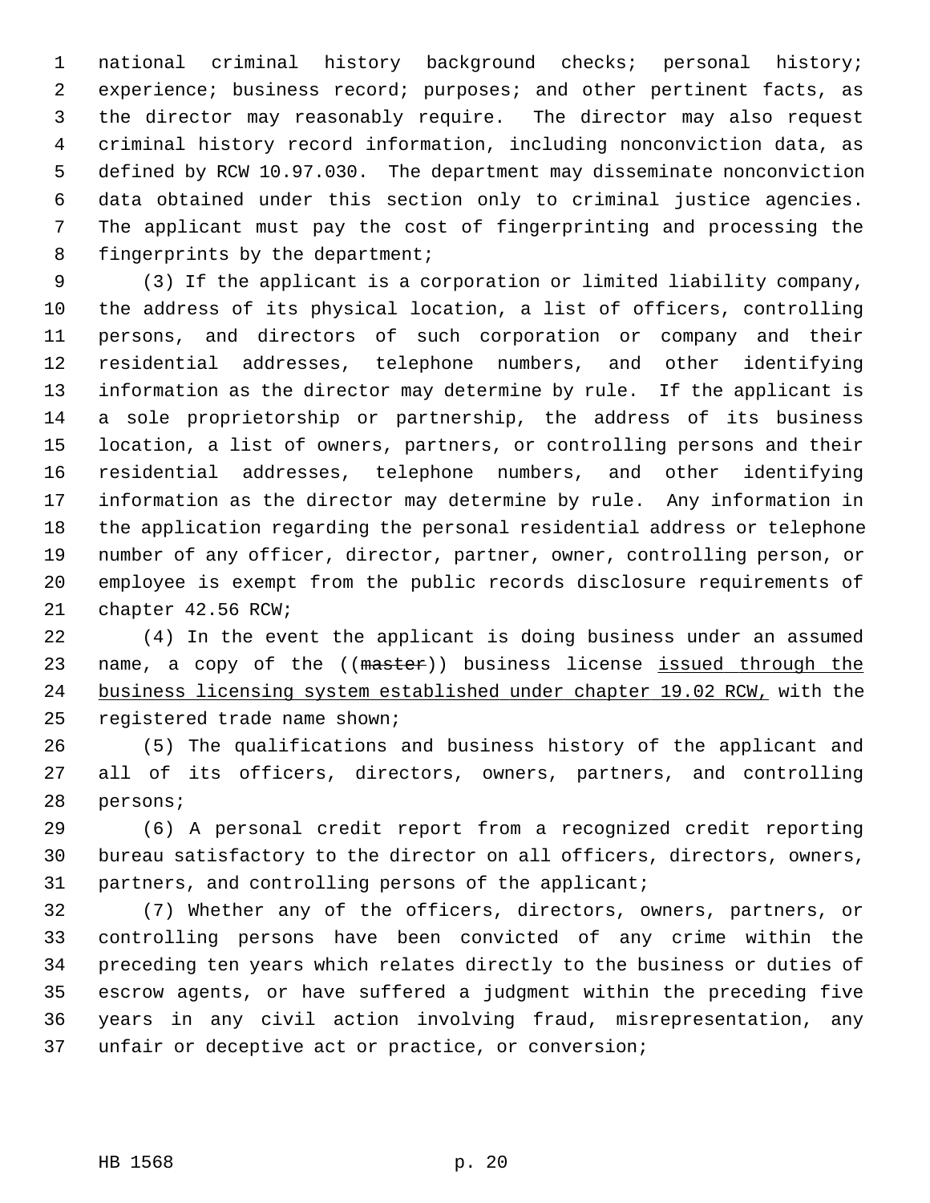national criminal history background checks; personal history; experience; business record; purposes; and other pertinent facts, as the director may reasonably require. The director may also request criminal history record information, including nonconviction data, as defined by RCW 10.97.030. The department may disseminate nonconviction data obtained under this section only to criminal justice agencies. The applicant must pay the cost of fingerprinting and processing the fingerprints by the department;

(3) If the applicant is a corporation or limited liability company, the address of its physical location, a list of officers, controlling persons, and directors of such corporation or company and their residential addresses, telephone numbers, and other identifying information as the director may determine by rule. If the applicant is a sole proprietorship or partnership, the address of its business location, a list of owners, partners, or controlling persons and their residential addresses, telephone numbers, and other identifying information as the director may determine by rule. Any information in the application regarding the personal residential address or telephone number of any officer, director, partner, owner, controlling person, or employee is exempt from the public records disclosure requirements of chapter 42.56 RCW;

(4) In the event the applicant is doing business under an assumed name, a copy of the ((~~master~~)) business license <u>issued through the business licensing system established under chapter 19.02 RCW,</u> with the registered trade name shown;

(5) The qualifications and business history of the applicant and all of its officers, directors, owners, partners, and controlling persons;

(6) A personal credit report from a recognized credit reporting bureau satisfactory to the director on all officers, directors, owners, partners, and controlling persons of the applicant;

(7) Whether any of the officers, directors, owners, partners, or controlling persons have been convicted of any crime within the preceding ten years which relates directly to the business or duties of escrow agents, or have suffered a judgment within the preceding five years in any civil action involving fraud, misrepresentation, any unfair or deceptive act or practice, or conversion;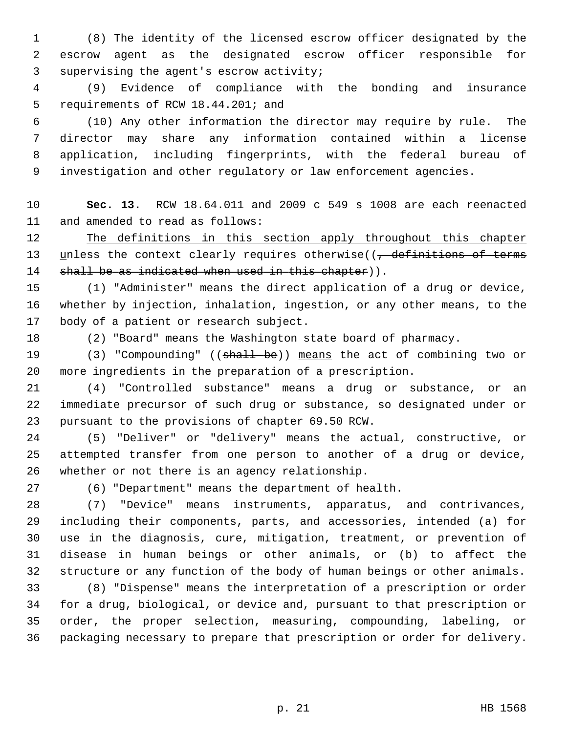(8) The identity of the licensed escrow officer designated by the escrow agent as the designated escrow officer responsible for supervising the agent's escrow activity;

(9) Evidence of compliance with the bonding and insurance requirements of RCW 18.44.201; and

(10) Any other information the director may require by rule. The director may share any information contained within a license application, including fingerprints, with the federal bureau of investigation and other regulatory or law enforcement agencies.

**Sec. 13.** RCW 18.64.011 and 2009 c 549 s 1008 are each reenacted and amended to read as follows:

<u>The definitions in this section apply throughout this chapter</u> <u>u</u>nless the context clearly requires otherwise((~~, definitions of terms shall be as indicated when used in this chapter~~)).

(1) "Administer" means the direct application of a drug or device, whether by injection, inhalation, ingestion, or any other means, to the body of a patient or research subject.

(2) "Board" means the Washington state board of pharmacy.

(3) "Compounding" ((~~shall be~~)) <u>means</u> the act of combining two or more ingredients in the preparation of a prescription.

(4) "Controlled substance" means a drug or substance, or an immediate precursor of such drug or substance, so designated under or pursuant to the provisions of chapter 69.50 RCW.

(5) "Deliver" or "delivery" means the actual, constructive, or attempted transfer from one person to another of a drug or device, whether or not there is an agency relationship.

(6) "Department" means the department of health.

(7) "Device" means instruments, apparatus, and contrivances, including their components, parts, and accessories, intended (a) for use in the diagnosis, cure, mitigation, treatment, or prevention of disease in human beings or other animals, or (b) to affect the structure or any function of the body of human beings or other animals.

(8) "Dispense" means the interpretation of a prescription or order for a drug, biological, or device and, pursuant to that prescription or order, the proper selection, measuring, compounding, labeling, or packaging necessary to prepare that prescription or order for delivery.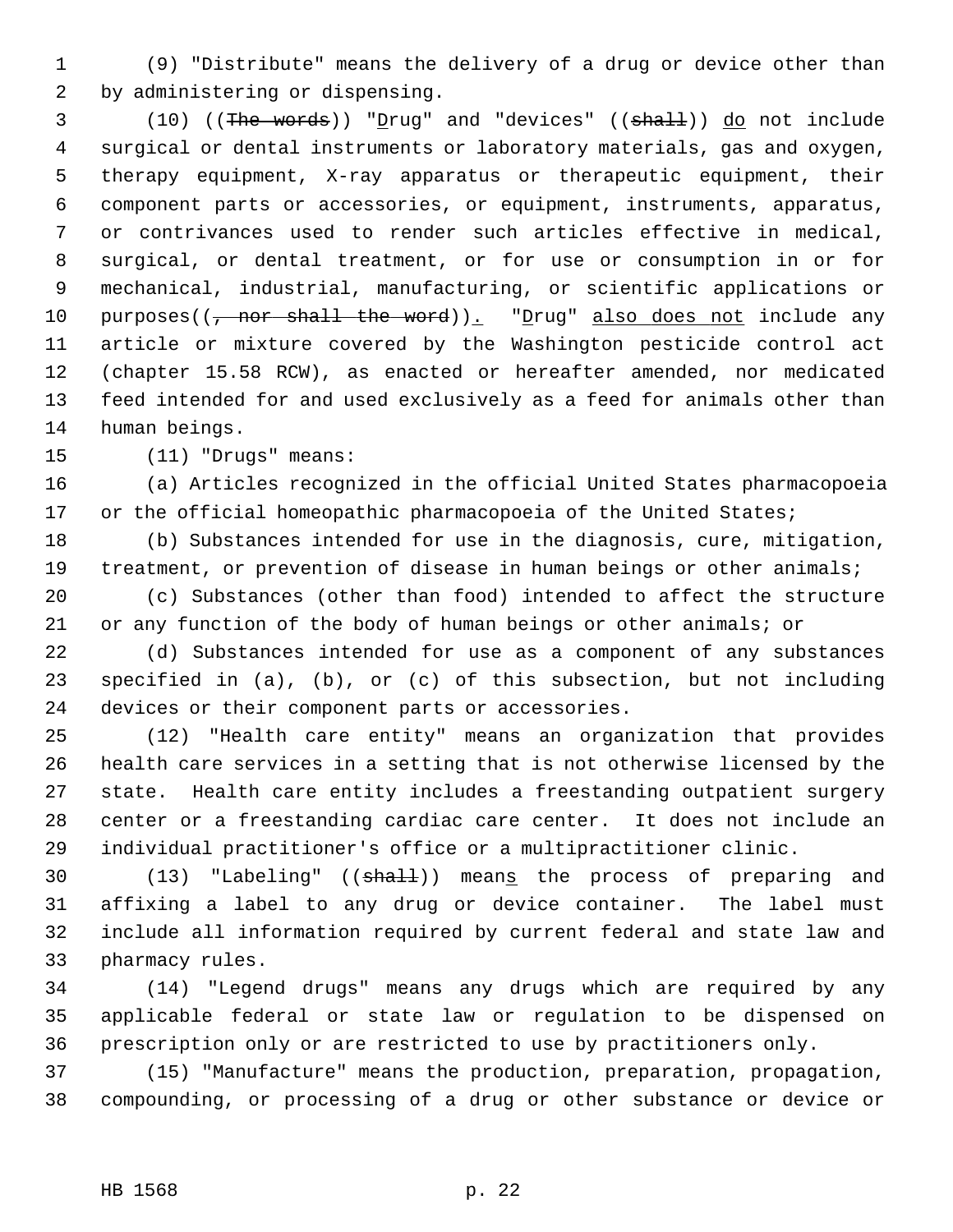(9) "Distribute" means the delivery of a drug or device other than by administering or dispensing.

(10) ((~~The words~~)) "Drug" and "devices" ((~~shall~~)) <u>do</u> not include surgical or dental instruments or laboratory materials, gas and oxygen, therapy equipment, X-ray apparatus or therapeutic equipment, their component parts or accessories, or equipment, instruments, apparatus, or contrivances used to render such articles effective in medical, surgical, or dental treatment, or for use or consumption in or for mechanical, industrial, manufacturing, or scientific applications or purposes((~~, nor shall the word~~))<u>.</u> "<u>D</u>rug" <u>also does not</u> include any article or mixture covered by the Washington pesticide control act (chapter 15.58 RCW), as enacted or hereafter amended, nor medicated feed intended for and used exclusively as a feed for animals other than human beings.

(11) "Drugs" means:

(a) Articles recognized in the official United States pharmacopoeia or the official homeopathic pharmacopoeia of the United States;

(b) Substances intended for use in the diagnosis, cure, mitigation, treatment, or prevention of disease in human beings or other animals;

(c) Substances (other than food) intended to affect the structure or any function of the body of human beings or other animals; or

(d) Substances intended for use as a component of any substances specified in (a), (b), or (c) of this subsection, but not including devices or their component parts or accessories.

(12) "Health care entity" means an organization that provides health care services in a setting that is not otherwise licensed by the state. Health care entity includes a freestanding outpatient surgery center or a freestanding cardiac care center. It does not include an individual practitioner's office or a multipractitioner clinic.

(13) "Labeling" ((~~shall~~)) mean<u>s</u> the process of preparing and affixing a label to any drug or device container. The label must include all information required by current federal and state law and pharmacy rules.

(14) "Legend drugs" means any drugs which are required by any applicable federal or state law or regulation to be dispensed on prescription only or are restricted to use by practitioners only.

(15) "Manufacture" means the production, preparation, propagation, compounding, or processing of a drug or other substance or device or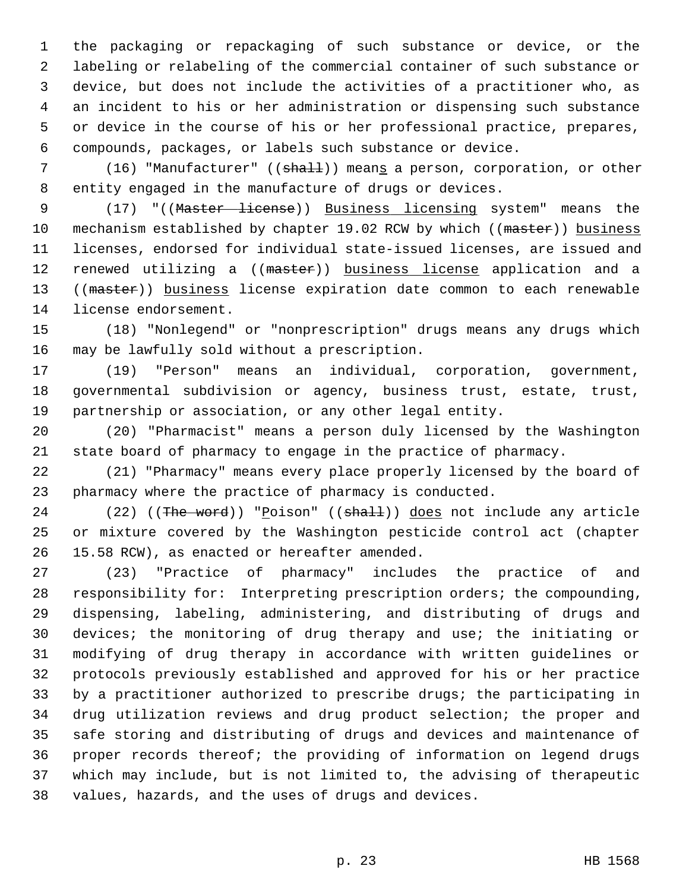the packaging or repackaging of such substance or device, or the labeling or relabeling of the commercial container of such substance or device, but does not include the activities of a practitioner who, as an incident to his or her administration or dispensing such substance or device in the course of his or her professional practice, prepares, compounds, packages, or labels such substance or device.

(16) "Manufacturer" ((~~shall~~)) mean<u>s</u> a person, corporation, or other entity engaged in the manufacture of drugs or devices.

(17) "((~~Master license~~)) <u>Business licensing</u> system" means the mechanism established by chapter 19.02 RCW by which ((~~master~~)) <u>business</u> licenses, endorsed for individual state-issued licenses, are issued and renewed utilizing a ((~~master~~)) <u>business license</u> application and a ((~~master~~)) <u>business</u> license expiration date common to each renewable license endorsement.

(18) "Nonlegend" or "nonprescription" drugs means any drugs which may be lawfully sold without a prescription.

(19) "Person" means an individual, corporation, government, governmental subdivision or agency, business trust, estate, trust, partnership or association, or any other legal entity.

(20) "Pharmacist" means a person duly licensed by the Washington state board of pharmacy to engage in the practice of pharmacy.

(21) "Pharmacy" means every place properly licensed by the board of pharmacy where the practice of pharmacy is conducted.

(22) ((~~The word~~)) "<u>P</u>oison" ((~~shall~~)) <u>does</u> not include any article or mixture covered by the Washington pesticide control act (chapter 15.58 RCW), as enacted or hereafter amended.

(23) "Practice of pharmacy" includes the practice of and responsibility for: Interpreting prescription orders; the compounding, dispensing, labeling, administering, and distributing of drugs and devices; the monitoring of drug therapy and use; the initiating or modifying of drug therapy in accordance with written guidelines or protocols previously established and approved for his or her practice by a practitioner authorized to prescribe drugs; the participating in drug utilization reviews and drug product selection; the proper and safe storing and distributing of drugs and devices and maintenance of proper records thereof; the providing of information on legend drugs which may include, but is not limited to, the advising of therapeutic values, hazards, and the uses of drugs and devices.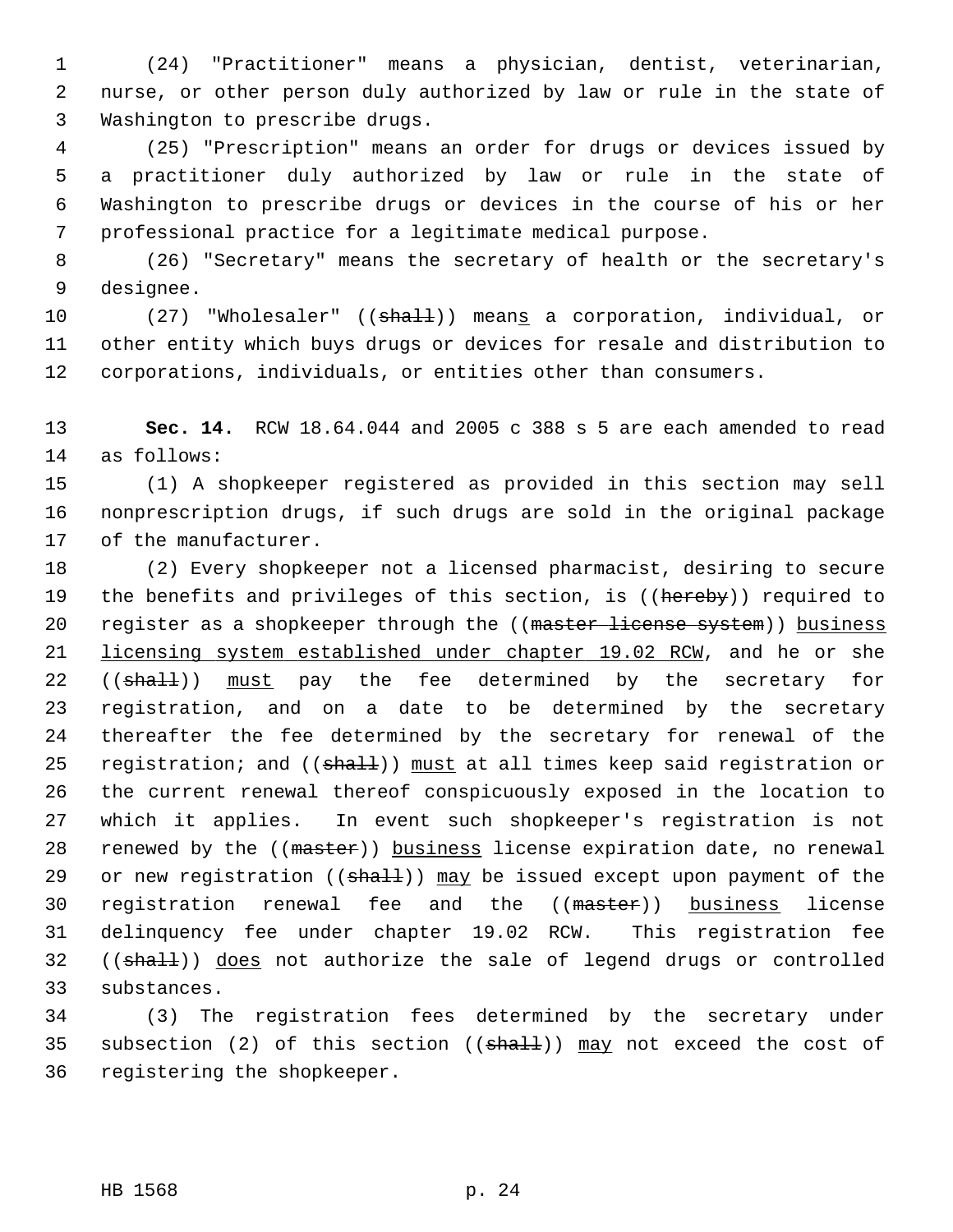(24) "Practitioner" means a physician, dentist, veterinarian, nurse, or other person duly authorized by law or rule in the state of Washington to prescribe drugs.

(25) "Prescription" means an order for drugs or devices issued by a practitioner duly authorized by law or rule in the state of Washington to prescribe drugs or devices in the course of his or her professional practice for a legitimate medical purpose.

(26) "Secretary" means the secretary of health or the secretary's designee.

(27) "Wholesaler" ((~~shall~~)) mean<u>s</u> a corporation, individual, or other entity which buys drugs or devices for resale and distribution to corporations, individuals, or entities other than consumers.

**Sec. 14.** RCW 18.64.044 and 2005 c 388 s 5 are each amended to read as follows:

(1) A shopkeeper registered as provided in this section may sell nonprescription drugs, if such drugs are sold in the original package of the manufacturer.

(2) Every shopkeeper not a licensed pharmacist, desiring to secure the benefits and privileges of this section, is ((~~hereby~~)) required to register as a shopkeeper through the ((~~master license system~~)) <u>business licensing system established under chapter 19.02 RCW</u>, and he or she ((~~shall~~)) <u>must</u> pay the fee determined by the secretary for registration, and on a date to be determined by the secretary thereafter the fee determined by the secretary for renewal of the registration; and ((~~shall~~)) <u>must</u> at all times keep said registration or the current renewal thereof conspicuously exposed in the location to which it applies. In event such shopkeeper's registration is not renewed by the ((~~master~~)) <u>business</u> license expiration date, no renewal or new registration ((~~shall~~)) <u>may</u> be issued except upon payment of the registration renewal fee and the ((~~master~~)) <u>business</u> license delinquency fee under chapter 19.02 RCW. This registration fee ((~~shall~~)) <u>does</u> not authorize the sale of legend drugs or controlled substances.

(3) The registration fees determined by the secretary under subsection (2) of this section ((~~shall~~)) <u>may</u> not exceed the cost of registering the shopkeeper.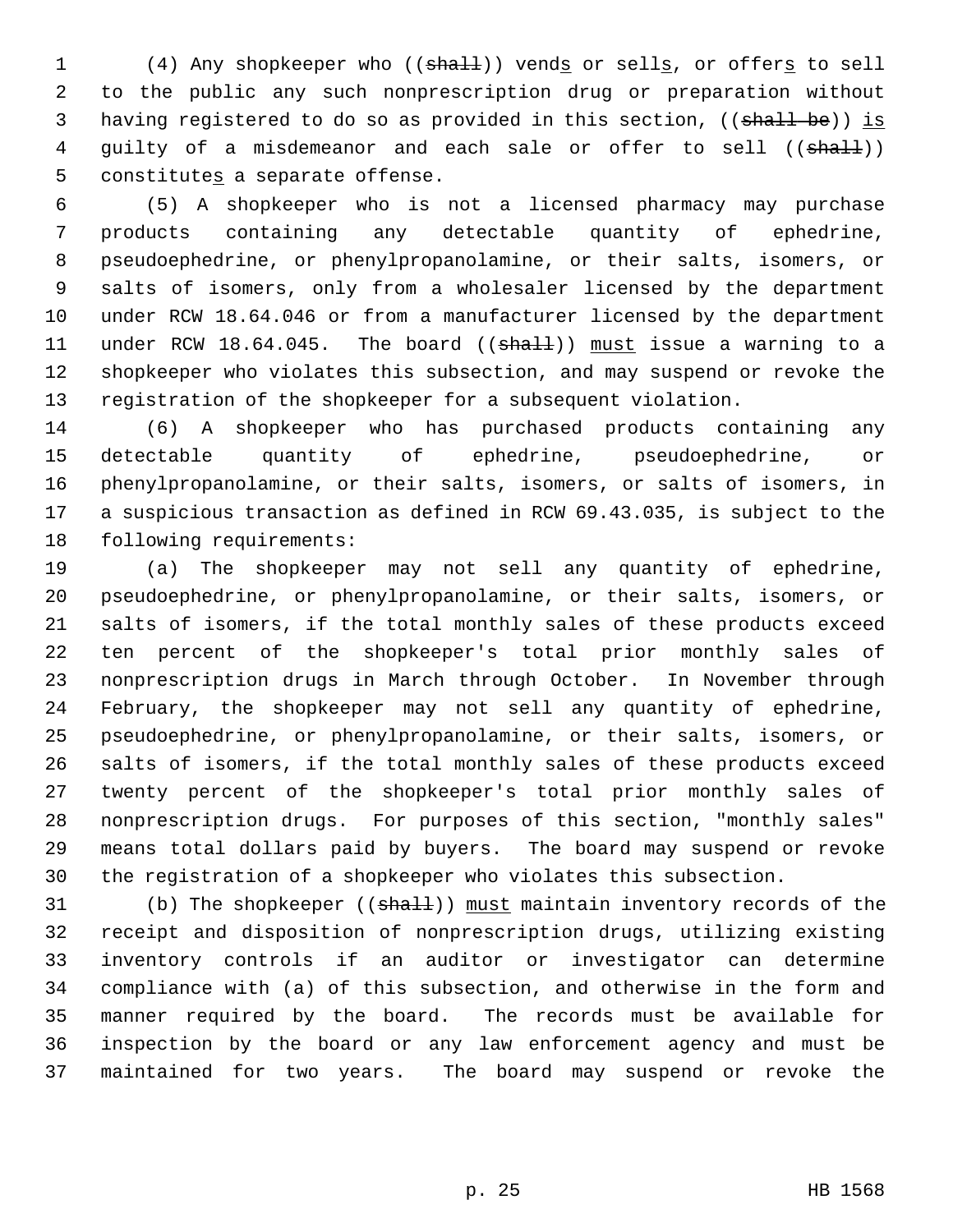(4) Any shopkeeper who ((~~shall~~)) vend<u>s</u> or sell<u>s</u>, or offer<u>s</u> to sell to the public any such nonprescription drug or preparation without having registered to do so as provided in this section, ((~~shall be~~)) <u>is</u> guilty of a misdemeanor and each sale or offer to sell ((~~shall~~)) constitute<u>s</u> a separate offense.

(5) A shopkeeper who is not a licensed pharmacy may purchase products containing any detectable quantity of ephedrine, pseudoephedrine, or phenylpropanolamine, or their salts, isomers, or salts of isomers, only from a wholesaler licensed by the department under RCW 18.64.046 or from a manufacturer licensed by the department under RCW 18.64.045. The board ((~~shall~~)) <u>must</u> issue a warning to a shopkeeper who violates this subsection, and may suspend or revoke the registration of the shopkeeper for a subsequent violation.

(6) A shopkeeper who has purchased products containing any detectable quantity of ephedrine, pseudoephedrine, or phenylpropanolamine, or their salts, isomers, or salts of isomers, in a suspicious transaction as defined in RCW 69.43.035, is subject to the following requirements:

(a) The shopkeeper may not sell any quantity of ephedrine, pseudoephedrine, or phenylpropanolamine, or their salts, isomers, or salts of isomers, if the total monthly sales of these products exceed ten percent of the shopkeeper's total prior monthly sales of nonprescription drugs in March through October. In November through February, the shopkeeper may not sell any quantity of ephedrine, pseudoephedrine, or phenylpropanolamine, or their salts, isomers, or salts of isomers, if the total monthly sales of these products exceed twenty percent of the shopkeeper's total prior monthly sales of nonprescription drugs. For purposes of this section, "monthly sales" means total dollars paid by buyers. The board may suspend or revoke the registration of a shopkeeper who violates this subsection.

(b) The shopkeeper ((~~shall~~)) <u>must</u> maintain inventory records of the receipt and disposition of nonprescription drugs, utilizing existing inventory controls if an auditor or investigator can determine compliance with (a) of this subsection, and otherwise in the form and manner required by the board. The records must be available for inspection by the board or any law enforcement agency and must be maintained for two years. The board may suspend or revoke the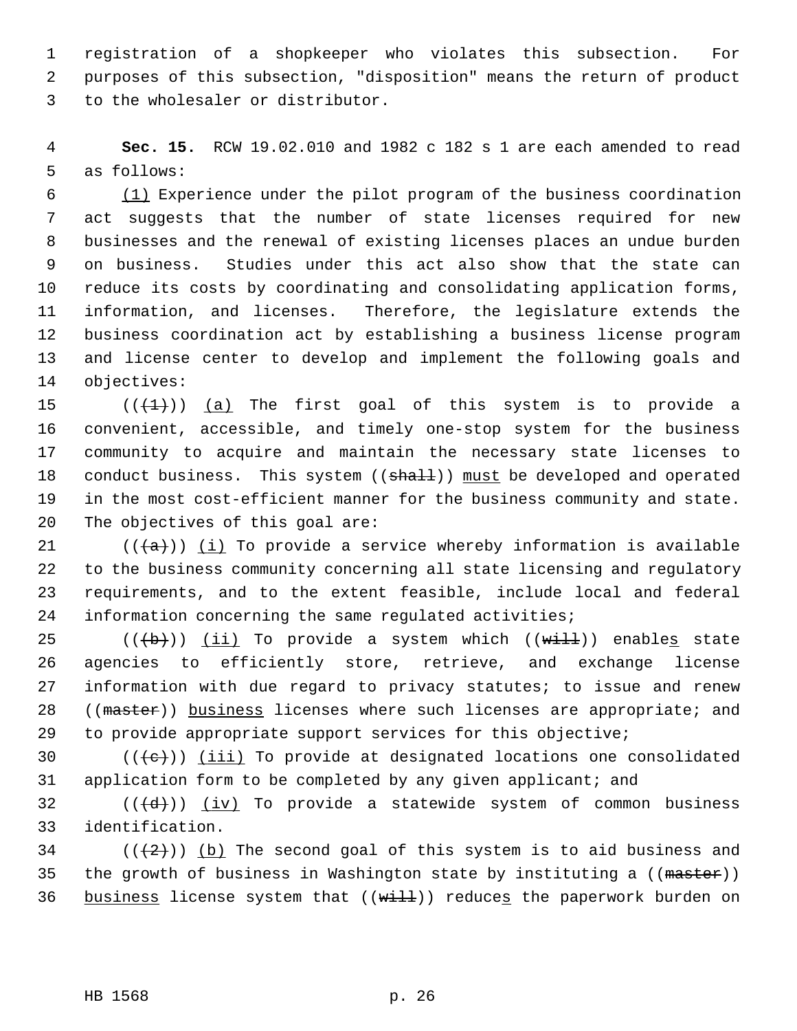registration of a shopkeeper who violates this subsection. For purposes of this subsection, "disposition" means the return of product to the wholesaler or distributor.

**Sec. 15.** RCW 19.02.010 and 1982 c 182 s 1 are each amended to read as follows:

(1) Experience under the pilot program of the business coordination act suggests that the number of state licenses required for new businesses and the renewal of existing licenses places an undue burden on business. Studies under this act also show that the state can reduce its costs by coordinating and consolidating application forms, information, and licenses. Therefore, the legislature extends the business coordination act by establishing a business license program and license center to develop and implement the following goals and objectives:

((~~(1)~~)) (a) The first goal of this system is to provide a convenient, accessible, and timely one-stop system for the business community to acquire and maintain the necessary state licenses to conduct business. This system ((~~shall~~)) must be developed and operated in the most cost-efficient manner for the business community and state. The objectives of this goal are:

((~~(a)~~)) (i) To provide a service whereby information is available to the business community concerning all state licensing and regulatory requirements, and to the extent feasible, include local and federal information concerning the same regulated activities;

((~~(b)~~)) (ii) To provide a system which ((~~will~~)) enables state agencies to efficiently store, retrieve, and exchange license information with due regard to privacy statutes; to issue and renew ((~~master~~)) business licenses where such licenses are appropriate; and to provide appropriate support services for this objective;

((~~(c)~~)) (iii) To provide at designated locations one consolidated application form to be completed by any given applicant; and

((~~(d)~~)) (iv) To provide a statewide system of common business identification.

((~~(2)~~)) (b) The second goal of this system is to aid business and the growth of business in Washington state by instituting a ((~~master~~)) business license system that ((~~will~~)) reduces the paperwork burden on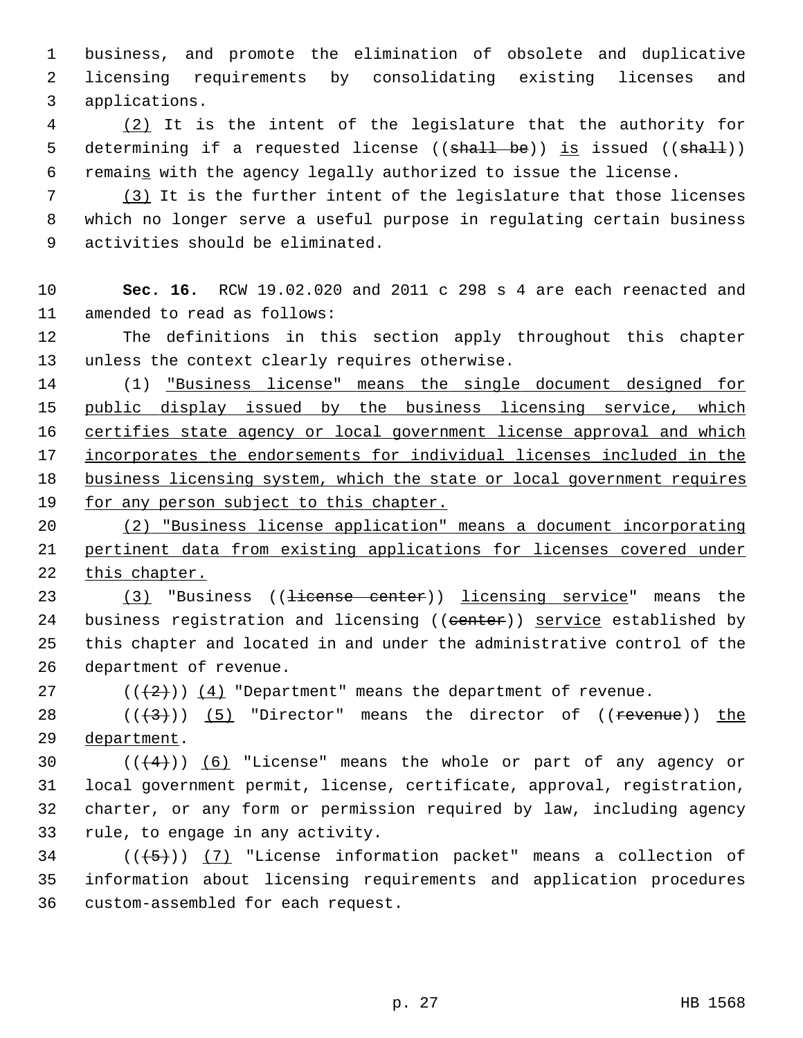business, and promote the elimination of obsolete and duplicative licensing requirements by consolidating existing licenses and applications.

(2) It is the intent of the legislature that the authority for determining if a requested license ((~~shall be~~)) is issued ((~~shall~~)) remains with the agency legally authorized to issue the license.

(3) It is the further intent of the legislature that those licenses which no longer serve a useful purpose in regulating certain business activities should be eliminated.

**Sec. 16.** RCW 19.02.020 and 2011 c 298 s 4 are each reenacted and amended to read as follows:

The definitions in this section apply throughout this chapter unless the context clearly requires otherwise.

(1) "Business license" means the single document designed for public display issued by the business licensing service, which certifies state agency or local government license approval and which incorporates the endorsements for individual licenses included in the business licensing system, which the state or local government requires for any person subject to this chapter.

(2) "Business license application" means a document incorporating pertinent data from existing applications for licenses covered under this chapter.

(3) "Business ((~~license center~~)) licensing service" means the business registration and licensing ((~~center~~)) service established by this chapter and located in and under the administrative control of the department of revenue.

((~~(2)~~)) (4) "Department" means the department of revenue.

((~~(3)~~)) (5) "Director" means the director of ((~~revenue~~)) the department.

((~~(4)~~)) (6) "License" means the whole or part of any agency or local government permit, license, certificate, approval, registration, charter, or any form or permission required by law, including agency rule, to engage in any activity.

((~~(5)~~)) (7) "License information packet" means a collection of information about licensing requirements and application procedures custom-assembled for each request.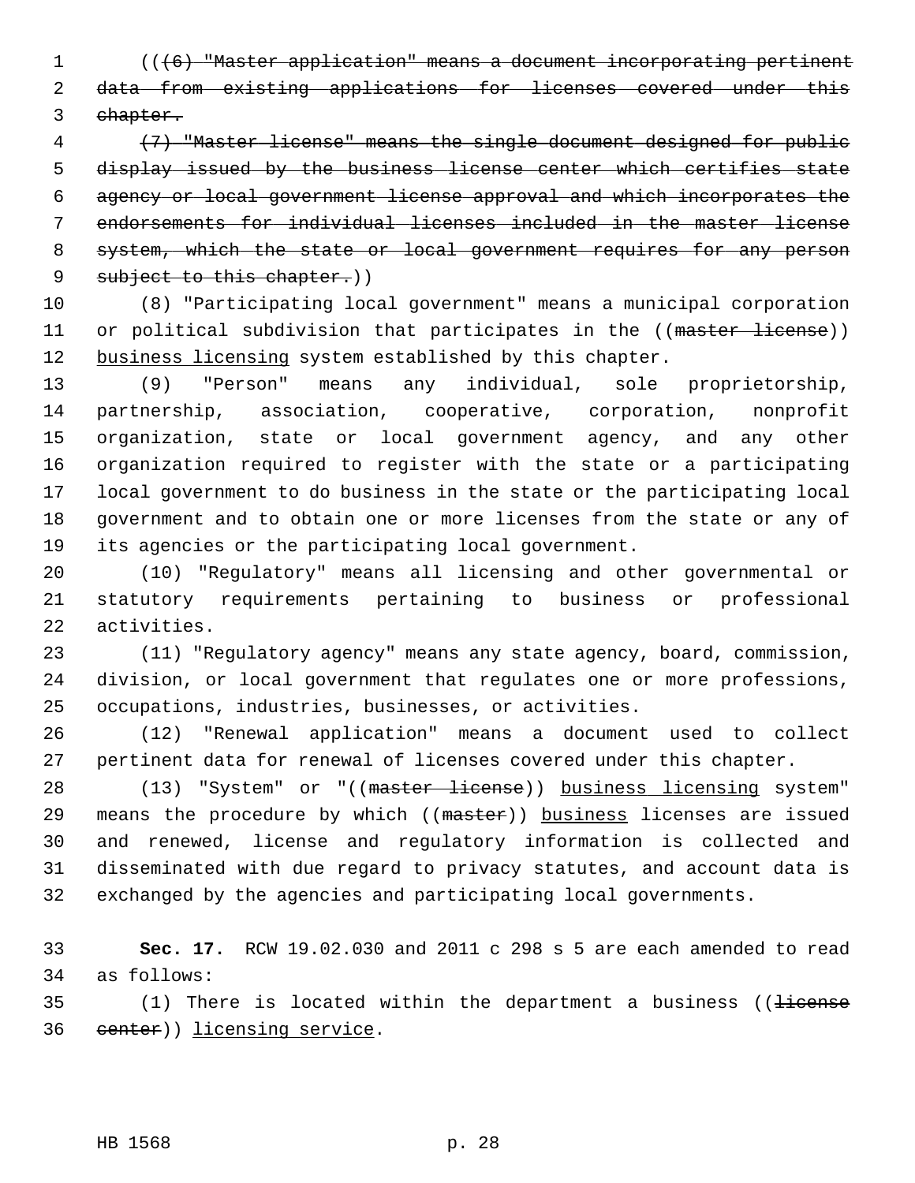((~~(6) "Master application" means a document incorporating pertinent data from existing applications for licenses covered under this chapter.~~

~~(7) "Master license" means the single document designed for public display issued by the business license center which certifies state agency or local government license approval and which incorporates the endorsements for individual licenses included in the master license system, which the state or local government requires for any person subject to this chapter.~~))

(8) "Participating local government" means a municipal corporation or political subdivision that participates in the ((~~master license~~)) <u>business licensing</u> system established by this chapter.

(9) "Person" means any individual, sole proprietorship, partnership, association, cooperative, corporation, nonprofit organization, state or local government agency, and any other organization required to register with the state or a participating local government to do business in the state or the participating local government and to obtain one or more licenses from the state or any of its agencies or the participating local government.

(10) "Regulatory" means all licensing and other governmental or statutory requirements pertaining to business or professional activities.

(11) "Regulatory agency" means any state agency, board, commission, division, or local government that regulates one or more professions, occupations, industries, businesses, or activities.

(12) "Renewal application" means a document used to collect pertinent data for renewal of licenses covered under this chapter.

(13) "System" or "((~~master license~~)) <u>business licensing</u> system" means the procedure by which ((~~master~~)) <u>business</u> licenses are issued and renewed, license and regulatory information is collected and disseminated with due regard to privacy statutes, and account data is exchanged by the agencies and participating local governments.

**Sec. 17.** RCW 19.02.030 and 2011 c 298 s 5 are each amended to read as follows:

(1) There is located within the department a business ((~~license center~~)) <u>licensing service</u>.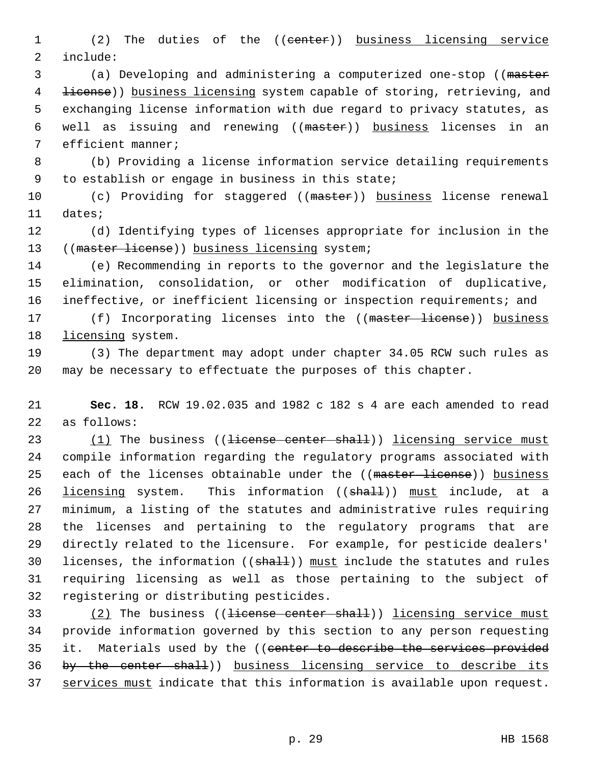(2) The duties of the ((~~center~~)) <u>business licensing service</u> include:

(a) Developing and administering a computerized one-stop ((~~master license~~)) <u>business licensing</u> system capable of storing, retrieving, and exchanging license information with due regard to privacy statutes, as well as issuing and renewing ((~~master~~)) <u>business</u> licenses in an efficient manner;

(b) Providing a license information service detailing requirements to establish or engage in business in this state;

(c) Providing for staggered ((~~master~~)) <u>business</u> license renewal dates;

(d) Identifying types of licenses appropriate for inclusion in the ((~~master license~~)) <u>business licensing</u> system;

(e) Recommending in reports to the governor and the legislature the elimination, consolidation, or other modification of duplicative, ineffective, or inefficient licensing or inspection requirements; and

(f) Incorporating licenses into the ((~~master license~~)) <u>business licensing</u> system.

(3) The department may adopt under chapter 34.05 RCW such rules as may be necessary to effectuate the purposes of this chapter.

**Sec. 18.** RCW 19.02.035 and 1982 c 182 s 4 are each amended to read as follows:

<u>(1)</u> The business ((~~license center shall~~)) <u>licensing service must</u> compile information regarding the regulatory programs associated with each of the licenses obtainable under the ((~~master license~~)) <u>business licensing</u> system. This information ((~~shall~~)) <u>must</u> include, at a minimum, a listing of the statutes and administrative rules requiring the licenses and pertaining to the regulatory programs that are directly related to the licensure. For example, for pesticide dealers' licenses, the information ((~~shall~~)) <u>must</u> include the statutes and rules requiring licensing as well as those pertaining to the subject of registering or distributing pesticides.

<u>(2)</u> The business ((~~license center shall~~)) <u>licensing service must</u> provide information governed by this section to any person requesting it. Materials used by the ((~~center to describe the services provided by the center shall~~)) <u>business licensing service to describe its services must</u> indicate that this information is available upon request.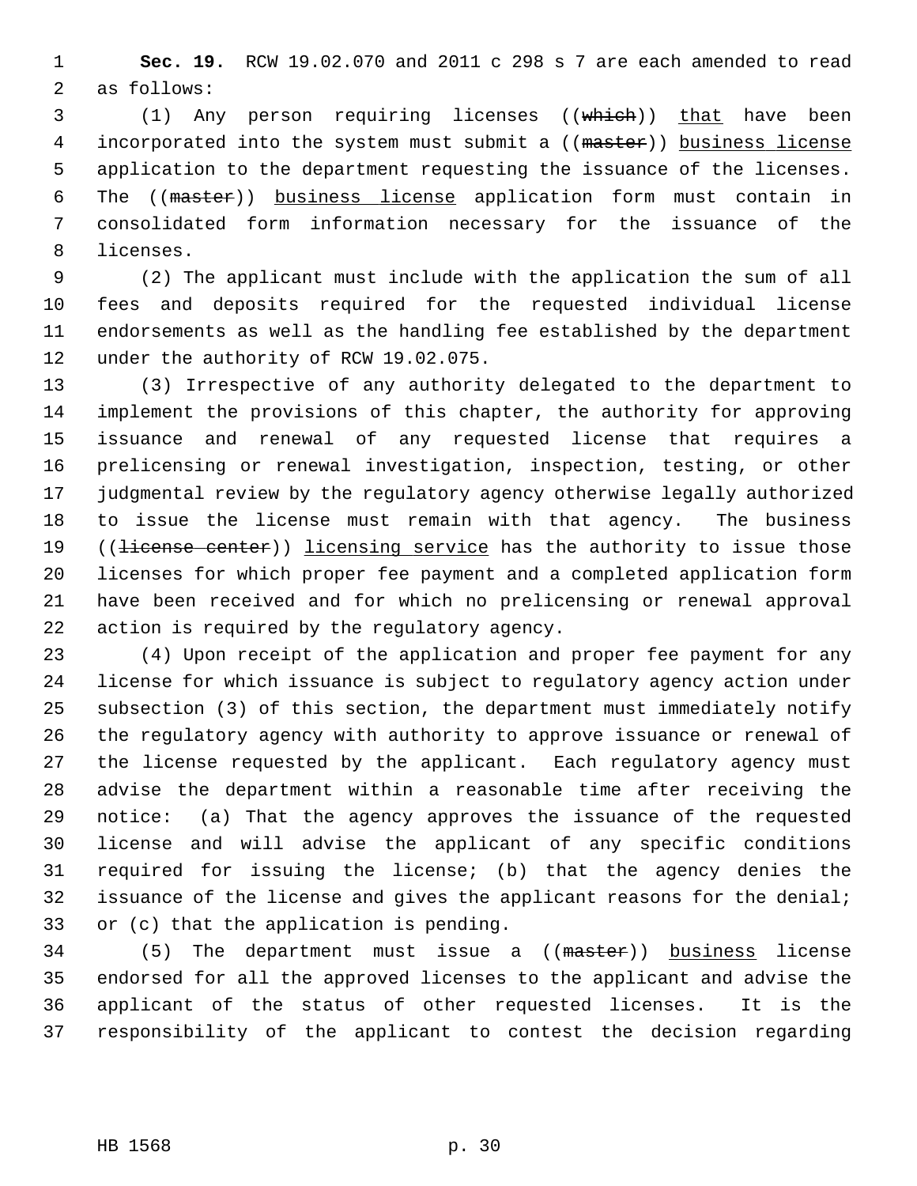**Sec. 19.** RCW 19.02.070 and 2011 c 298 s 7 are each amended to read as follows:

(1) Any person requiring licenses ((~~which~~)) <u>that</u> have been incorporated into the system must submit a ((~~master~~)) <u>business license</u> application to the department requesting the issuance of the licenses. The ((~~master~~)) <u>business license</u> application form must contain in consolidated form information necessary for the issuance of the licenses.

(2) The applicant must include with the application the sum of all fees and deposits required for the requested individual license endorsements as well as the handling fee established by the department under the authority of RCW 19.02.075.

(3) Irrespective of any authority delegated to the department to implement the provisions of this chapter, the authority for approving issuance and renewal of any requested license that requires a prelicensing or renewal investigation, inspection, testing, or other judgmental review by the regulatory agency otherwise legally authorized to issue the license must remain with that agency. The business ((~~license center~~)) <u>licensing service</u> has the authority to issue those licenses for which proper fee payment and a completed application form have been received and for which no prelicensing or renewal approval action is required by the regulatory agency.

(4) Upon receipt of the application and proper fee payment for any license for which issuance is subject to regulatory agency action under subsection (3) of this section, the department must immediately notify the regulatory agency with authority to approve issuance or renewal of the license requested by the applicant. Each regulatory agency must advise the department within a reasonable time after receiving the notice: (a) That the agency approves the issuance of the requested license and will advise the applicant of any specific conditions required for issuing the license; (b) that the agency denies the issuance of the license and gives the applicant reasons for the denial; or (c) that the application is pending.

(5) The department must issue a ((~~master~~)) <u>business</u> license endorsed for all the approved licenses to the applicant and advise the applicant of the status of other requested licenses. It is the responsibility of the applicant to contest the decision regarding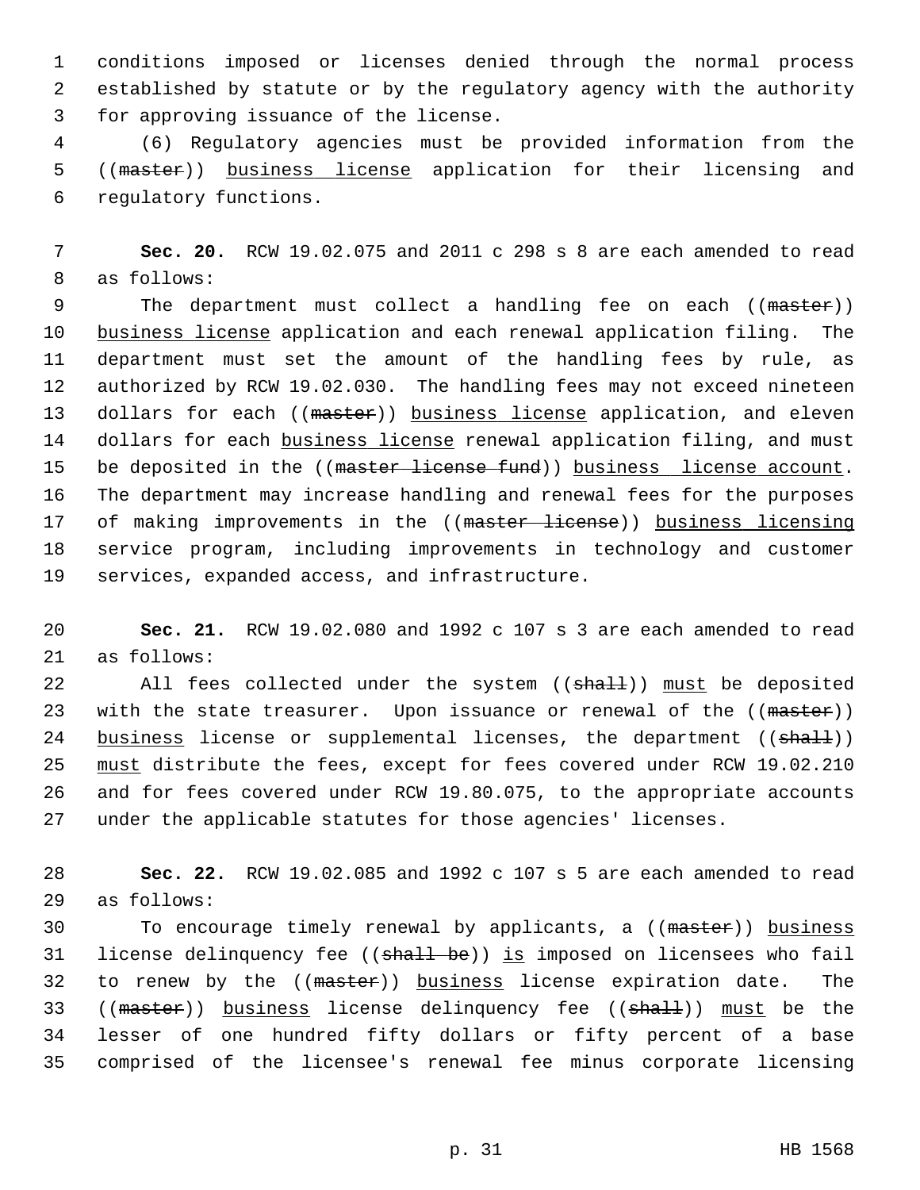conditions imposed or licenses denied through the normal process established by statute or by the regulatory agency with the authority for approving issuance of the license.

(6) Regulatory agencies must be provided information from the ((~~master~~)) <u>business license</u> application for their licensing and regulatory functions.

**Sec. 20.** RCW 19.02.075 and 2011 c 298 s 8 are each amended to read as follows:

The department must collect a handling fee on each ((~~master~~)) <u>business license</u> application and each renewal application filing. The department must set the amount of the handling fees by rule, as authorized by RCW 19.02.030. The handling fees may not exceed nineteen dollars for each ((~~master~~)) <u>business license</u> application, and eleven dollars for each <u>business license</u> renewal application filing, and must be deposited in the ((~~master license fund~~)) <u>business license account</u>. The department may increase handling and renewal fees for the purposes of making improvements in the ((~~master license~~)) <u>business licensing</u> service program, including improvements in technology and customer services, expanded access, and infrastructure.

**Sec. 21.** RCW 19.02.080 and 1992 c 107 s 3 are each amended to read as follows:

All fees collected under the system ((~~shall~~)) <u>must</u> be deposited with the state treasurer. Upon issuance or renewal of the ((~~master~~)) <u>business</u> license or supplemental licenses, the department ((~~shall~~)) <u>must</u> distribute the fees, except for fees covered under RCW 19.02.210 and for fees covered under RCW 19.80.075, to the appropriate accounts under the applicable statutes for those agencies' licenses.

**Sec. 22.** RCW 19.02.085 and 1992 c 107 s 5 are each amended to read as follows:

To encourage timely renewal by applicants, a ((~~master~~)) <u>business</u> license delinquency fee ((~~shall be~~)) <u>is</u> imposed on licensees who fail to renew by the ((~~master~~)) <u>business</u> license expiration date. The ((~~master~~)) <u>business</u> license delinquency fee ((~~shall~~)) <u>must</u> be the lesser of one hundred fifty dollars or fifty percent of a base comprised of the licensee's renewal fee minus corporate licensing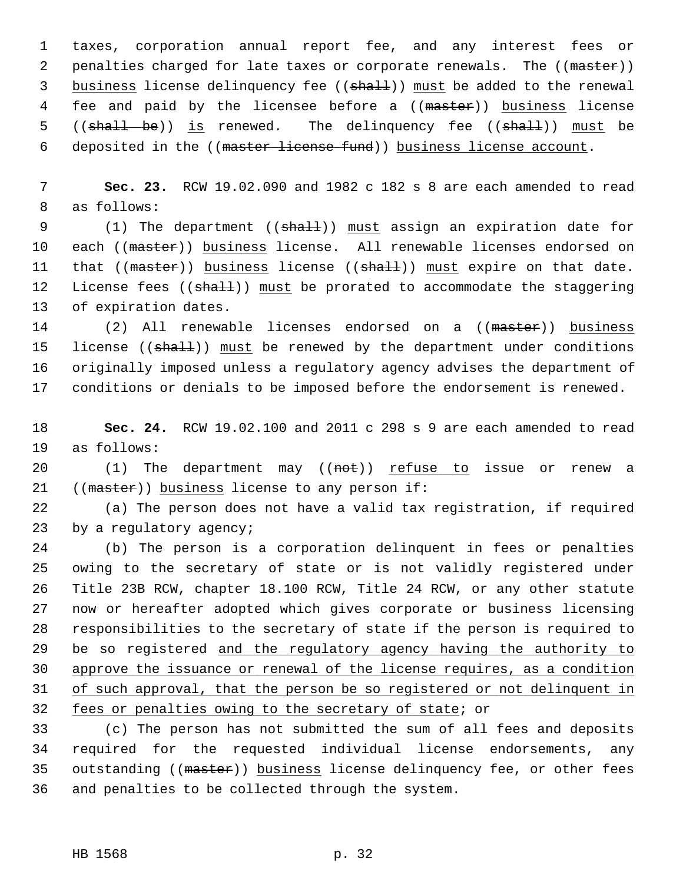taxes, corporation annual report fee, and any interest fees or penalties charged for late taxes or corporate renewals. The ((~~master~~)) <u>business</u> license delinquency fee ((~~shall~~)) <u>must</u> be added to the renewal fee and paid by the licensee before a ((~~master~~)) <u>business</u> license ((~~shall be~~)) <u>is</u> renewed. The delinquency fee ((~~shall~~)) <u>must</u> be deposited in the ((~~master license fund~~)) <u>business license account</u>.

**Sec. 23.** RCW 19.02.090 and 1982 c 182 s 8 are each amended to read as follows:

(1) The department ((~~shall~~)) <u>must</u> assign an expiration date for each ((~~master~~)) <u>business</u> license. All renewable licenses endorsed on that ((~~master~~)) <u>business</u> license ((~~shall~~)) <u>must</u> expire on that date. License fees ((~~shall~~)) <u>must</u> be prorated to accommodate the staggering of expiration dates.

(2) All renewable licenses endorsed on a ((~~master~~)) <u>business</u> license ((~~shall~~)) <u>must</u> be renewed by the department under conditions originally imposed unless a regulatory agency advises the department of conditions or denials to be imposed before the endorsement is renewed.

**Sec. 24.** RCW 19.02.100 and 2011 c 298 s 9 are each amended to read as follows:

(1) The department may ((~~not~~)) <u>refuse to</u> issue or renew a ((~~master~~)) <u>business</u> license to any person if:

(a) The person does not have a valid tax registration, if required by a regulatory agency;

(b) The person is a corporation delinquent in fees or penalties owing to the secretary of state or is not validly registered under Title 23B RCW, chapter 18.100 RCW, Title 24 RCW, or any other statute now or hereafter adopted which gives corporate or business licensing responsibilities to the secretary of state if the person is required to be so registered <u>and the regulatory agency having the authority to approve the issuance or renewal of the license requires, as a condition of such approval, that the person be so registered or not delinquent in fees or penalties owing to the secretary of state</u>; or

(c) The person has not submitted the sum of all fees and deposits required for the requested individual license endorsements, any outstanding ((~~master~~)) <u>business</u> license delinquency fee, or other fees and penalties to be collected through the system.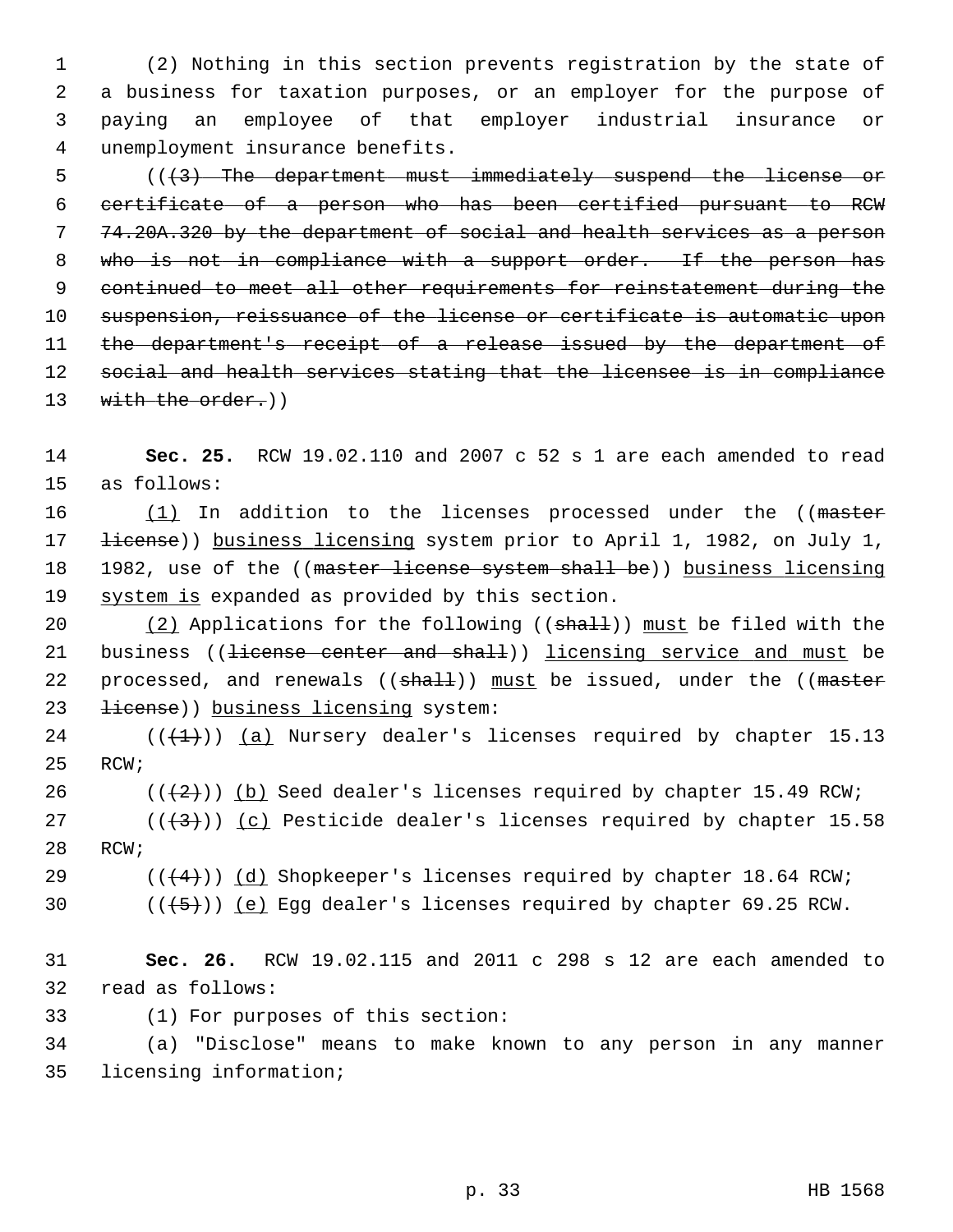(2) Nothing in this section prevents registration by the state of a business for taxation purposes, or an employer for the purpose of paying an employee of that employer industrial insurance or unemployment insurance benefits.

((~~(3) The department must immediately suspend the license or certificate of a person who has been certified pursuant to RCW 74.20A.320 by the department of social and health services as a person who is not in compliance with a support order. If the person has continued to meet all other requirements for reinstatement during the suspension, reissuance of the license or certificate is automatic upon the department's receipt of a release issued by the department of social and health services stating that the licensee is in compliance with the order.~~))

**Sec. 25.** RCW 19.02.110 and 2007 c 52 s 1 are each amended to read as follows:

<u>(1)</u> In addition to the licenses processed under the ((~~master license~~)) <u>business licensing</u> system prior to April 1, 1982, on July 1, 1982, use of the ((~~master license system shall be~~)) <u>business licensing system is</u> expanded as provided by this section.

<u>(2)</u> Applications for the following ((~~shall~~)) <u>must</u> be filed with the business ((~~license center and shall~~)) <u>licensing service and must</u> be processed, and renewals ((~~shall~~)) <u>must</u> be issued, under the ((~~master license~~)) <u>business licensing</u> system:

((~~(1)~~)) <u>(a)</u> Nursery dealer's licenses required by chapter 15.13 RCW;

((~~(2)~~)) <u>(b)</u> Seed dealer's licenses required by chapter 15.49 RCW;

((~~(3)~~)) <u>(c)</u> Pesticide dealer's licenses required by chapter 15.58 RCW;

((~~(4)~~)) <u>(d)</u> Shopkeeper's licenses required by chapter 18.64 RCW;

((~~(5)~~)) <u>(e)</u> Egg dealer's licenses required by chapter 69.25 RCW.

**Sec. 26.** RCW 19.02.115 and 2011 c 298 s 12 are each amended to read as follows:

(1) For purposes of this section:

(a) "Disclose" means to make known to any person in any manner licensing information;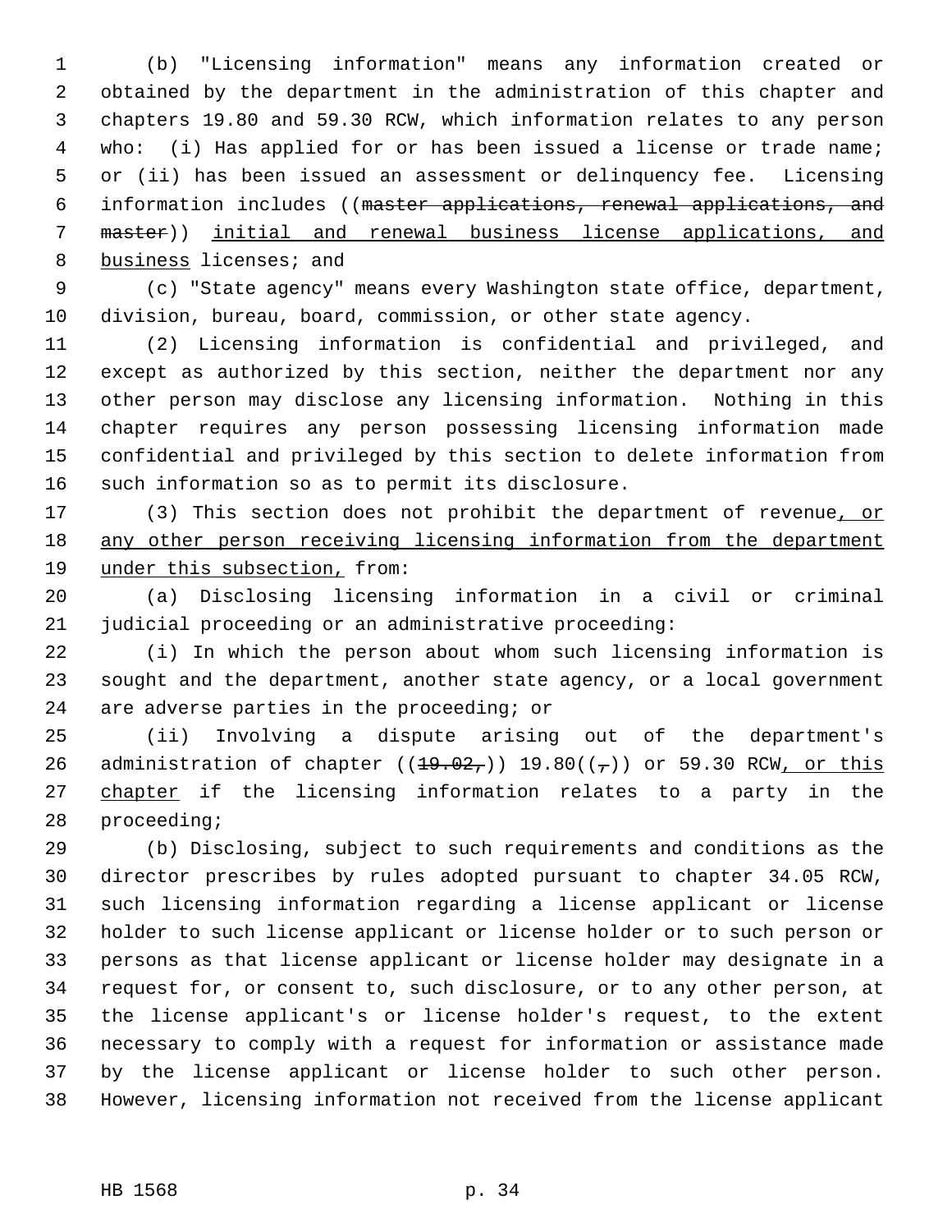(b) "Licensing information" means any information created or obtained by the department in the administration of this chapter and chapters 19.80 and 59.30 RCW, which information relates to any person who: (i) Has applied for or has been issued a license or trade name; or (ii) has been issued an assessment or delinquency fee. Licensing information includes ((~~master applications, renewal applications, and master~~)) <u>initial and renewal business license applications, and business</u> licenses; and

(c) "State agency" means every Washington state office, department, division, bureau, board, commission, or other state agency.

(2) Licensing information is confidential and privileged, and except as authorized by this section, neither the department nor any other person may disclose any licensing information. Nothing in this chapter requires any person possessing licensing information made confidential and privileged by this section to delete information from such information so as to permit its disclosure.

(3) This section does not prohibit the department of revenue<u>, or any other person receiving licensing information from the department under this subsection,</u> from:

(a) Disclosing licensing information in a civil or criminal judicial proceeding or an administrative proceeding:

(i) In which the person about whom such licensing information is sought and the department, another state agency, or a local government are adverse parties in the proceeding; or

(ii) Involving a dispute arising out of the department's administration of chapter ((~~19.02,~~)) 19.80((~~,~~)) or 59.30 RCW<u>, or this chapter</u> if the licensing information relates to a party in the proceeding;

(b) Disclosing, subject to such requirements and conditions as the director prescribes by rules adopted pursuant to chapter 34.05 RCW, such licensing information regarding a license applicant or license holder to such license applicant or license holder or to such person or persons as that license applicant or license holder may designate in a request for, or consent to, such disclosure, or to any other person, at the license applicant's or license holder's request, to the extent necessary to comply with a request for information or assistance made by the license applicant or license holder to such other person. However, licensing information not received from the license applicant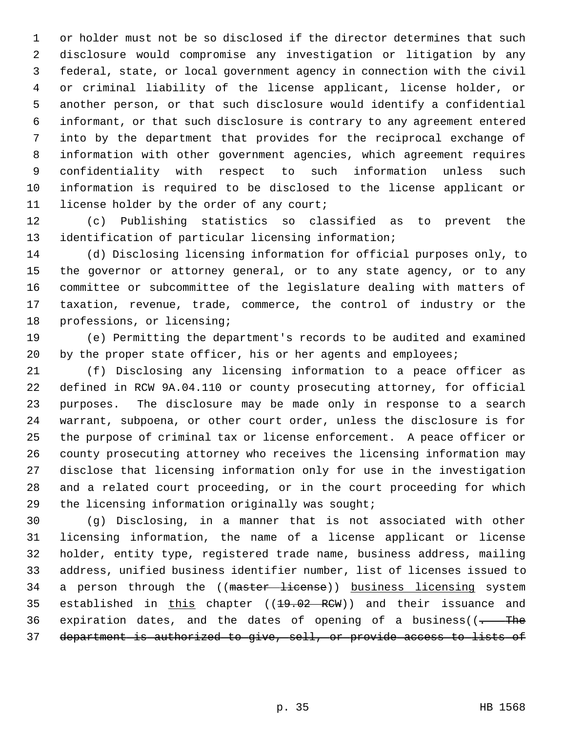or holder must not be so disclosed if the director determines that such disclosure would compromise any investigation or litigation by any federal, state, or local government agency in connection with the civil or criminal liability of the license applicant, license holder, or another person, or that such disclosure would identify a confidential informant, or that such disclosure is contrary to any agreement entered into by the department that provides for the reciprocal exchange of information with other government agencies, which agreement requires confidentiality with respect to such information unless such information is required to be disclosed to the license applicant or license holder by the order of any court;

(c) Publishing statistics so classified as to prevent the identification of particular licensing information;

(d) Disclosing licensing information for official purposes only, to the governor or attorney general, or to any state agency, or to any committee or subcommittee of the legislature dealing with matters of taxation, revenue, trade, commerce, the control of industry or the professions, or licensing;

(e) Permitting the department's records to be audited and examined by the proper state officer, his or her agents and employees;

(f) Disclosing any licensing information to a peace officer as defined in RCW 9A.04.110 or county prosecuting attorney, for official purposes. The disclosure may be made only in response to a search warrant, subpoena, or other court order, unless the disclosure is for the purpose of criminal tax or license enforcement. A peace officer or county prosecuting attorney who receives the licensing information may disclose that licensing information only for use in the investigation and a related court proceeding, or in the court proceeding for which the licensing information originally was sought;

(g) Disclosing, in a manner that is not associated with other licensing information, the name of a license applicant or license holder, entity type, registered trade name, business address, mailing address, unified business identifier number, list of licenses issued to a person through the ((~~master license~~)) <u>business licensing</u> system established in <u>this</u> chapter ((~~19.02 RCW~~)) and their issuance and expiration dates, and the dates of opening of a business((~~. The department is authorized to give, sell, or provide access to lists of~~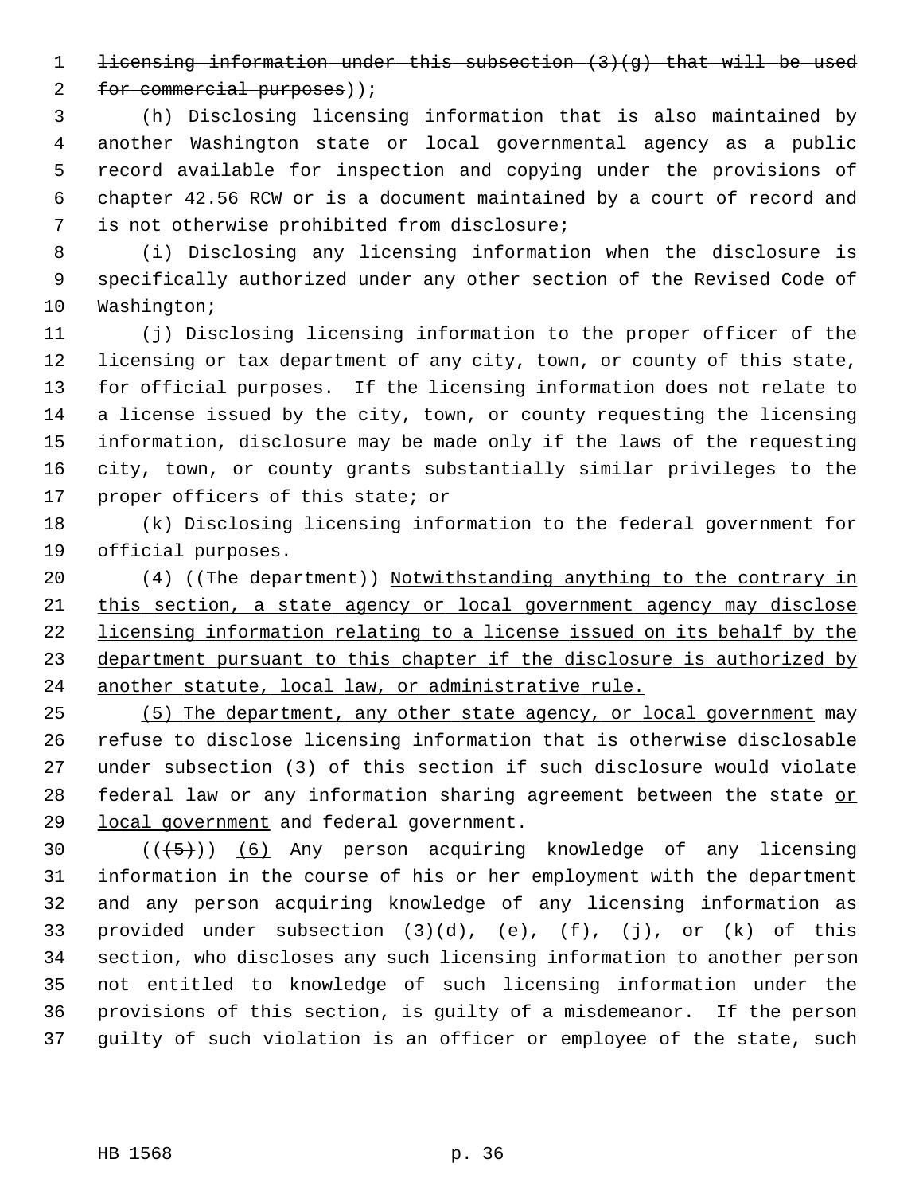~~licensing information under this subsection (3)(g) that will be used for commercial purposes~~));

(h) Disclosing licensing information that is also maintained by another Washington state or local governmental agency as a public record available for inspection and copying under the provisions of chapter 42.56 RCW or is a document maintained by a court of record and is not otherwise prohibited from disclosure;

(i) Disclosing any licensing information when the disclosure is specifically authorized under any other section of the Revised Code of Washington;

(j) Disclosing licensing information to the proper officer of the licensing or tax department of any city, town, or county of this state, for official purposes. If the licensing information does not relate to a license issued by the city, town, or county requesting the licensing information, disclosure may be made only if the laws of the requesting city, town, or county grants substantially similar privileges to the proper officers of this state; or

(k) Disclosing licensing information to the federal government for official purposes.

(4) ((~~The department~~)) <u>Notwithstanding anything to the contrary in this section, a state agency or local government agency may disclose licensing information relating to a license issued on its behalf by the department pursuant to this chapter if the disclosure is authorized by another statute, local law, or administrative rule.</u>

<u>(5) The department, any other state agency, or local government</u> may refuse to disclose licensing information that is otherwise disclosable under subsection (3) of this section if such disclosure would violate federal law or any information sharing agreement between the state <u>or local government</u> and federal government.

((~~(5)~~)) <u>(6)</u> Any person acquiring knowledge of any licensing information in the course of his or her employment with the department and any person acquiring knowledge of any licensing information as provided under subsection (3)(d), (e), (f), (j), or (k) of this section, who discloses any such licensing information to another person not entitled to knowledge of such licensing information under the provisions of this section, is guilty of a misdemeanor. If the person guilty of such violation is an officer or employee of the state, such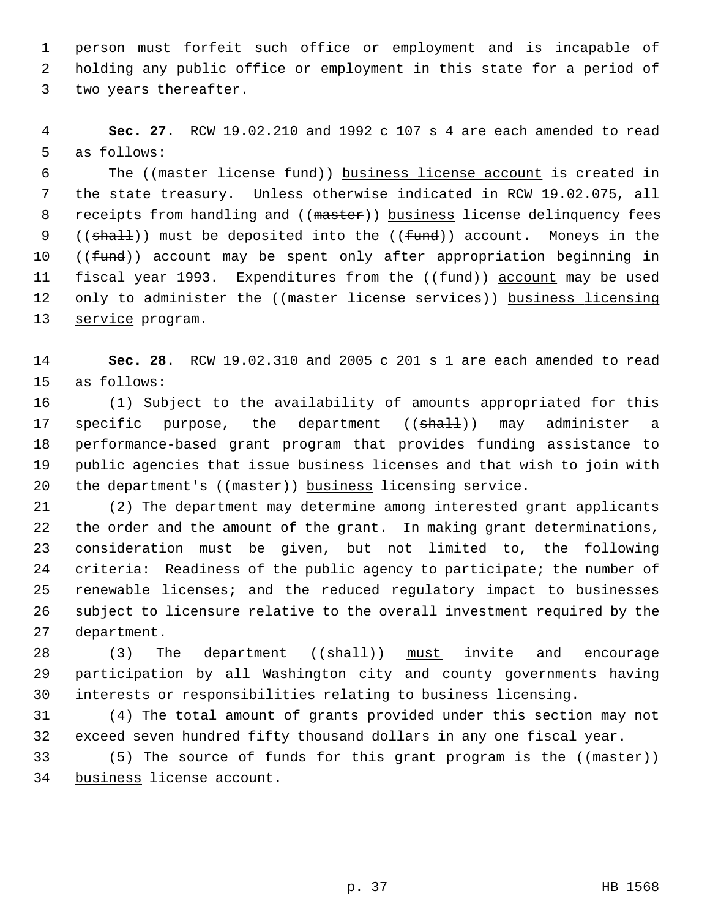person must forfeit such office or employment and is incapable of holding any public office or employment in this state for a period of two years thereafter.

**Sec. 27.** RCW 19.02.210 and 1992 c 107 s 4 are each amended to read as follows:

The ((~~master license fund~~)) <u>business license account</u> is created in the state treasury. Unless otherwise indicated in RCW 19.02.075, all receipts from handling and ((~~master~~)) <u>business</u> license delinquency fees ((~~shall~~)) <u>must</u> be deposited into the ((~~fund~~)) <u>account</u>. Moneys in the ((~~fund~~)) <u>account</u> may be spent only after appropriation beginning in fiscal year 1993. Expenditures from the ((~~fund~~)) <u>account</u> may be used only to administer the ((~~master license services~~)) <u>business licensing service</u> program.

**Sec. 28.** RCW 19.02.310 and 2005 c 201 s 1 are each amended to read as follows:

(1) Subject to the availability of amounts appropriated for this specific purpose, the department ((~~shall~~)) <u>may</u> administer a performance-based grant program that provides funding assistance to public agencies that issue business licenses and that wish to join with the department's ((~~master~~)) <u>business</u> licensing service.

(2) The department may determine among interested grant applicants the order and the amount of the grant. In making grant determinations, consideration must be given, but not limited to, the following criteria: Readiness of the public agency to participate; the number of renewable licenses; and the reduced regulatory impact to businesses subject to licensure relative to the overall investment required by the department.

(3) The department ((~~shall~~)) <u>must</u> invite and encourage participation by all Washington city and county governments having interests or responsibilities relating to business licensing.

(4) The total amount of grants provided under this section may not exceed seven hundred fifty thousand dollars in any one fiscal year.

(5) The source of funds for this grant program is the ((~~master~~)) <u>business</u> license account.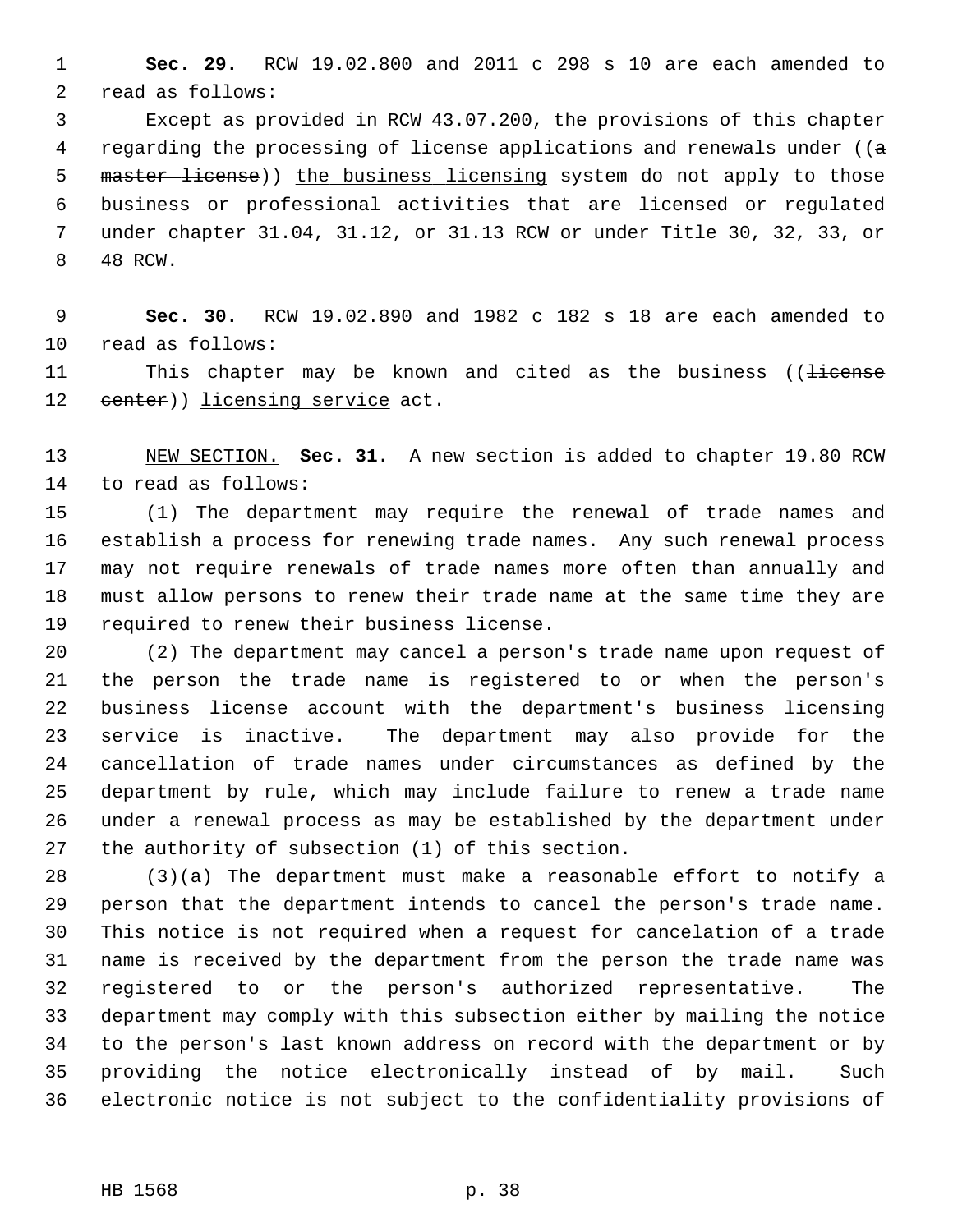**Sec. 29.** RCW 19.02.800 and 2011 c 298 s 10 are each amended to read as follows:

Except as provided in RCW 43.07.200, the provisions of this chapter regarding the processing of license applications and renewals under ((~~a master license~~)) <u>the business licensing</u> system do not apply to those business or professional activities that are licensed or regulated under chapter 31.04, 31.12, or 31.13 RCW or under Title 30, 32, 33, or 48 RCW.

**Sec. 30.** RCW 19.02.890 and 1982 c 182 s 18 are each amended to read as follows:

This chapter may be known and cited as the business ((~~license center~~)) <u>licensing service</u> act.

<u>NEW SECTION.</u> **Sec. 31.** A new section is added to chapter 19.80 RCW to read as follows:

(1) The department may require the renewal of trade names and establish a process for renewing trade names. Any such renewal process may not require renewals of trade names more often than annually and must allow persons to renew their trade name at the same time they are required to renew their business license.

(2) The department may cancel a person's trade name upon request of the person the trade name is registered to or when the person's business license account with the department's business licensing service is inactive. The department may also provide for the cancellation of trade names under circumstances as defined by the department by rule, which may include failure to renew a trade name under a renewal process as may be established by the department under the authority of subsection (1) of this section.

(3)(a) The department must make a reasonable effort to notify a person that the department intends to cancel the person's trade name. This notice is not required when a request for cancelation of a trade name is received by the department from the person the trade name was registered to or the person's authorized representative. The department may comply with this subsection either by mailing the notice to the person's last known address on record with the department or by providing the notice electronically instead of by mail. Such electronic notice is not subject to the confidentiality provisions of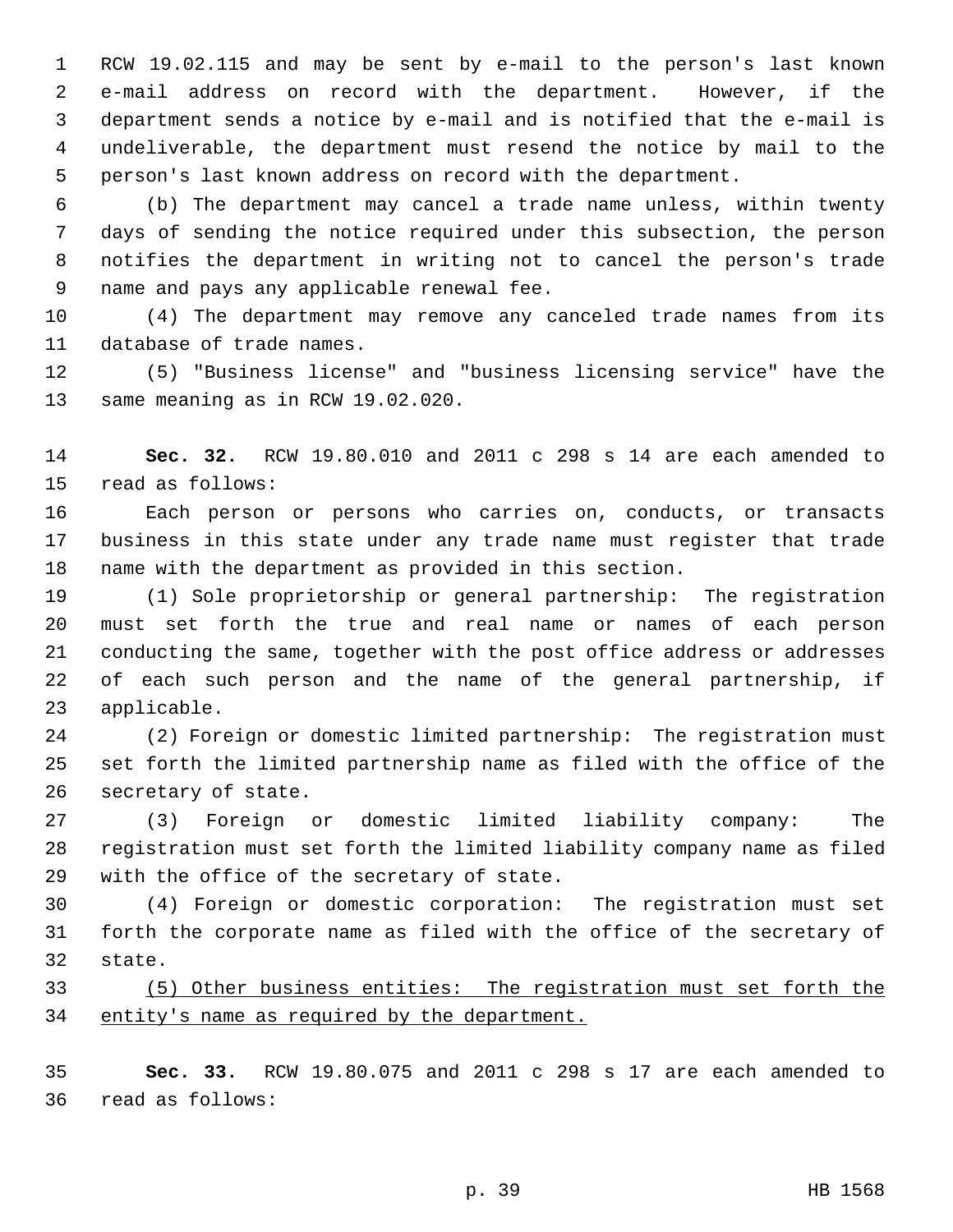RCW 19.02.115 and may be sent by e-mail to the person's last known e-mail address on record with the department. However, if the department sends a notice by e-mail and is notified that the e-mail is undeliverable, the department must resend the notice by mail to the person's last known address on record with the department.

(b) The department may cancel a trade name unless, within twenty days of sending the notice required under this subsection, the person notifies the department in writing not to cancel the person's trade name and pays any applicable renewal fee.

(4) The department may remove any canceled trade names from its database of trade names.

(5) "Business license" and "business licensing service" have the same meaning as in RCW 19.02.020.

**Sec. 32.** RCW 19.80.010 and 2011 c 298 s 14 are each amended to read as follows:

Each person or persons who carries on, conducts, or transacts business in this state under any trade name must register that trade name with the department as provided in this section.

(1) Sole proprietorship or general partnership: The registration must set forth the true and real name or names of each person conducting the same, together with the post office address or addresses of each such person and the name of the general partnership, if applicable.

(2) Foreign or domestic limited partnership: The registration must set forth the limited partnership name as filed with the office of the secretary of state.

(3) Foreign or domestic limited liability company: The registration must set forth the limited liability company name as filed with the office of the secretary of state.

(4) Foreign or domestic corporation: The registration must set forth the corporate name as filed with the office of the secretary of state.

<u>(5) Other business entities: The registration must set forth the entity's name as required by the department.</u>

**Sec. 33.** RCW 19.80.075 and 2011 c 298 s 17 are each amended to read as follows: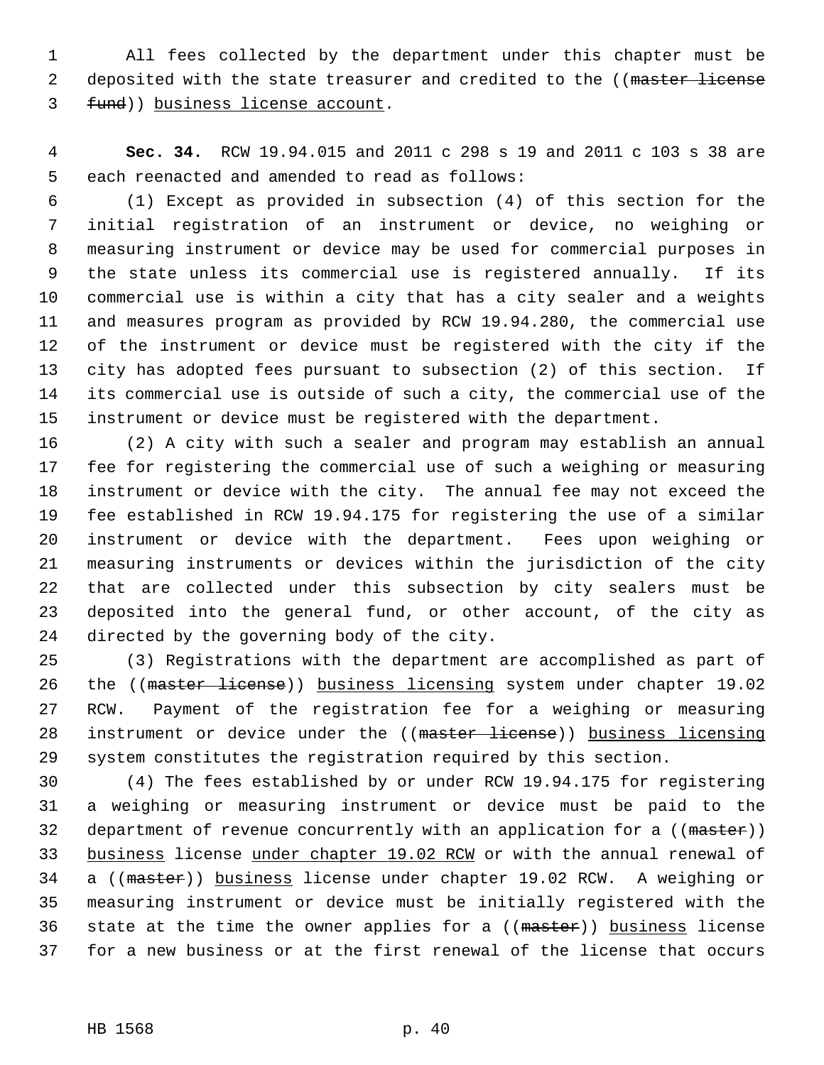All fees collected by the department under this chapter must be deposited with the state treasurer and credited to the ((~~master license fund~~)) <u>business license account</u>.

**Sec. 34.** RCW 19.94.015 and 2011 c 298 s 19 and 2011 c 103 s 38 are each reenacted and amended to read as follows:

(1) Except as provided in subsection (4) of this section for the initial registration of an instrument or device, no weighing or measuring instrument or device may be used for commercial purposes in the state unless its commercial use is registered annually. If its commercial use is within a city that has a city sealer and a weights and measures program as provided by RCW 19.94.280, the commercial use of the instrument or device must be registered with the city if the city has adopted fees pursuant to subsection (2) of this section. If its commercial use is outside of such a city, the commercial use of the instrument or device must be registered with the department.

(2) A city with such a sealer and program may establish an annual fee for registering the commercial use of such a weighing or measuring instrument or device with the city. The annual fee may not exceed the fee established in RCW 19.94.175 for registering the use of a similar instrument or device with the department. Fees upon weighing or measuring instruments or devices within the jurisdiction of the city that are collected under this subsection by city sealers must be deposited into the general fund, or other account, of the city as directed by the governing body of the city.

(3) Registrations with the department are accomplished as part of the ((~~master license~~)) <u>business licensing</u> system under chapter 19.02 RCW. Payment of the registration fee for a weighing or measuring instrument or device under the ((~~master license~~)) <u>business licensing</u> system constitutes the registration required by this section.

(4) The fees established by or under RCW 19.94.175 for registering a weighing or measuring instrument or device must be paid to the department of revenue concurrently with an application for a ((~~master~~)) <u>business</u> license <u>under chapter 19.02 RCW</u> or with the annual renewal of a ((~~master~~)) <u>business</u> license under chapter 19.02 RCW. A weighing or measuring instrument or device must be initially registered with the state at the time the owner applies for a ((~~master~~)) <u>business</u> license for a new business or at the first renewal of the license that occurs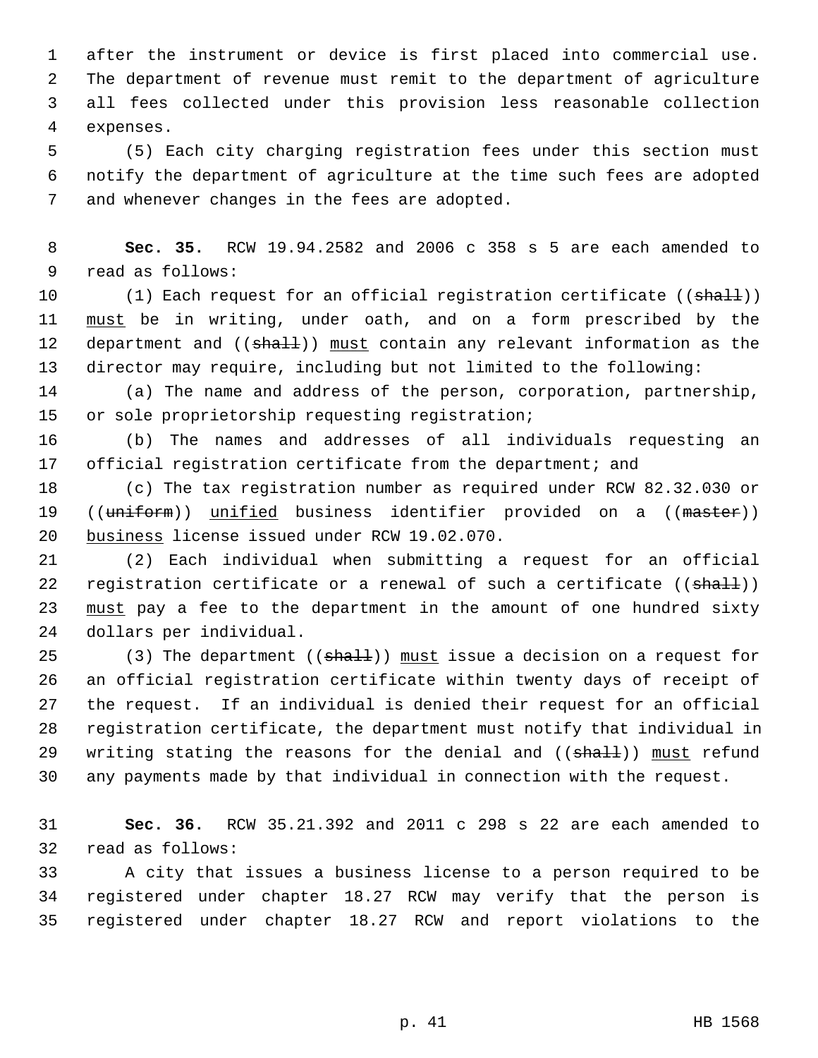after the instrument or device is first placed into commercial use. The department of revenue must remit to the department of agriculture all fees collected under this provision less reasonable collection expenses.

(5) Each city charging registration fees under this section must notify the department of agriculture at the time such fees are adopted and whenever changes in the fees are adopted.

**Sec. 35.** RCW 19.94.2582 and 2006 c 358 s 5 are each amended to read as follows:

(1) Each request for an official registration certificate ((~~shall~~)) <u>must</u> be in writing, under oath, and on a form prescribed by the department and ((~~shall~~)) <u>must</u> contain any relevant information as the director may require, including but not limited to the following:

(a) The name and address of the person, corporation, partnership, or sole proprietorship requesting registration;

(b) The names and addresses of all individuals requesting an official registration certificate from the department; and

(c) The tax registration number as required under RCW 82.32.030 or ((~~uniform~~)) <u>unified</u> business identifier provided on a ((~~master~~)) <u>business</u> license issued under RCW 19.02.070.

(2) Each individual when submitting a request for an official registration certificate or a renewal of such a certificate ((~~shall~~)) <u>must</u> pay a fee to the department in the amount of one hundred sixty dollars per individual.

(3) The department ((~~shall~~)) <u>must</u> issue a decision on a request for an official registration certificate within twenty days of receipt of the request. If an individual is denied their request for an official registration certificate, the department must notify that individual in writing stating the reasons for the denial and ((~~shall~~)) <u>must</u> refund any payments made by that individual in connection with the request.

**Sec. 36.** RCW 35.21.392 and 2011 c 298 s 22 are each amended to read as follows:

A city that issues a business license to a person required to be registered under chapter 18.27 RCW may verify that the person is registered under chapter 18.27 RCW and report violations to the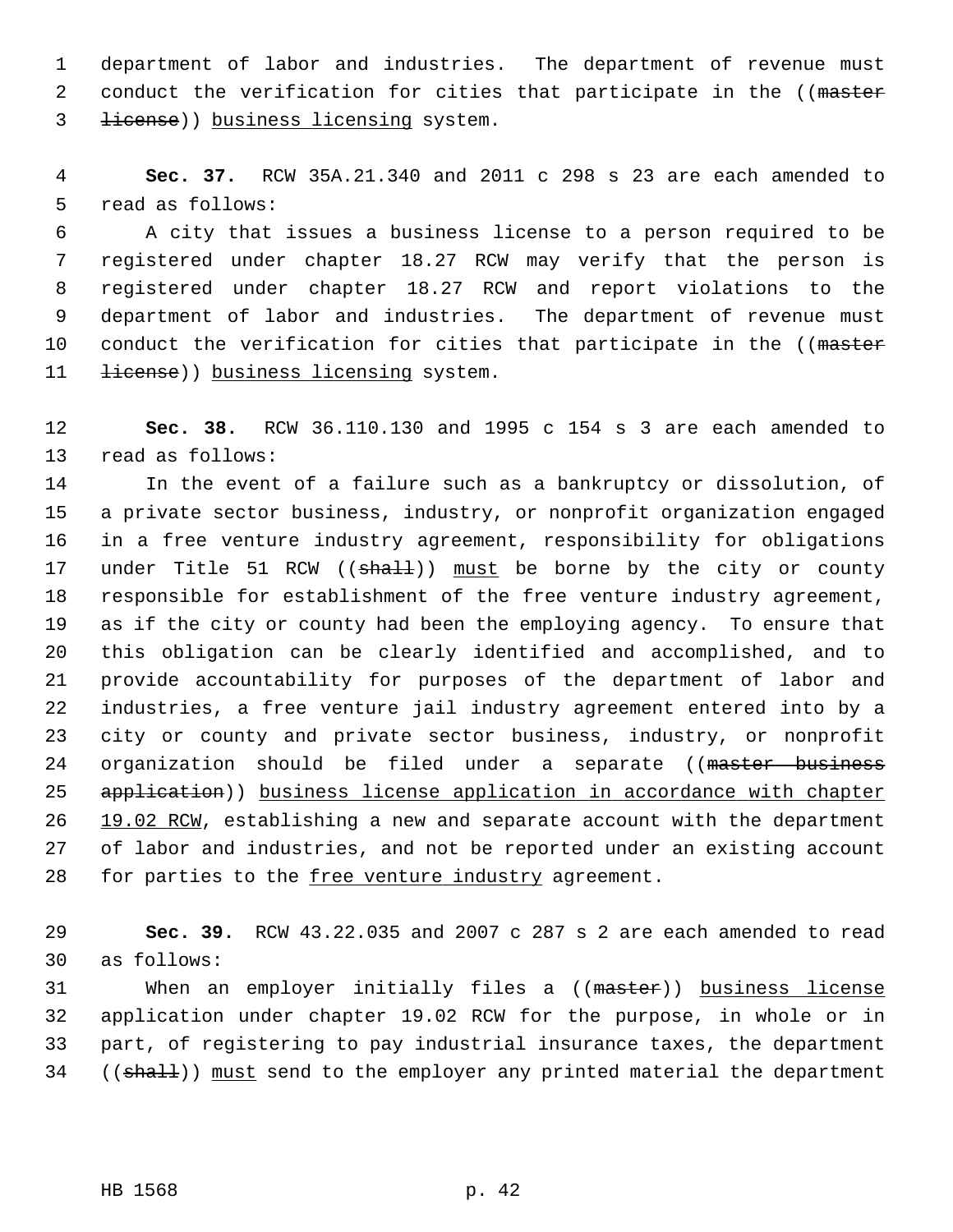department of labor and industries. The department of revenue must conduct the verification for cities that participate in the ((~~master license~~)) <u>business licensing</u> system.

**Sec. 37.** RCW 35A.21.340 and 2011 c 298 s 23 are each amended to read as follows:

A city that issues a business license to a person required to be registered under chapter 18.27 RCW may verify that the person is registered under chapter 18.27 RCW and report violations to the department of labor and industries. The department of revenue must conduct the verification for cities that participate in the ((~~master license~~)) <u>business licensing</u> system.

**Sec. 38.** RCW 36.110.130 and 1995 c 154 s 3 are each amended to read as follows:

In the event of a failure such as a bankruptcy or dissolution, of a private sector business, industry, or nonprofit organization engaged in a free venture industry agreement, responsibility for obligations under Title 51 RCW ((~~shall~~)) <u>must</u> be borne by the city or county responsible for establishment of the free venture industry agreement, as if the city or county had been the employing agency. To ensure that this obligation can be clearly identified and accomplished, and to provide accountability for purposes of the department of labor and industries, a free venture jail industry agreement entered into by a city or county and private sector business, industry, or nonprofit organization should be filed under a separate ((~~master business application~~)) <u>business license application in accordance with chapter 19.02 RCW</u>, establishing a new and separate account with the department of labor and industries, and not be reported under an existing account for parties to the <u>free venture industry</u> agreement.

**Sec. 39.** RCW 43.22.035 and 2007 c 287 s 2 are each amended to read as follows:

When an employer initially files a ((~~master~~)) <u>business license</u> application under chapter 19.02 RCW for the purpose, in whole or in part, of registering to pay industrial insurance taxes, the department ((~~shall~~)) <u>must</u> send to the employer any printed material the department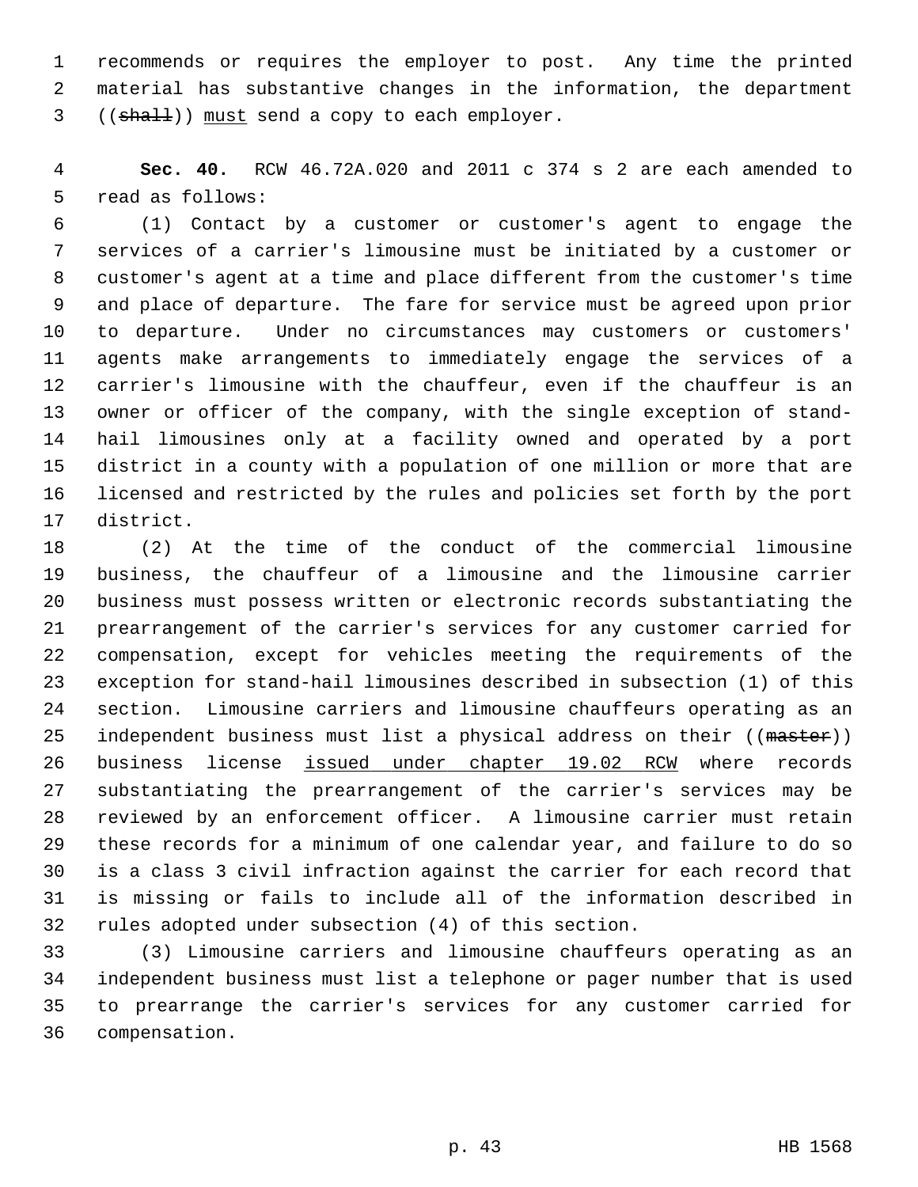recommends or requires the employer to post. Any time the printed material has substantive changes in the information, the department ((~~shall~~)) <u>must</u> send a copy to each employer.

**Sec. 40.** RCW 46.72A.020 and 2011 c 374 s 2 are each amended to read as follows:

(1) Contact by a customer or customer's agent to engage the services of a carrier's limousine must be initiated by a customer or customer's agent at a time and place different from the customer's time and place of departure. The fare for service must be agreed upon prior to departure. Under no circumstances may customers or customers' agents make arrangements to immediately engage the services of a carrier's limousine with the chauffeur, even if the chauffeur is an owner or officer of the company, with the single exception of stand-hail limousines only at a facility owned and operated by a port district in a county with a population of one million or more that are licensed and restricted by the rules and policies set forth by the port district.

(2) At the time of the conduct of the commercial limousine business, the chauffeur of a limousine and the limousine carrier business must possess written or electronic records substantiating the prearrangement of the carrier's services for any customer carried for compensation, except for vehicles meeting the requirements of the exception for stand-hail limousines described in subsection (1) of this section. Limousine carriers and limousine chauffeurs operating as an independent business must list a physical address on their ((~~master~~)) business license <u>issued under chapter 19.02 RCW</u> where records substantiating the prearrangement of the carrier's services may be reviewed by an enforcement officer. A limousine carrier must retain these records for a minimum of one calendar year, and failure to do so is a class 3 civil infraction against the carrier for each record that is missing or fails to include all of the information described in rules adopted under subsection (4) of this section.

(3) Limousine carriers and limousine chauffeurs operating as an independent business must list a telephone or pager number that is used to prearrange the carrier's services for any customer carried for compensation.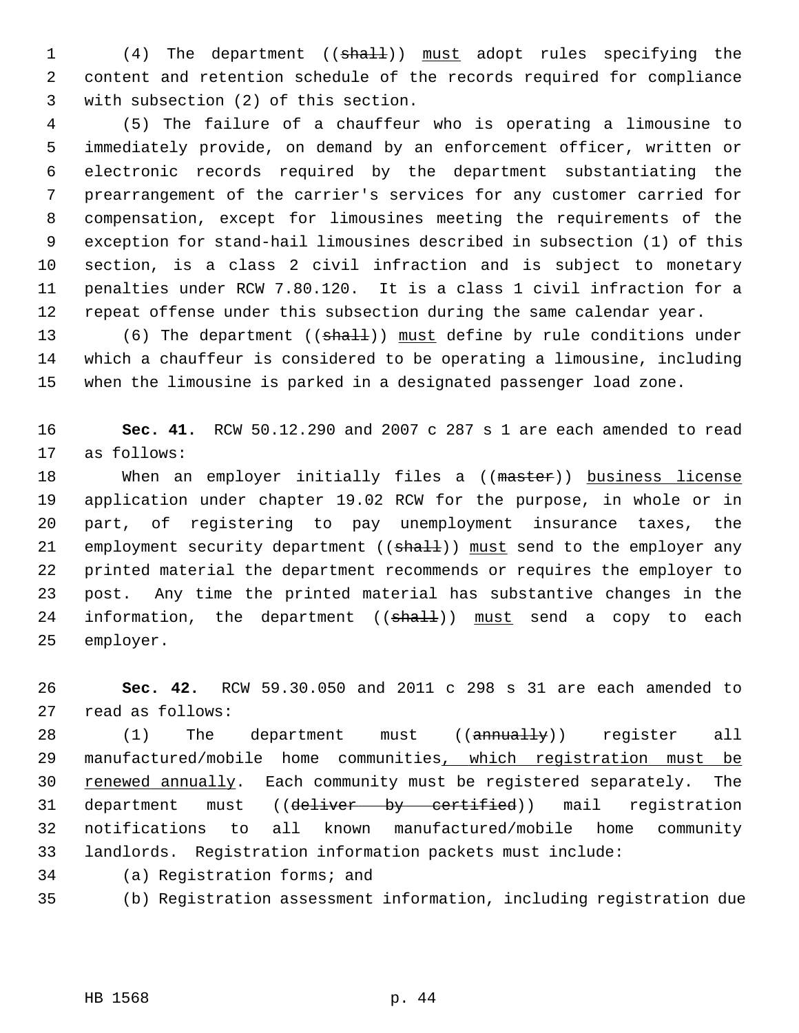(4) The department ((~~shall~~)) <u>must</u> adopt rules specifying the content and retention schedule of the records required for compliance with subsection (2) of this section.

(5) The failure of a chauffeur who is operating a limousine to immediately provide, on demand by an enforcement officer, written or electronic records required by the department substantiating the prearrangement of the carrier's services for any customer carried for compensation, except for limousines meeting the requirements of the exception for stand-hail limousines described in subsection (1) of this section, is a class 2 civil infraction and is subject to monetary penalties under RCW 7.80.120. It is a class 1 civil infraction for a repeat offense under this subsection during the same calendar year.

(6) The department ((~~shall~~)) <u>must</u> define by rule conditions under which a chauffeur is considered to be operating a limousine, including when the limousine is parked in a designated passenger load zone.

**Sec. 41.** RCW 50.12.290 and 2007 c 287 s 1 are each amended to read as follows:

When an employer initially files a ((~~master~~)) <u>business license</u> application under chapter 19.02 RCW for the purpose, in whole or in part, of registering to pay unemployment insurance taxes, the employment security department ((~~shall~~)) <u>must</u> send to the employer any printed material the department recommends or requires the employer to post. Any time the printed material has substantive changes in the information, the department ((~~shall~~)) <u>must</u> send a copy to each employer.

**Sec. 42.** RCW 59.30.050 and 2011 c 298 s 31 are each amended to read as follows:

(1) The department must ((~~annually~~)) register all manufactured/mobile home communities<u>, which registration must be renewed annually</u>. Each community must be registered separately. The department must ((~~deliver by certified~~)) mail registration notifications to all known manufactured/mobile home community landlords. Registration information packets must include:

(a) Registration forms; and

(b) Registration assessment information, including registration due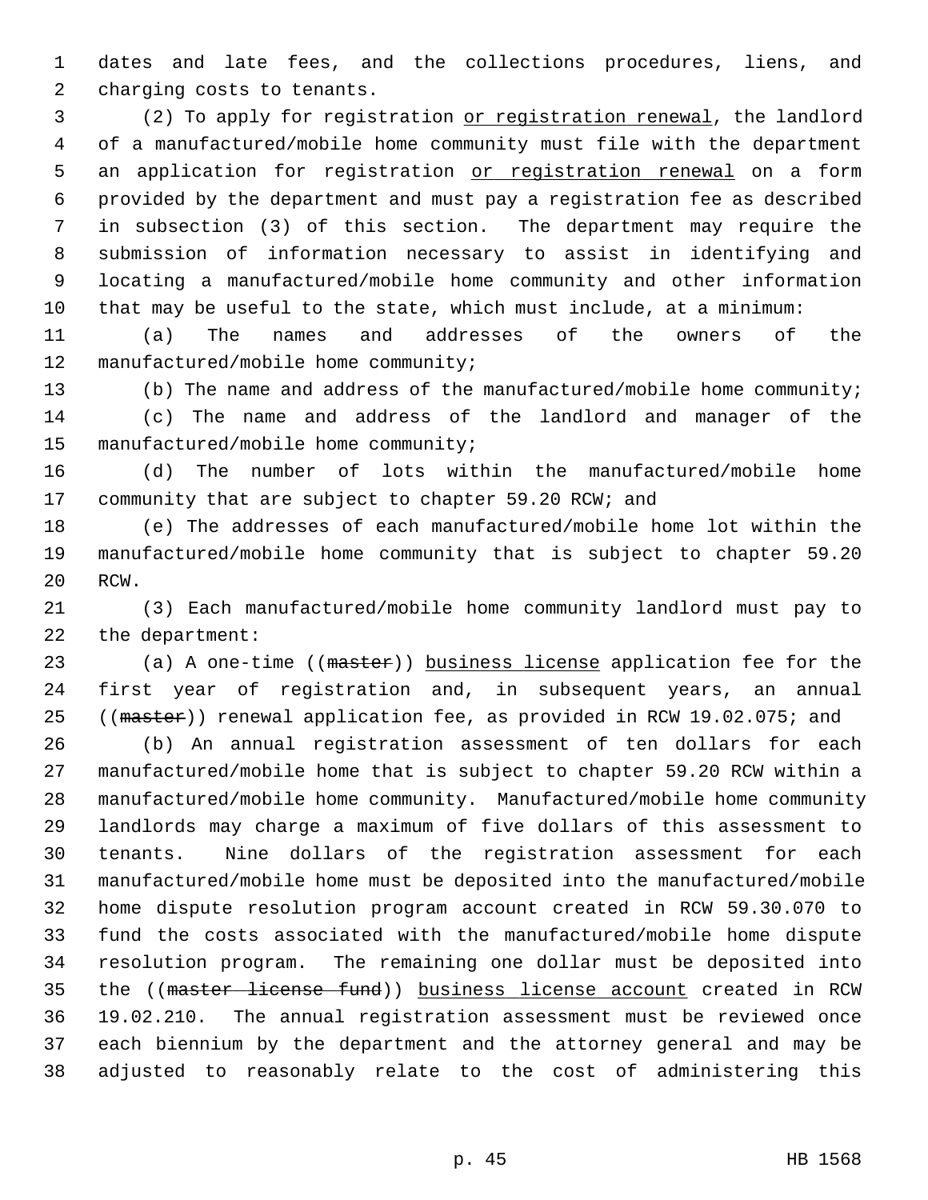dates and late fees, and the collections procedures, liens, and charging costs to tenants.

(2) To apply for registration <u>or registration renewal</u>, the landlord of a manufactured/mobile home community must file with the department an application for registration <u>or registration renewal</u> on a form provided by the department and must pay a registration fee as described in subsection (3) of this section. The department may require the submission of information necessary to assist in identifying and locating a manufactured/mobile home community and other information that may be useful to the state, which must include, at a minimum:

(a) The names and addresses of the owners of the manufactured/mobile home community;

(b) The name and address of the manufactured/mobile home community;

(c) The name and address of the landlord and manager of the manufactured/mobile home community;

(d) The number of lots within the manufactured/mobile home community that are subject to chapter 59.20 RCW; and

(e) The addresses of each manufactured/mobile home lot within the manufactured/mobile home community that is subject to chapter 59.20 RCW.

(3) Each manufactured/mobile home community landlord must pay to the department:

(a) A one-time ((~~master~~)) <u>business license</u> application fee for the first year of registration and, in subsequent years, an annual ((~~master~~)) renewal application fee, as provided in RCW 19.02.075; and

(b) An annual registration assessment of ten dollars for each manufactured/mobile home that is subject to chapter 59.20 RCW within a manufactured/mobile home community. Manufactured/mobile home community landlords may charge a maximum of five dollars of this assessment to tenants. Nine dollars of the registration assessment for each manufactured/mobile home must be deposited into the manufactured/mobile home dispute resolution program account created in RCW 59.30.070 to fund the costs associated with the manufactured/mobile home dispute resolution program. The remaining one dollar must be deposited into the ((~~master license fund~~)) <u>business license account</u> created in RCW 19.02.210. The annual registration assessment must be reviewed once each biennium by the department and the attorney general and may be adjusted to reasonably relate to the cost of administering this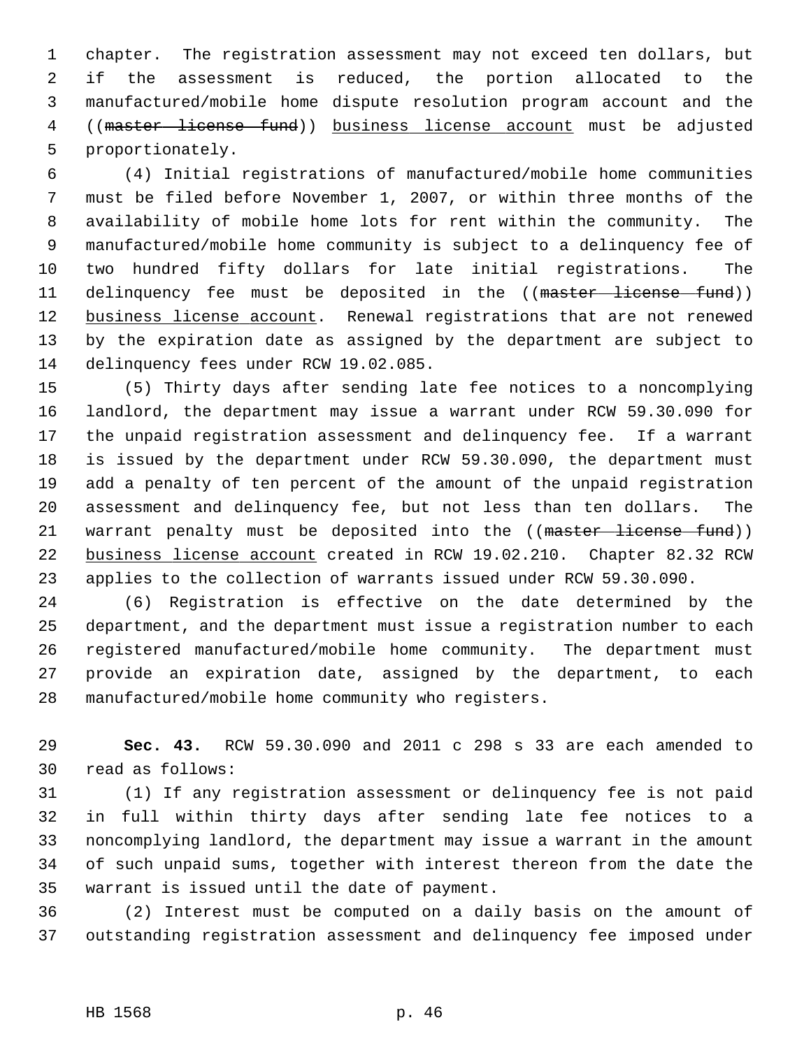chapter. The registration assessment may not exceed ten dollars, but if the assessment is reduced, the portion allocated to the manufactured/mobile home dispute resolution program account and the ((~~master license fund~~)) <u>business license account</u> must be adjusted proportionately.

(4) Initial registrations of manufactured/mobile home communities must be filed before November 1, 2007, or within three months of the availability of mobile home lots for rent within the community. The manufactured/mobile home community is subject to a delinquency fee of two hundred fifty dollars for late initial registrations. The delinquency fee must be deposited in the ((~~master license fund~~)) <u>business license account</u>. Renewal registrations that are not renewed by the expiration date as assigned by the department are subject to delinquency fees under RCW 19.02.085.

(5) Thirty days after sending late fee notices to a noncomplying landlord, the department may issue a warrant under RCW 59.30.090 for the unpaid registration assessment and delinquency fee. If a warrant is issued by the department under RCW 59.30.090, the department must add a penalty of ten percent of the amount of the unpaid registration assessment and delinquency fee, but not less than ten dollars. The warrant penalty must be deposited into the ((~~master license fund~~)) <u>business license account</u> created in RCW 19.02.210. Chapter 82.32 RCW applies to the collection of warrants issued under RCW 59.30.090.

(6) Registration is effective on the date determined by the department, and the department must issue a registration number to each registered manufactured/mobile home community. The department must provide an expiration date, assigned by the department, to each manufactured/mobile home community who registers.

**Sec. 43.** RCW 59.30.090 and 2011 c 298 s 33 are each amended to read as follows:

(1) If any registration assessment or delinquency fee is not paid in full within thirty days after sending late fee notices to a noncomplying landlord, the department may issue a warrant in the amount of such unpaid sums, together with interest thereon from the date the warrant is issued until the date of payment.

(2) Interest must be computed on a daily basis on the amount of outstanding registration assessment and delinquency fee imposed under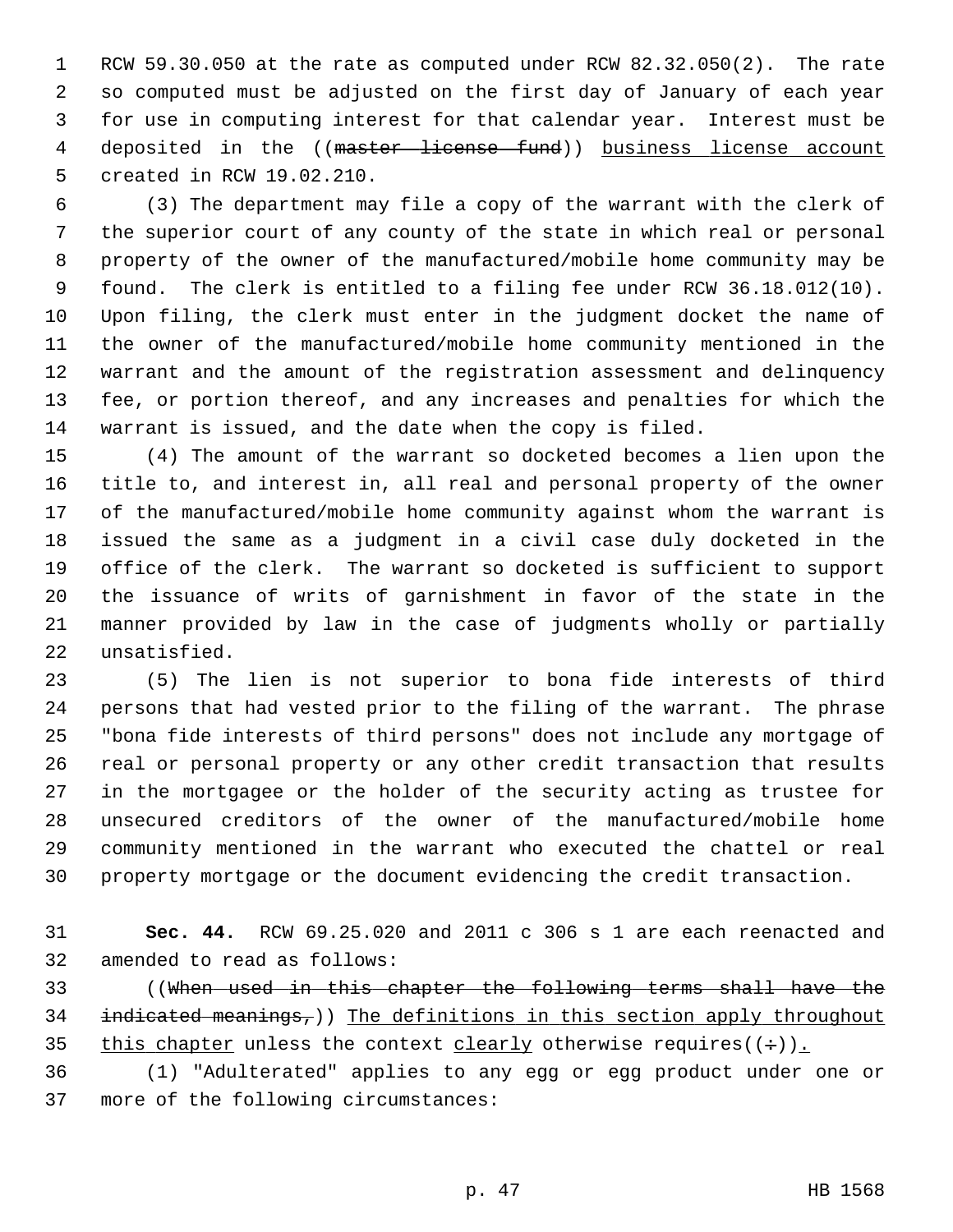RCW 59.30.050 at the rate as computed under RCW 82.32.050(2). The rate so computed must be adjusted on the first day of January of each year for use in computing interest for that calendar year. Interest must be deposited in the ((~~master license fund~~)) <u>business license account</u> created in RCW 19.02.210.

(3) The department may file a copy of the warrant with the clerk of the superior court of any county of the state in which real or personal property of the owner of the manufactured/mobile home community may be found. The clerk is entitled to a filing fee under RCW 36.18.012(10). Upon filing, the clerk must enter in the judgment docket the name of the owner of the manufactured/mobile home community mentioned in the warrant and the amount of the registration assessment and delinquency fee, or portion thereof, and any increases and penalties for which the warrant is issued, and the date when the copy is filed.

(4) The amount of the warrant so docketed becomes a lien upon the title to, and interest in, all real and personal property of the owner of the manufactured/mobile home community against whom the warrant is issued the same as a judgment in a civil case duly docketed in the office of the clerk. The warrant so docketed is sufficient to support the issuance of writs of garnishment in favor of the state in the manner provided by law in the case of judgments wholly or partially unsatisfied.

(5) The lien is not superior to bona fide interests of third persons that had vested prior to the filing of the warrant. The phrase "bona fide interests of third persons" does not include any mortgage of real or personal property or any other credit transaction that results in the mortgagee or the holder of the security acting as trustee for unsecured creditors of the owner of the manufactured/mobile home community mentioned in the warrant who executed the chattel or real property mortgage or the document evidencing the credit transaction.

**Sec. 44.** RCW 69.25.020 and 2011 c 306 s 1 are each reenacted and amended to read as follows:

((~~When used in this chapter the following terms shall have the indicated meanings,~~)) <u>The definitions in this section apply throughout this chapter</u> unless the context <u>clearly</u> otherwise requires((~~:~~))<u>.</u>

(1) "Adulterated" applies to any egg or egg product under one or more of the following circumstances: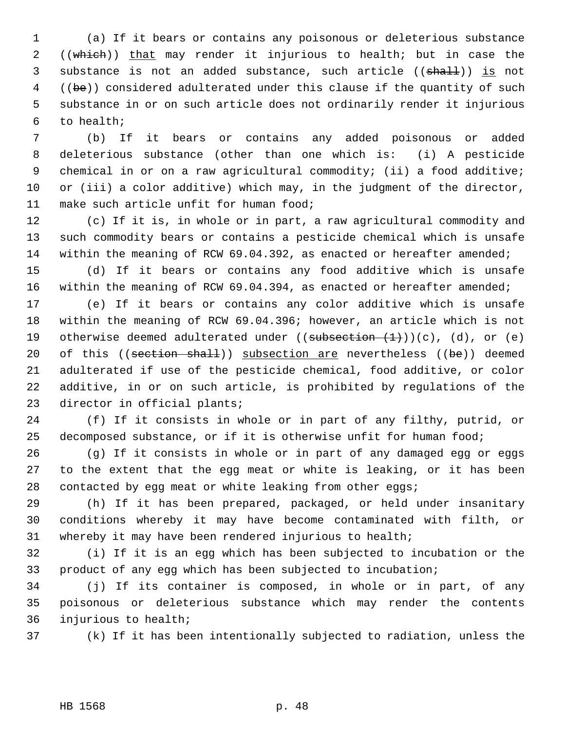(a) If it bears or contains any poisonous or deleterious substance ((~~which~~)) <u>that</u> may render it injurious to health; but in case the substance is not an added substance, such article ((~~shall~~)) <u>is</u> not ((~~be~~)) considered adulterated under this clause if the quantity of such substance in or on such article does not ordinarily render it injurious to health;

(b) If it bears or contains any added poisonous or added deleterious substance (other than one which is: (i) A pesticide chemical in or on a raw agricultural commodity; (ii) a food additive; or (iii) a color additive) which may, in the judgment of the director, make such article unfit for human food;

(c) If it is, in whole or in part, a raw agricultural commodity and such commodity bears or contains a pesticide chemical which is unsafe within the meaning of RCW 69.04.392, as enacted or hereafter amended;

(d) If it bears or contains any food additive which is unsafe within the meaning of RCW 69.04.394, as enacted or hereafter amended;

(e) If it bears or contains any color additive which is unsafe within the meaning of RCW 69.04.396; however, an article which is not otherwise deemed adulterated under ((~~subsection (1)~~))(c), (d), or (e) of this ((~~section shall~~)) <u>subsection are</u> nevertheless ((~~be~~)) deemed adulterated if use of the pesticide chemical, food additive, or color additive, in or on such article, is prohibited by regulations of the director in official plants;

(f) If it consists in whole or in part of any filthy, putrid, or decomposed substance, or if it is otherwise unfit for human food;

(g) If it consists in whole or in part of any damaged egg or eggs to the extent that the egg meat or white is leaking, or it has been contacted by egg meat or white leaking from other eggs;

(h) If it has been prepared, packaged, or held under insanitary conditions whereby it may have become contaminated with filth, or whereby it may have been rendered injurious to health;

(i) If it is an egg which has been subjected to incubation or the product of any egg which has been subjected to incubation;

(j) If its container is composed, in whole or in part, of any poisonous or deleterious substance which may render the contents injurious to health;

(k) If it has been intentionally subjected to radiation, unless the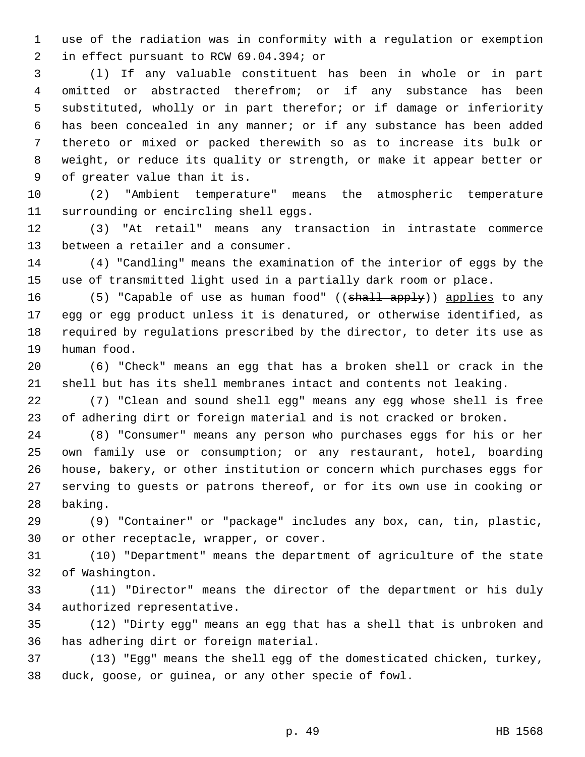use of the radiation was in conformity with a regulation or exemption in effect pursuant to RCW 69.04.394; or

(l) If any valuable constituent has been in whole or in part omitted or abstracted therefrom; or if any substance has been substituted, wholly or in part therefor; or if damage or inferiority has been concealed in any manner; or if any substance has been added thereto or mixed or packed therewith so as to increase its bulk or weight, or reduce its quality or strength, or make it appear better or of greater value than it is.

(2) "Ambient temperature" means the atmospheric temperature surrounding or encircling shell eggs.

(3) "At retail" means any transaction in intrastate commerce between a retailer and a consumer.

(4) "Candling" means the examination of the interior of eggs by the use of transmitted light used in a partially dark room or place.

(5) "Capable of use as human food" ((~~shall apply~~)) <u>applies</u> to any egg or egg product unless it is denatured, or otherwise identified, as required by regulations prescribed by the director, to deter its use as human food.

(6) "Check" means an egg that has a broken shell or crack in the shell but has its shell membranes intact and contents not leaking.

(7) "Clean and sound shell egg" means any egg whose shell is free of adhering dirt or foreign material and is not cracked or broken.

(8) "Consumer" means any person who purchases eggs for his or her own family use or consumption; or any restaurant, hotel, boarding house, bakery, or other institution or concern which purchases eggs for serving to guests or patrons thereof, or for its own use in cooking or baking.

(9) "Container" or "package" includes any box, can, tin, plastic, or other receptacle, wrapper, or cover.

(10) "Department" means the department of agriculture of the state of Washington.

(11) "Director" means the director of the department or his duly authorized representative.

(12) "Dirty egg" means an egg that has a shell that is unbroken and has adhering dirt or foreign material.

(13) "Egg" means the shell egg of the domesticated chicken, turkey, duck, goose, or guinea, or any other specie of fowl.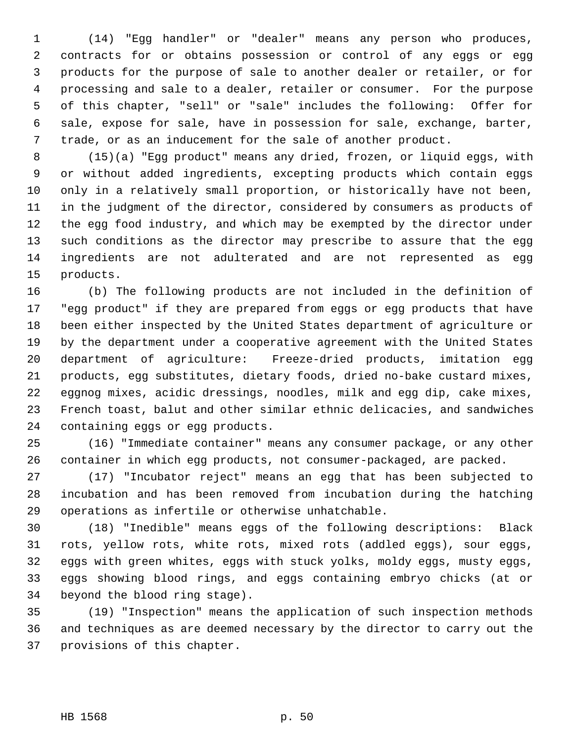(14) "Egg handler" or "dealer" means any person who produces, contracts for or obtains possession or control of any eggs or egg products for the purpose of sale to another dealer or retailer, or for processing and sale to a dealer, retailer or consumer. For the purpose of this chapter, "sell" or "sale" includes the following: Offer for sale, expose for sale, have in possession for sale, exchange, barter, trade, or as an inducement for the sale of another product.

(15)(a) "Egg product" means any dried, frozen, or liquid eggs, with or without added ingredients, excepting products which contain eggs only in a relatively small proportion, or historically have not been, in the judgment of the director, considered by consumers as products of the egg food industry, and which may be exempted by the director under such conditions as the director may prescribe to assure that the egg ingredients are not adulterated and are not represented as egg products.

(b) The following products are not included in the definition of "egg product" if they are prepared from eggs or egg products that have been either inspected by the United States department of agriculture or by the department under a cooperative agreement with the United States department of agriculture: Freeze-dried products, imitation egg products, egg substitutes, dietary foods, dried no-bake custard mixes, eggnog mixes, acidic dressings, noodles, milk and egg dip, cake mixes, French toast, balut and other similar ethnic delicacies, and sandwiches containing eggs or egg products.

(16) "Immediate container" means any consumer package, or any other container in which egg products, not consumer-packaged, are packed.

(17) "Incubator reject" means an egg that has been subjected to incubation and has been removed from incubation during the hatching operations as infertile or otherwise unhatchable.

(18) "Inedible" means eggs of the following descriptions: Black rots, yellow rots, white rots, mixed rots (addled eggs), sour eggs, eggs with green whites, eggs with stuck yolks, moldy eggs, musty eggs, eggs showing blood rings, and eggs containing embryo chicks (at or beyond the blood ring stage).

(19) "Inspection" means the application of such inspection methods and techniques as are deemed necessary by the director to carry out the provisions of this chapter.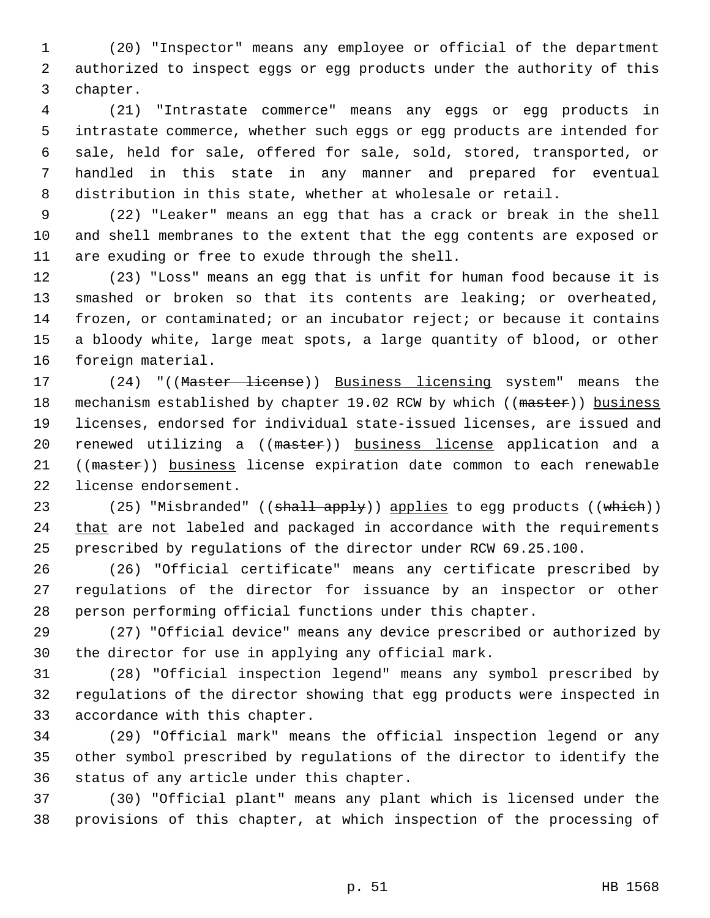(20) "Inspector" means any employee or official of the department authorized to inspect eggs or egg products under the authority of this chapter.

(21) "Intrastate commerce" means any eggs or egg products in intrastate commerce, whether such eggs or egg products are intended for sale, held for sale, offered for sale, sold, stored, transported, or handled in this state in any manner and prepared for eventual distribution in this state, whether at wholesale or retail.

(22) "Leaker" means an egg that has a crack or break in the shell and shell membranes to the extent that the egg contents are exposed or are exuding or free to exude through the shell.

(23) "Loss" means an egg that is unfit for human food because it is smashed or broken so that its contents are leaking; or overheated, frozen, or contaminated; or an incubator reject; or because it contains a bloody white, large meat spots, a large quantity of blood, or other foreign material.

(24) "((~~Master license~~)) <u>Business licensing</u> system" means the mechanism established by chapter 19.02 RCW by which ((~~master~~)) <u>business</u> licenses, endorsed for individual state-issued licenses, are issued and renewed utilizing a ((~~master~~)) <u>business license</u> application and a ((~~master~~)) <u>business</u> license expiration date common to each renewable license endorsement.

(25) "Misbranded" ((~~shall apply~~)) <u>applies</u> to egg products ((~~which~~)) <u>that</u> are not labeled and packaged in accordance with the requirements prescribed by regulations of the director under RCW 69.25.100.

(26) "Official certificate" means any certificate prescribed by regulations of the director for issuance by an inspector or other person performing official functions under this chapter.

(27) "Official device" means any device prescribed or authorized by the director for use in applying any official mark.

(28) "Official inspection legend" means any symbol prescribed by regulations of the director showing that egg products were inspected in accordance with this chapter.

(29) "Official mark" means the official inspection legend or any other symbol prescribed by regulations of the director to identify the status of any article under this chapter.

(30) "Official plant" means any plant which is licensed under the provisions of this chapter, at which inspection of the processing of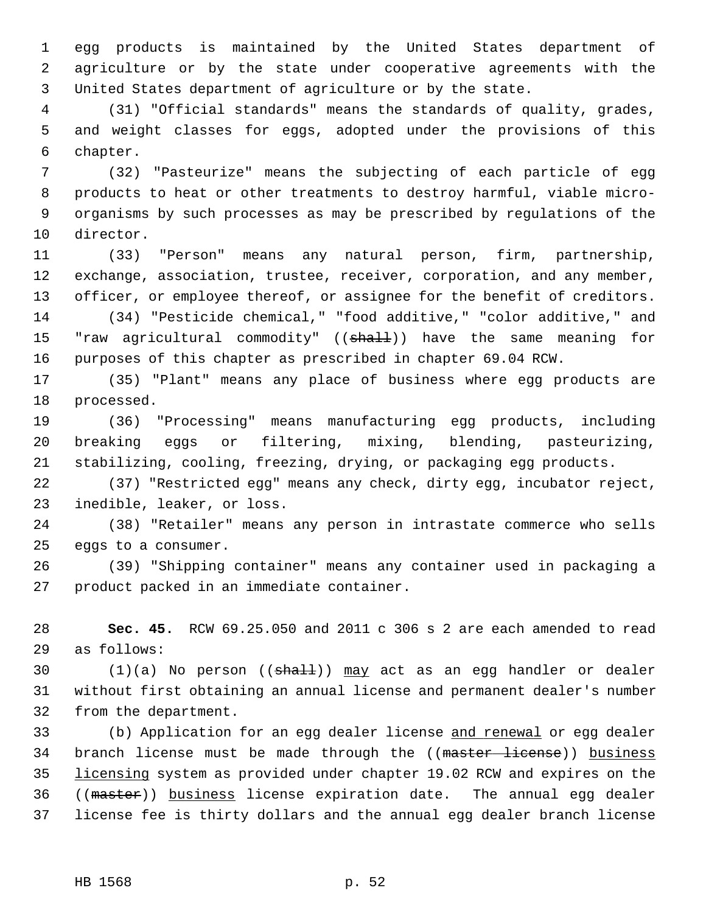egg products is maintained by the United States department of agriculture or by the state under cooperative agreements with the United States department of agriculture or by the state.

(31) "Official standards" means the standards of quality, grades, and weight classes for eggs, adopted under the provisions of this chapter.

(32) "Pasteurize" means the subjecting of each particle of egg products to heat or other treatments to destroy harmful, viable micro-organisms by such processes as may be prescribed by regulations of the director.

(33) "Person" means any natural person, firm, partnership, exchange, association, trustee, receiver, corporation, and any member, officer, or employee thereof, or assignee for the benefit of creditors.

(34) "Pesticide chemical," "food additive," "color additive," and "raw agricultural commodity" ((~~shall~~)) have the same meaning for purposes of this chapter as prescribed in chapter 69.04 RCW.

(35) "Plant" means any place of business where egg products are processed.

(36) "Processing" means manufacturing egg products, including breaking eggs or filtering, mixing, blending, pasteurizing, stabilizing, cooling, freezing, drying, or packaging egg products.

(37) "Restricted egg" means any check, dirty egg, incubator reject, inedible, leaker, or loss.

(38) "Retailer" means any person in intrastate commerce who sells eggs to a consumer.

(39) "Shipping container" means any container used in packaging a product packed in an immediate container.

**Sec. 45.** RCW 69.25.050 and 2011 c 306 s 2 are each amended to read as follows:

(1)(a) No person ((~~shall~~)) <u>may</u> act as an egg handler or dealer without first obtaining an annual license and permanent dealer's number from the department.

(b) Application for an egg dealer license <u>and renewal</u> or egg dealer branch license must be made through the ((~~master license~~)) <u>business licensing</u> system as provided under chapter 19.02 RCW and expires on the ((~~master~~)) <u>business</u> license expiration date. The annual egg dealer license fee is thirty dollars and the annual egg dealer branch license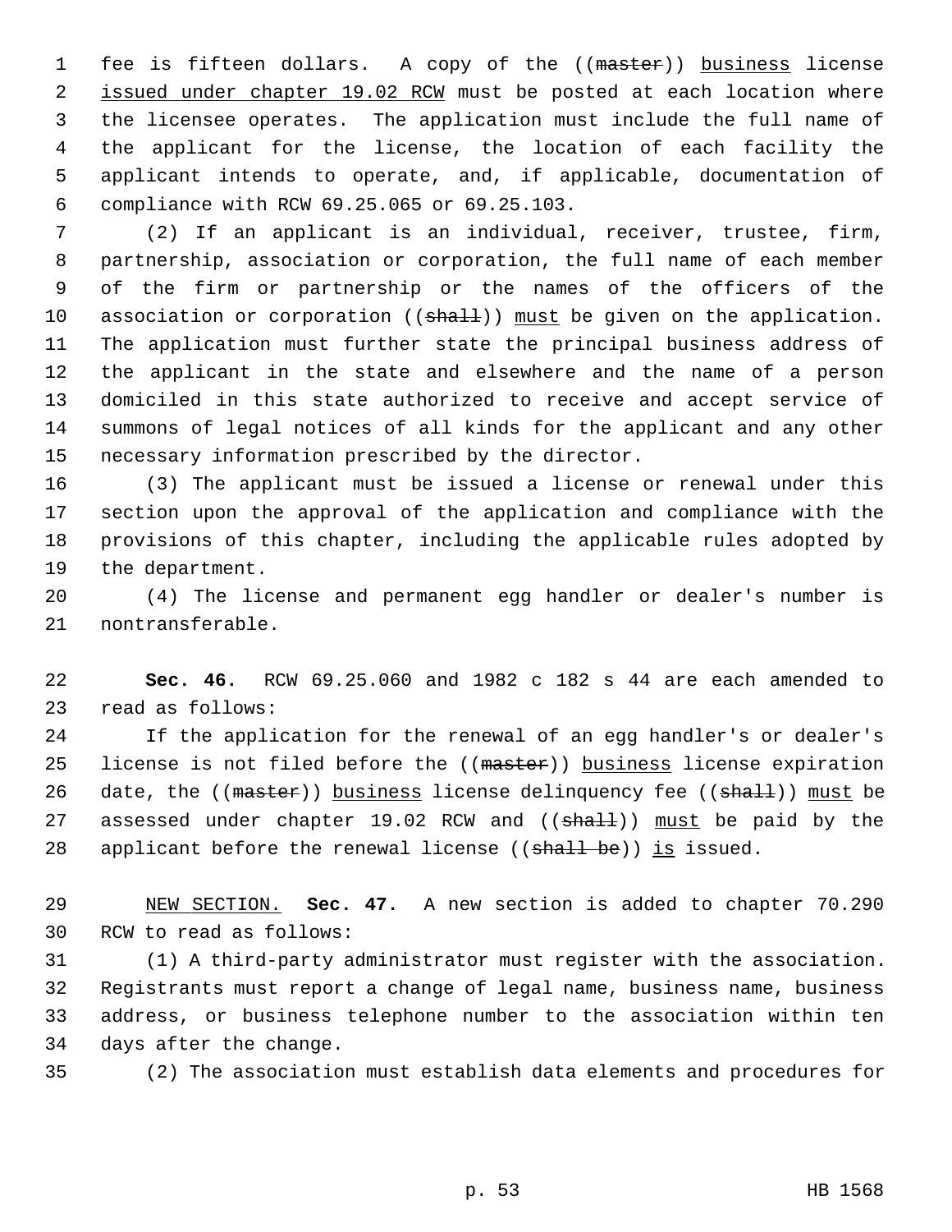fee is fifteen dollars. A copy of the ((~~master~~)) <u>business</u> license <u>issued under chapter 19.02 RCW</u> must be posted at each location where the licensee operates. The application must include the full name of the applicant for the license, the location of each facility the applicant intends to operate, and, if applicable, documentation of compliance with RCW 69.25.065 or 69.25.103.

(2) If an applicant is an individual, receiver, trustee, firm, partnership, association or corporation, the full name of each member of the firm or partnership or the names of the officers of the association or corporation ((~~shall~~)) <u>must</u> be given on the application. The application must further state the principal business address of the applicant in the state and elsewhere and the name of a person domiciled in this state authorized to receive and accept service of summons of legal notices of all kinds for the applicant and any other necessary information prescribed by the director.

(3) The applicant must be issued a license or renewal under this section upon the approval of the application and compliance with the provisions of this chapter, including the applicable rules adopted by the department.

(4) The license and permanent egg handler or dealer's number is nontransferable.

**Sec. 46.** RCW 69.25.060 and 1982 c 182 s 44 are each amended to read as follows:

If the application for the renewal of an egg handler's or dealer's license is not filed before the ((~~master~~)) <u>business</u> license expiration date, the ((~~master~~)) <u>business</u> license delinquency fee ((~~shall~~)) <u>must</u> be assessed under chapter 19.02 RCW and ((~~shall~~)) <u>must</u> be paid by the applicant before the renewal license ((~~shall be~~)) <u>is</u> issued.

<u>NEW SECTION.</u> **Sec. 47.** A new section is added to chapter 70.290 RCW to read as follows:

(1) A third-party administrator must register with the association. Registrants must report a change of legal name, business name, business address, or business telephone number to the association within ten days after the change.

(2) The association must establish data elements and procedures for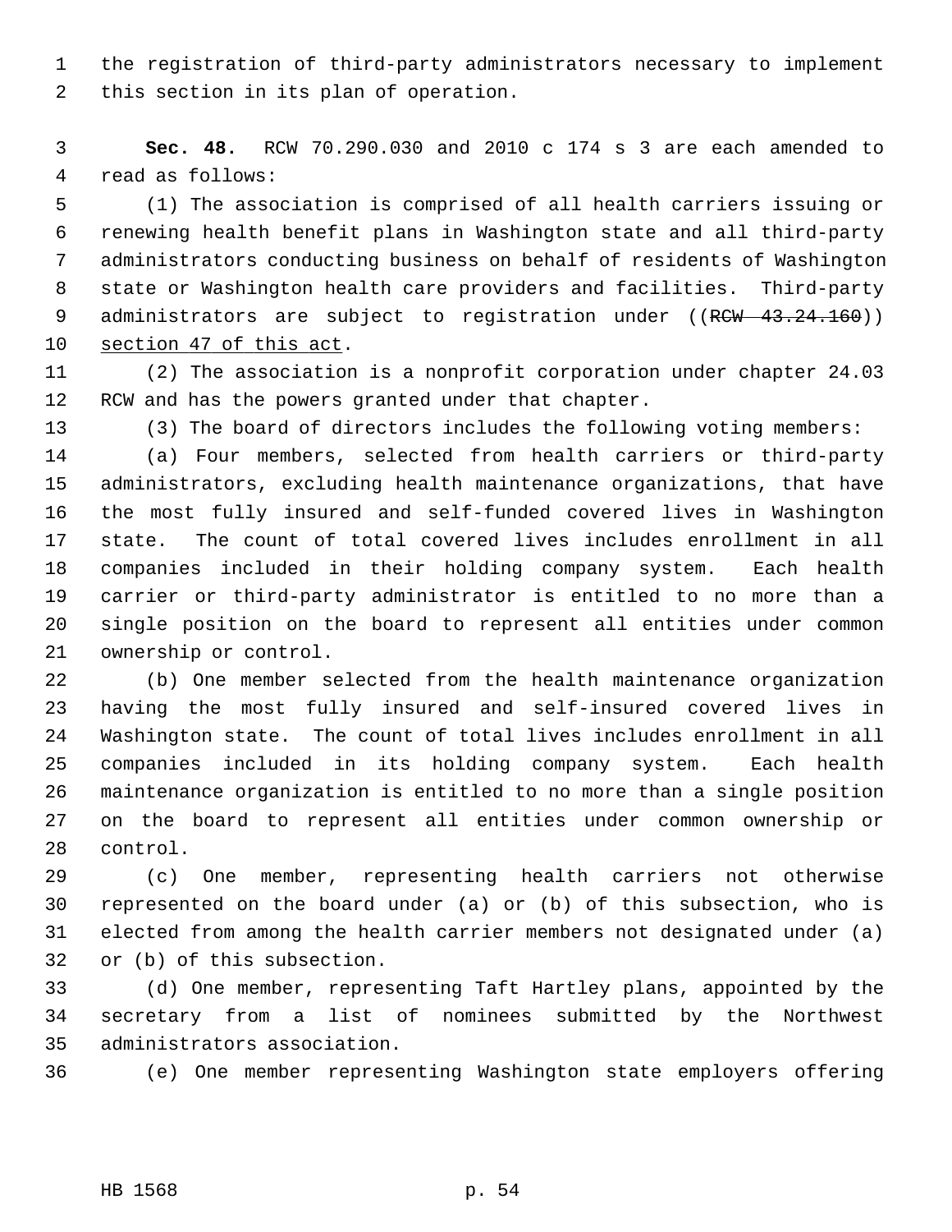the registration of third-party administrators necessary to implement this section in its plan of operation.

**Sec. 48.** RCW 70.290.030 and 2010 c 174 s 3 are each amended to read as follows:

(1) The association is comprised of all health carriers issuing or renewing health benefit plans in Washington state and all third-party administrators conducting business on behalf of residents of Washington state or Washington health care providers and facilities. Third-party administrators are subject to registration under ((~~RCW 43.24.160~~)) section 47 of this act.

(2) The association is a nonprofit corporation under chapter 24.03 RCW and has the powers granted under that chapter.

(3) The board of directors includes the following voting members:

(a) Four members, selected from health carriers or third-party administrators, excluding health maintenance organizations, that have the most fully insured and self-funded covered lives in Washington state. The count of total covered lives includes enrollment in all companies included in their holding company system. Each health carrier or third-party administrator is entitled to no more than a single position on the board to represent all entities under common ownership or control.

(b) One member selected from the health maintenance organization having the most fully insured and self-insured covered lives in Washington state. The count of total lives includes enrollment in all companies included in its holding company system. Each health maintenance organization is entitled to no more than a single position on the board to represent all entities under common ownership or control.

(c) One member, representing health carriers not otherwise represented on the board under (a) or (b) of this subsection, who is elected from among the health carrier members not designated under (a) or (b) of this subsection.

(d) One member, representing Taft Hartley plans, appointed by the secretary from a list of nominees submitted by the Northwest administrators association.

(e) One member representing Washington state employers offering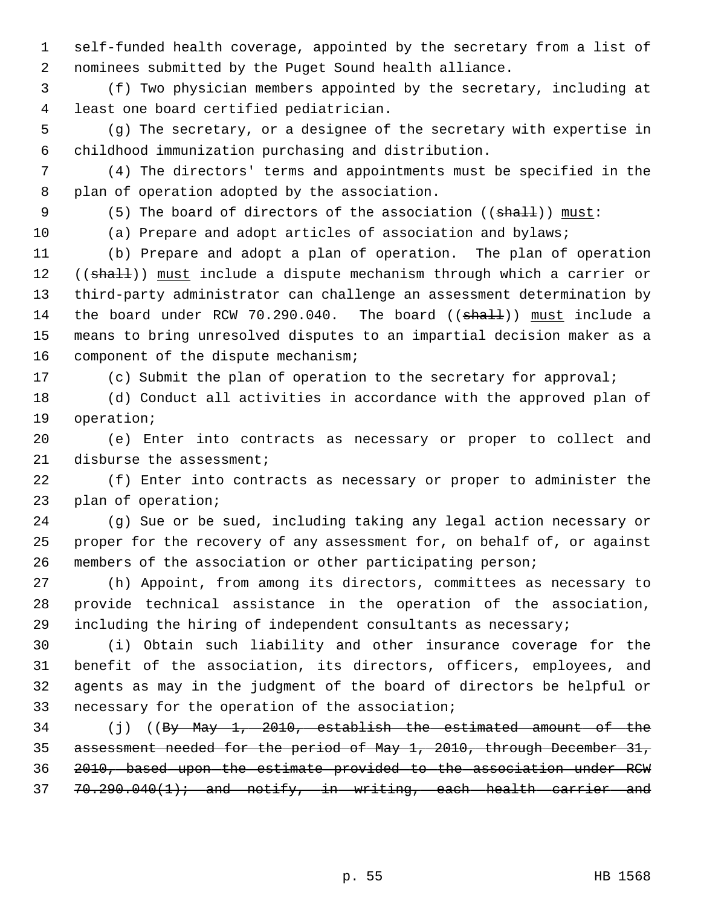self-funded health coverage, appointed by the secretary from a list of nominees submitted by the Puget Sound health alliance.

(f) Two physician members appointed by the secretary, including at least one board certified pediatrician.

(g) The secretary, or a designee of the secretary with expertise in childhood immunization purchasing and distribution.

(4) The directors' terms and appointments must be specified in the plan of operation adopted by the association.

(5) The board of directors of the association ((~~shall~~)) <u>must</u>:

(a) Prepare and adopt articles of association and bylaws;

(b) Prepare and adopt a plan of operation. The plan of operation ((~~shall~~)) <u>must</u> include a dispute mechanism through which a carrier or third-party administrator can challenge an assessment determination by the board under RCW 70.290.040. The board ((~~shall~~)) <u>must</u> include a means to bring unresolved disputes to an impartial decision maker as a component of the dispute mechanism;

(c) Submit the plan of operation to the secretary for approval;

(d) Conduct all activities in accordance with the approved plan of operation;

(e) Enter into contracts as necessary or proper to collect and disburse the assessment;

(f) Enter into contracts as necessary or proper to administer the plan of operation;

(g) Sue or be sued, including taking any legal action necessary or proper for the recovery of any assessment for, on behalf of, or against members of the association or other participating person;

(h) Appoint, from among its directors, committees as necessary to provide technical assistance in the operation of the association, including the hiring of independent consultants as necessary;

(i) Obtain such liability and other insurance coverage for the benefit of the association, its directors, officers, employees, and agents as may in the judgment of the board of directors be helpful or necessary for the operation of the association;

(j) ((~~By May 1, 2010, establish the estimated amount of the assessment needed for the period of May 1, 2010, through December 31, 2010, based upon the estimate provided to the association under RCW 70.290.040(1); and notify, in writing, each health carrier and~~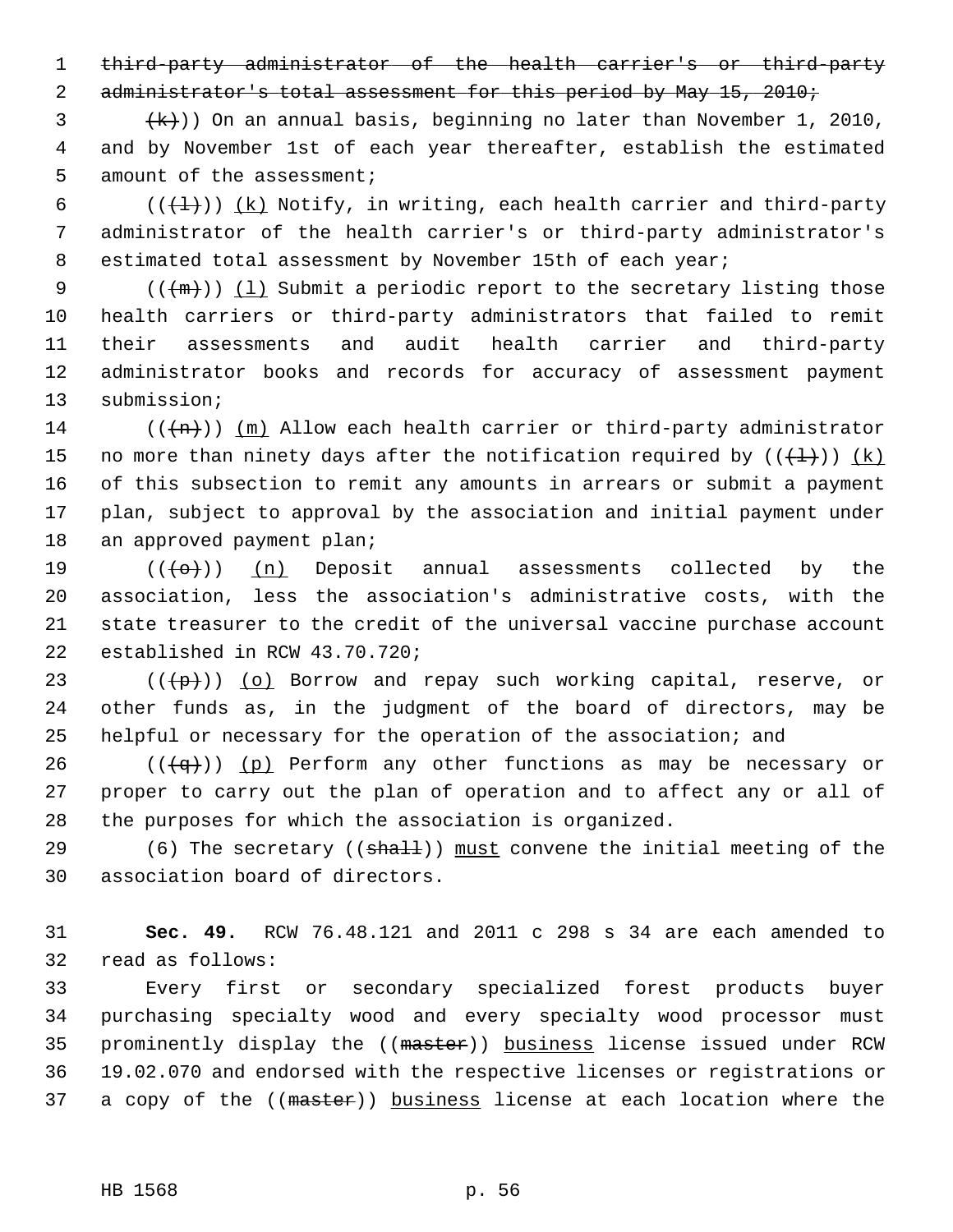~~third-party administrator of the health carrier's or third-party administrator's total assessment for this period by May 15, 2010;~~

(~~(k)~~)) On an annual basis, beginning no later than November 1, 2010, and by November 1st of each year thereafter, establish the estimated amount of the assessment;

((~~(l)~~)) <u>(k)</u> Notify, in writing, each health carrier and third-party administrator of the health carrier's or third-party administrator's estimated total assessment by November 15th of each year;

((~~(m)~~)) <u>(l)</u> Submit a periodic report to the secretary listing those health carriers or third-party administrators that failed to remit their assessments and audit health carrier and third-party administrator books and records for accuracy of assessment payment submission;

((~~(n)~~)) <u>(m)</u> Allow each health carrier or third-party administrator no more than ninety days after the notification required by ((~~(l)~~)) <u>(k)</u> of this subsection to remit any amounts in arrears or submit a payment plan, subject to approval by the association and initial payment under an approved payment plan;

((~~(o)~~)) <u>(n)</u> Deposit annual assessments collected by the association, less the association's administrative costs, with the state treasurer to the credit of the universal vaccine purchase account established in RCW 43.70.720;

((~~(p)~~)) <u>(o)</u> Borrow and repay such working capital, reserve, or other funds as, in the judgment of the board of directors, may be helpful or necessary for the operation of the association; and

((~~(q)~~)) <u>(p)</u> Perform any other functions as may be necessary or proper to carry out the plan of operation and to affect any or all of the purposes for which the association is organized.

(6) The secretary ((~~shall~~)) <u>must</u> convene the initial meeting of the association board of directors.

**Sec. 49.** RCW 76.48.121 and 2011 c 298 s 34 are each amended to read as follows:

Every first or secondary specialized forest products buyer purchasing specialty wood and every specialty wood processor must prominently display the ((~~master~~)) <u>business</u> license issued under RCW 19.02.070 and endorsed with the respective licenses or registrations or a copy of the ((~~master~~)) <u>business</u> license at each location where the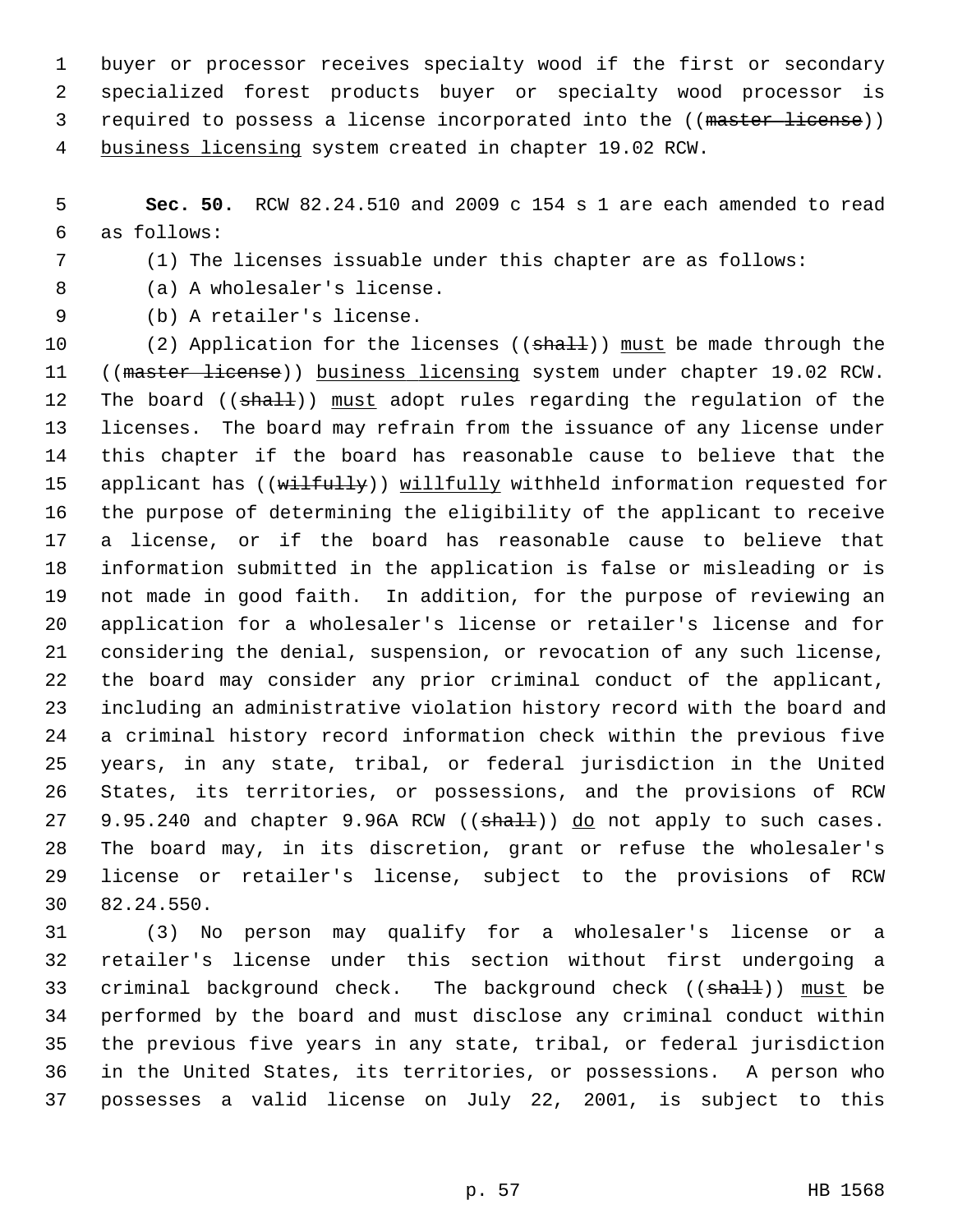buyer or processor receives specialty wood if the first or secondary specialized forest products buyer or specialty wood processor is required to possess a license incorporated into the ((~~master license~~)) <u>business licensing</u> system created in chapter 19.02 RCW.

**Sec. 50.** RCW 82.24.510 and 2009 c 154 s 1 are each amended to read as follows:

(1) The licenses issuable under this chapter are as follows:

(a) A wholesaler's license.

(b) A retailer's license.

(2) Application for the licenses ((~~shall~~)) <u>must</u> be made through the ((~~master license~~)) <u>business licensing</u> system under chapter 19.02 RCW. The board ((~~shall~~)) <u>must</u> adopt rules regarding the regulation of the licenses. The board may refrain from the issuance of any license under this chapter if the board has reasonable cause to believe that the applicant has ((~~wilfully~~)) <u>willfully</u> withheld information requested for the purpose of determining the eligibility of the applicant to receive a license, or if the board has reasonable cause to believe that information submitted in the application is false or misleading or is not made in good faith. In addition, for the purpose of reviewing an application for a wholesaler's license or retailer's license and for considering the denial, suspension, or revocation of any such license, the board may consider any prior criminal conduct of the applicant, including an administrative violation history record with the board and a criminal history record information check within the previous five years, in any state, tribal, or federal jurisdiction in the United States, its territories, or possessions, and the provisions of RCW 9.95.240 and chapter 9.96A RCW ((~~shall~~)) <u>do</u> not apply to such cases. The board may, in its discretion, grant or refuse the wholesaler's license or retailer's license, subject to the provisions of RCW 82.24.550.

(3) No person may qualify for a wholesaler's license or a retailer's license under this section without first undergoing a criminal background check. The background check ((~~shall~~)) <u>must</u> be performed by the board and must disclose any criminal conduct within the previous five years in any state, tribal, or federal jurisdiction in the United States, its territories, or possessions. A person who possesses a valid license on July 22, 2001, is subject to this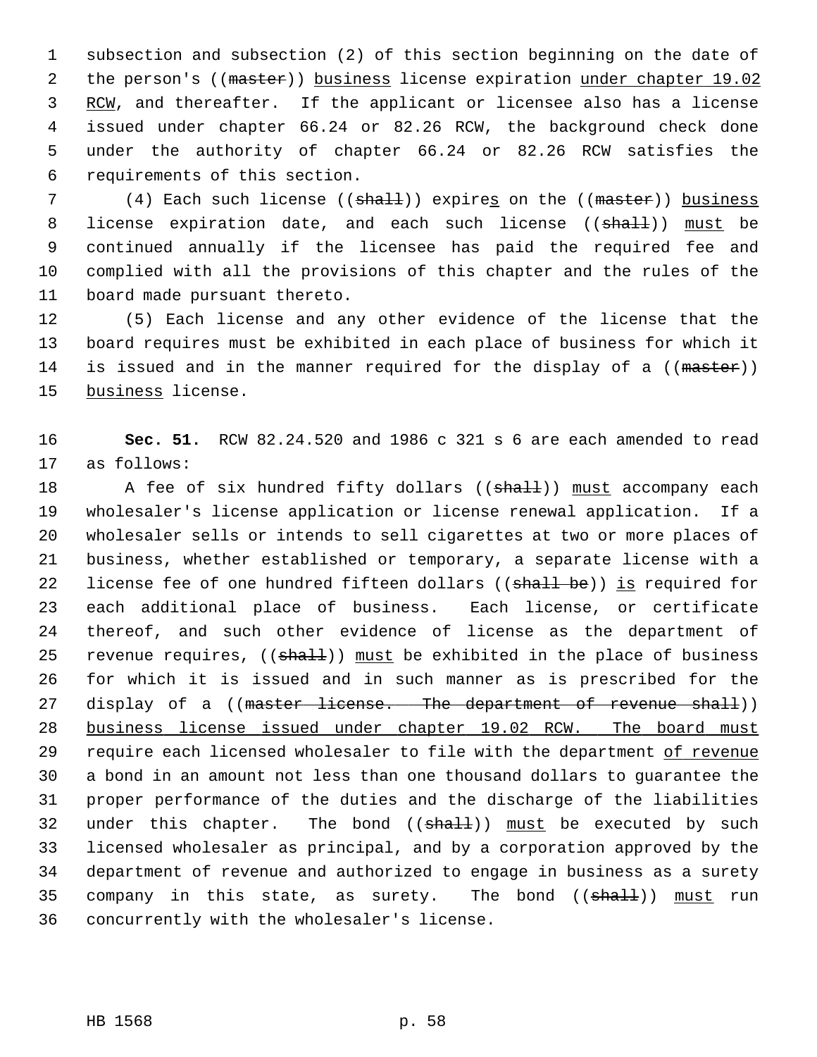subsection and subsection (2) of this section beginning on the date of the person's ((~~master~~)) <u>business</u> license expiration <u>under chapter 19.02 RCW</u>, and thereafter. If the applicant or licensee also has a license issued under chapter 66.24 or 82.26 RCW, the background check done under the authority of chapter 66.24 or 82.26 RCW satisfies the requirements of this section.

(4) Each such license ((~~shall~~)) expire<u>s</u> on the ((~~master~~)) <u>business</u> license expiration date, and each such license ((~~shall~~)) <u>must</u> be continued annually if the licensee has paid the required fee and complied with all the provisions of this chapter and the rules of the board made pursuant thereto.

(5) Each license and any other evidence of the license that the board requires must be exhibited in each place of business for which it is issued and in the manner required for the display of a ((~~master~~)) <u>business</u> license.

**Sec. 51.** RCW 82.24.520 and 1986 c 321 s 6 are each amended to read as follows:

A fee of six hundred fifty dollars ((~~shall~~)) <u>must</u> accompany each wholesaler's license application or license renewal application. If a wholesaler sells or intends to sell cigarettes at two or more places of business, whether established or temporary, a separate license with a license fee of one hundred fifteen dollars ((~~shall be~~)) <u>is</u> required for each additional place of business. Each license, or certificate thereof, and such other evidence of license as the department of revenue requires, ((~~shall~~)) <u>must</u> be exhibited in the place of business for which it is issued and in such manner as is prescribed for the display of a ((~~master license. The department of revenue shall~~)) <u>business license issued under chapter 19.02 RCW. The board must</u> require each licensed wholesaler to file with the department <u>of revenue</u> a bond in an amount not less than one thousand dollars to guarantee the proper performance of the duties and the discharge of the liabilities under this chapter. The bond ((~~shall~~)) <u>must</u> be executed by such licensed wholesaler as principal, and by a corporation approved by the department of revenue and authorized to engage in business as a surety company in this state, as surety. The bond ((~~shall~~)) <u>must</u> run concurrently with the wholesaler's license.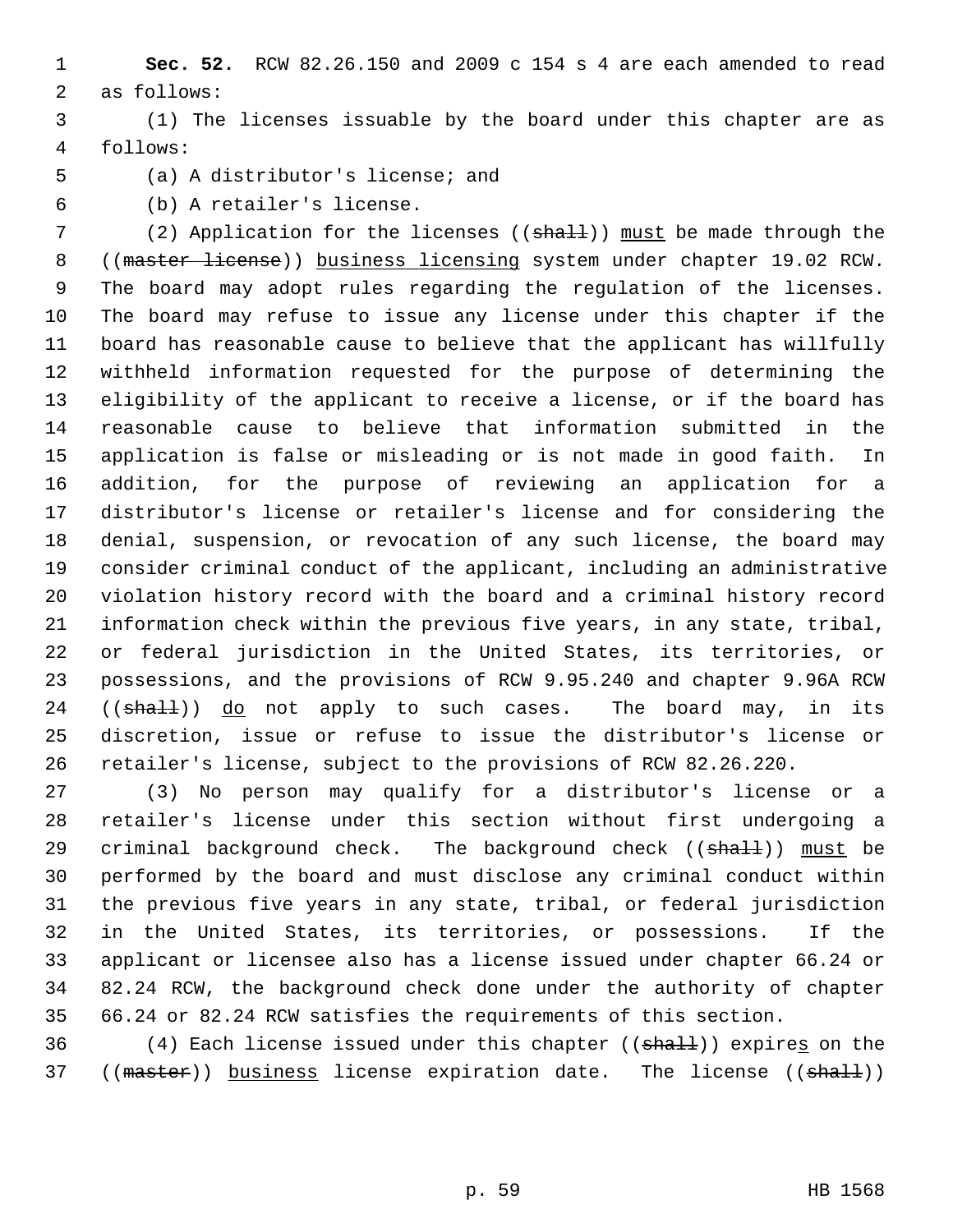**Sec. 52.** RCW 82.26.150 and 2009 c 154 s 4 are each amended to read as follows:

(1) The licenses issuable by the board under this chapter are as follows:

(a) A distributor's license; and

(b) A retailer's license.

(2) Application for the licenses ((~~shall~~)) <u>must</u> be made through the ((~~master license~~)) <u>business licensing</u> system under chapter 19.02 RCW. The board may adopt rules regarding the regulation of the licenses. The board may refuse to issue any license under this chapter if the board has reasonable cause to believe that the applicant has willfully withheld information requested for the purpose of determining the eligibility of the applicant to receive a license, or if the board has reasonable cause to believe that information submitted in the application is false or misleading or is not made in good faith. In addition, for the purpose of reviewing an application for a distributor's license or retailer's license and for considering the denial, suspension, or revocation of any such license, the board may consider criminal conduct of the applicant, including an administrative violation history record with the board and a criminal history record information check within the previous five years, in any state, tribal, or federal jurisdiction in the United States, its territories, or possessions, and the provisions of RCW 9.95.240 and chapter 9.96A RCW ((~~shall~~)) <u>do</u> not apply to such cases. The board may, in its discretion, issue or refuse to issue the distributor's license or retailer's license, subject to the provisions of RCW 82.26.220.

(3) No person may qualify for a distributor's license or a retailer's license under this section without first undergoing a criminal background check. The background check ((~~shall~~)) <u>must</u> be performed by the board and must disclose any criminal conduct within the previous five years in any state, tribal, or federal jurisdiction in the United States, its territories, or possessions. If the applicant or licensee also has a license issued under chapter 66.24 or 82.24 RCW, the background check done under the authority of chapter 66.24 or 82.24 RCW satisfies the requirements of this section.

(4) Each license issued under this chapter ((~~shall~~)) expire<u>s</u> on the ((~~master~~)) <u>business</u> license expiration date. The license ((~~shall~~))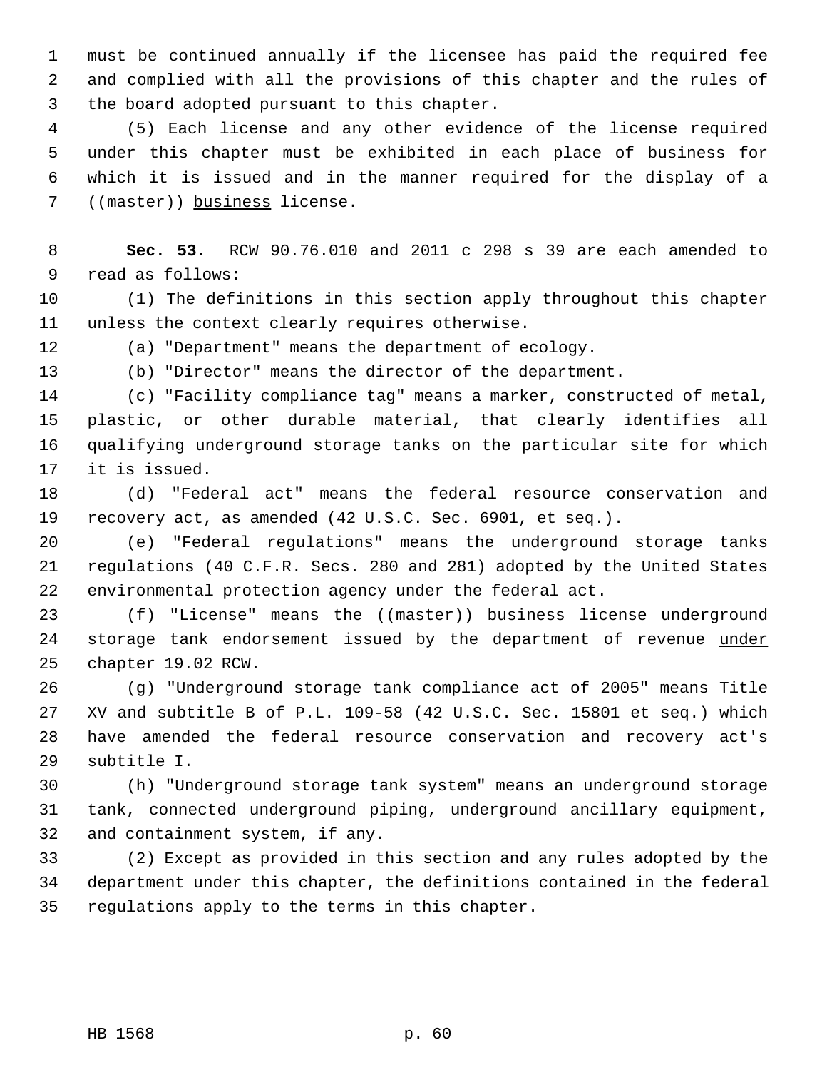must be continued annually if the licensee has paid the required fee and complied with all the provisions of this chapter and the rules of the board adopted pursuant to this chapter.

(5) Each license and any other evidence of the license required under this chapter must be exhibited in each place of business for which it is issued and in the manner required for the display of a ((~~master~~)) business license.

**Sec. 53.** RCW 90.76.010 and 2011 c 298 s 39 are each amended to read as follows:

(1) The definitions in this section apply throughout this chapter unless the context clearly requires otherwise.

(a) "Department" means the department of ecology.

(b) "Director" means the director of the department.

(c) "Facility compliance tag" means a marker, constructed of metal, plastic, or other durable material, that clearly identifies all qualifying underground storage tanks on the particular site for which it is issued.

(d) "Federal act" means the federal resource conservation and recovery act, as amended (42 U.S.C. Sec. 6901, et seq.).

(e) "Federal regulations" means the underground storage tanks regulations (40 C.F.R. Secs. 280 and 281) adopted by the United States environmental protection agency under the federal act.

(f) "License" means the ((~~master~~)) business license underground storage tank endorsement issued by the department of revenue under chapter 19.02 RCW.

(g) "Underground storage tank compliance act of 2005" means Title XV and subtitle B of P.L. 109-58 (42 U.S.C. Sec. 15801 et seq.) which have amended the federal resource conservation and recovery act's subtitle I.

(h) "Underground storage tank system" means an underground storage tank, connected underground piping, underground ancillary equipment, and containment system, if any.

(2) Except as provided in this section and any rules adopted by the department under this chapter, the definitions contained in the federal regulations apply to the terms in this chapter.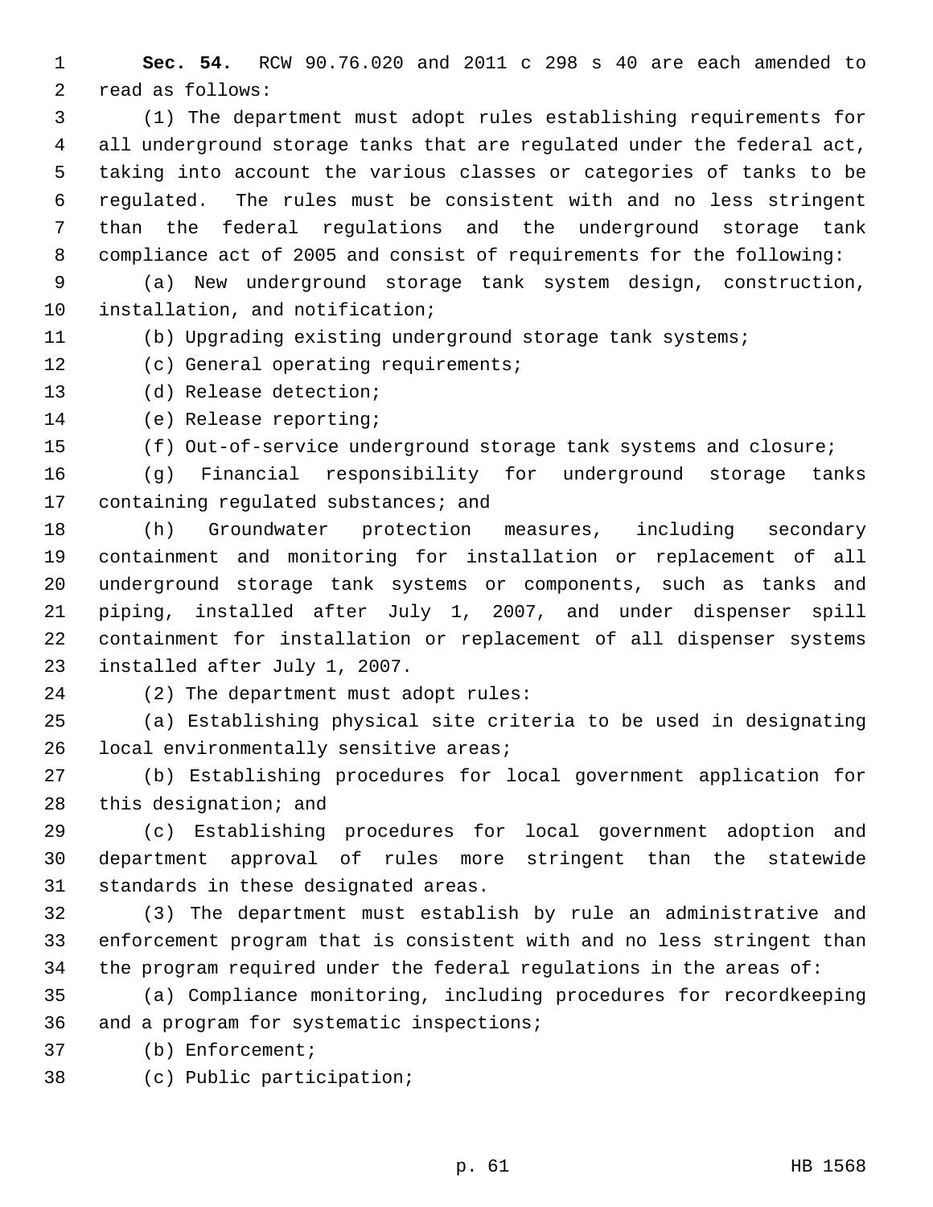**Sec. 54.** RCW 90.76.020 and 2011 c 298 s 40 are each amended to read as follows:

(1) The department must adopt rules establishing requirements for all underground storage tanks that are regulated under the federal act, taking into account the various classes or categories of tanks to be regulated. The rules must be consistent with and no less stringent than the federal regulations and the underground storage tank compliance act of 2005 and consist of requirements for the following:

(a) New underground storage tank system design, construction, installation, and notification;

(b) Upgrading existing underground storage tank systems;

(c) General operating requirements;

(d) Release detection;

(e) Release reporting;

(f) Out-of-service underground storage tank systems and closure;

(g) Financial responsibility for underground storage tanks containing regulated substances; and

(h) Groundwater protection measures, including secondary containment and monitoring for installation or replacement of all underground storage tank systems or components, such as tanks and piping, installed after July 1, 2007, and under dispenser spill containment for installation or replacement of all dispenser systems installed after July 1, 2007.

(2) The department must adopt rules:

(a) Establishing physical site criteria to be used in designating local environmentally sensitive areas;

(b) Establishing procedures for local government application for this designation; and

(c) Establishing procedures for local government adoption and department approval of rules more stringent than the statewide standards in these designated areas.

(3) The department must establish by rule an administrative and enforcement program that is consistent with and no less stringent than the program required under the federal regulations in the areas of:

(a) Compliance monitoring, including procedures for recordkeeping and a program for systematic inspections;

(b) Enforcement;

(c) Public participation;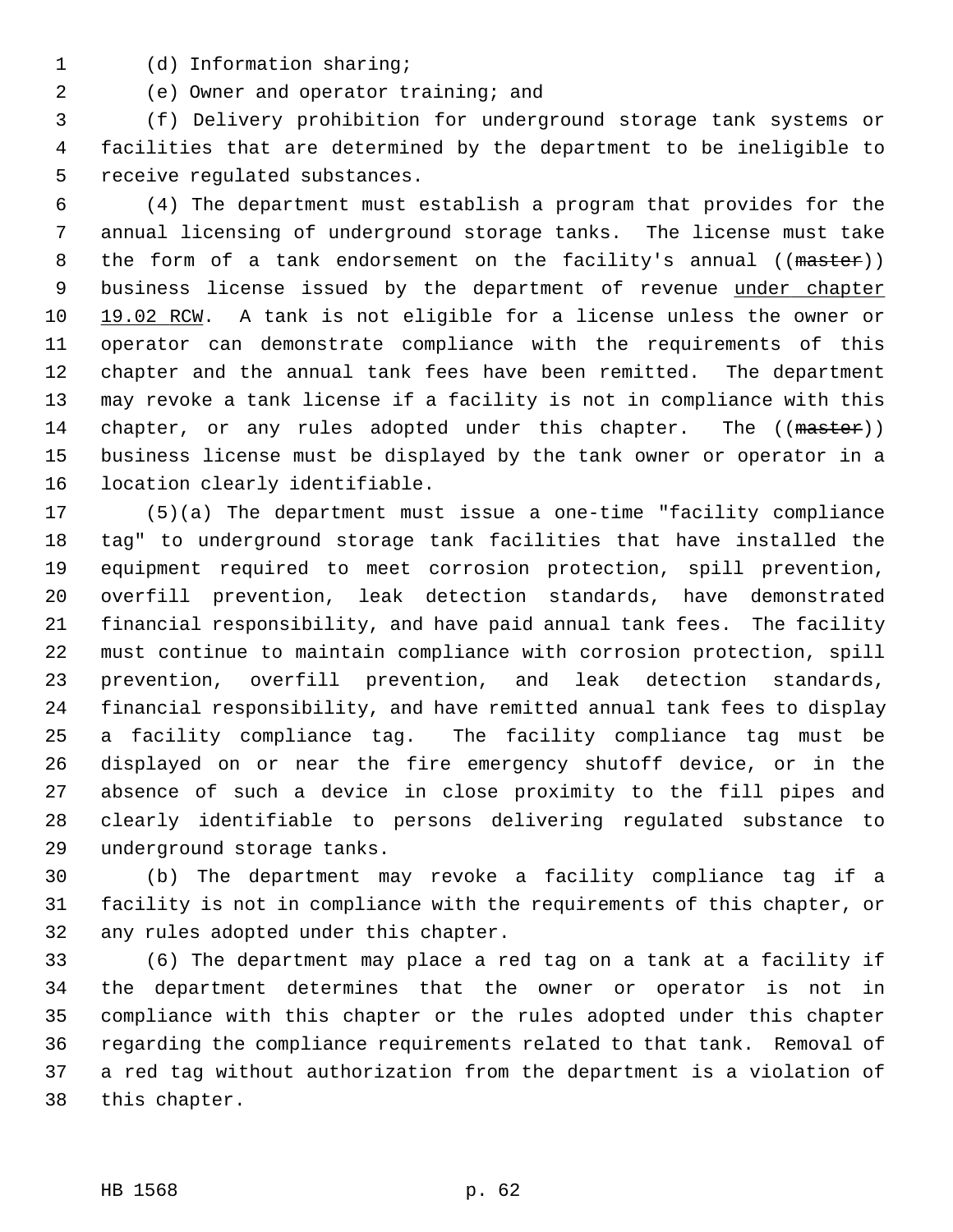(d) Information sharing;

(e) Owner and operator training; and

(f) Delivery prohibition for underground storage tank systems or facilities that are determined by the department to be ineligible to receive regulated substances.

(4) The department must establish a program that provides for the annual licensing of underground storage tanks. The license must take the form of a tank endorsement on the facility's annual ((~~master~~)) business license issued by the department of revenue <u>under chapter 19.02 RCW</u>. A tank is not eligible for a license unless the owner or operator can demonstrate compliance with the requirements of this chapter and the annual tank fees have been remitted. The department may revoke a tank license if a facility is not in compliance with this chapter, or any rules adopted under this chapter. The ((~~master~~)) business license must be displayed by the tank owner or operator in a location clearly identifiable.

(5)(a) The department must issue a one-time "facility compliance tag" to underground storage tank facilities that have installed the equipment required to meet corrosion protection, spill prevention, overfill prevention, leak detection standards, have demonstrated financial responsibility, and have paid annual tank fees. The facility must continue to maintain compliance with corrosion protection, spill prevention, overfill prevention, and leak detection standards, financial responsibility, and have remitted annual tank fees to display a facility compliance tag. The facility compliance tag must be displayed on or near the fire emergency shutoff device, or in the absence of such a device in close proximity to the fill pipes and clearly identifiable to persons delivering regulated substance to underground storage tanks.

(b) The department may revoke a facility compliance tag if a facility is not in compliance with the requirements of this chapter, or any rules adopted under this chapter.

(6) The department may place a red tag on a tank at a facility if the department determines that the owner or operator is not in compliance with this chapter or the rules adopted under this chapter regarding the compliance requirements related to that tank. Removal of a red tag without authorization from the department is a violation of this chapter.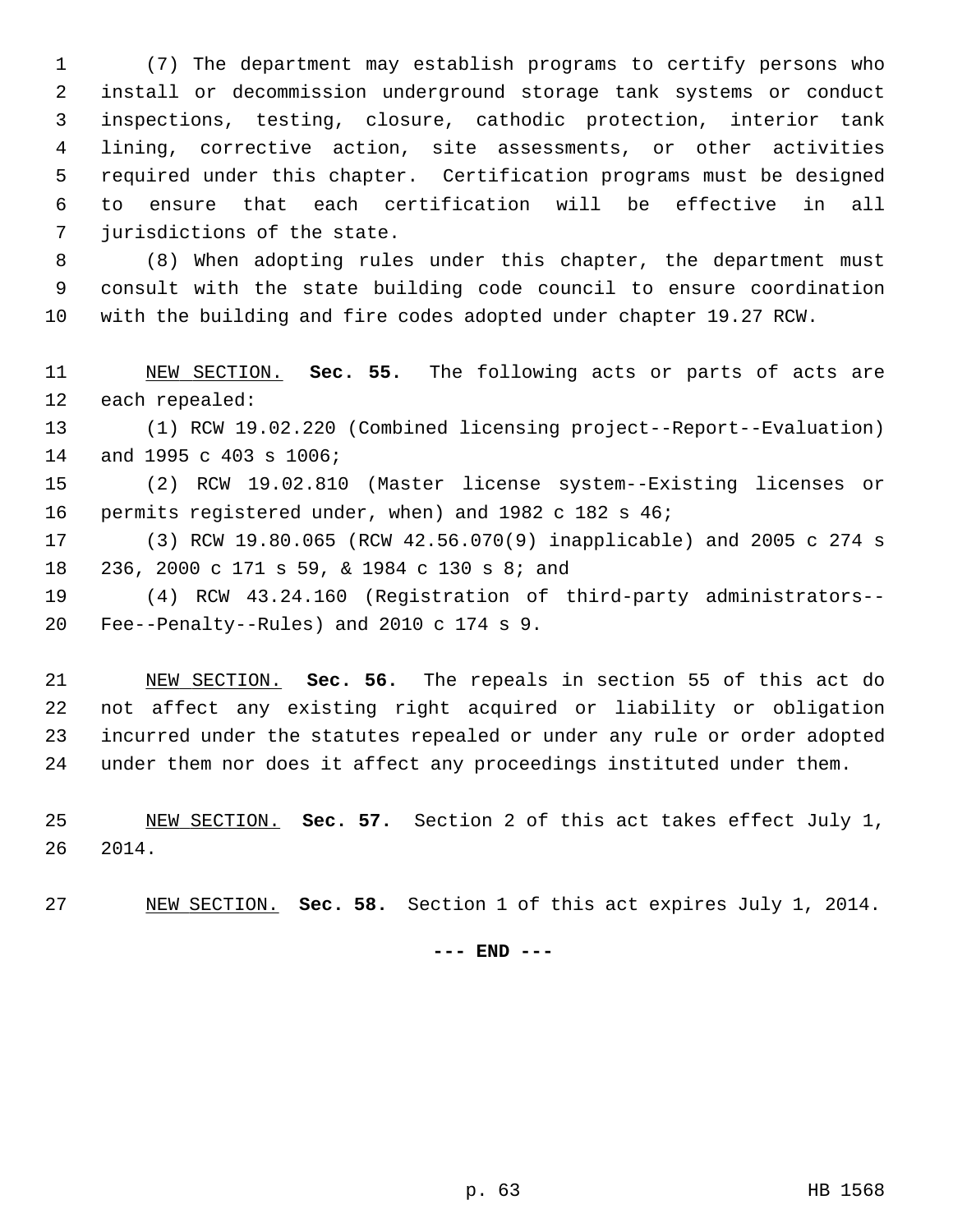(7) The department may establish programs to certify persons who install or decommission underground storage tank systems or conduct inspections, testing, closure, cathodic protection, interior tank lining, corrective action, site assessments, or other activities required under this chapter. Certification programs must be designed to ensure that each certification will be effective in all jurisdictions of the state.

(8) When adopting rules under this chapter, the department must consult with the state building code council to ensure coordination with the building and fire codes adopted under chapter 19.27 RCW.

NEW SECTION. **Sec. 55.** The following acts or parts of acts are each repealed:

(1) RCW 19.02.220 (Combined licensing project--Report--Evaluation) and 1995 c 403 s 1006;

(2) RCW 19.02.810 (Master license system--Existing licenses or permits registered under, when) and 1982 c 182 s 46;

(3) RCW 19.80.065 (RCW 42.56.070(9) inapplicable) and 2005 c 274 s 236, 2000 c 171 s 59, & 1984 c 130 s 8; and

(4) RCW 43.24.160 (Registration of third-party administrators--Fee--Penalty--Rules) and 2010 c 174 s 9.

NEW SECTION. **Sec. 56.** The repeals in section 55 of this act do not affect any existing right acquired or liability or obligation incurred under the statutes repealed or under any rule or order adopted under them nor does it affect any proceedings instituted under them.

NEW SECTION. **Sec. 57.** Section 2 of this act takes effect July 1, 2014.

NEW SECTION. **Sec. 58.** Section 1 of this act expires July 1, 2014.

**--- END ---**